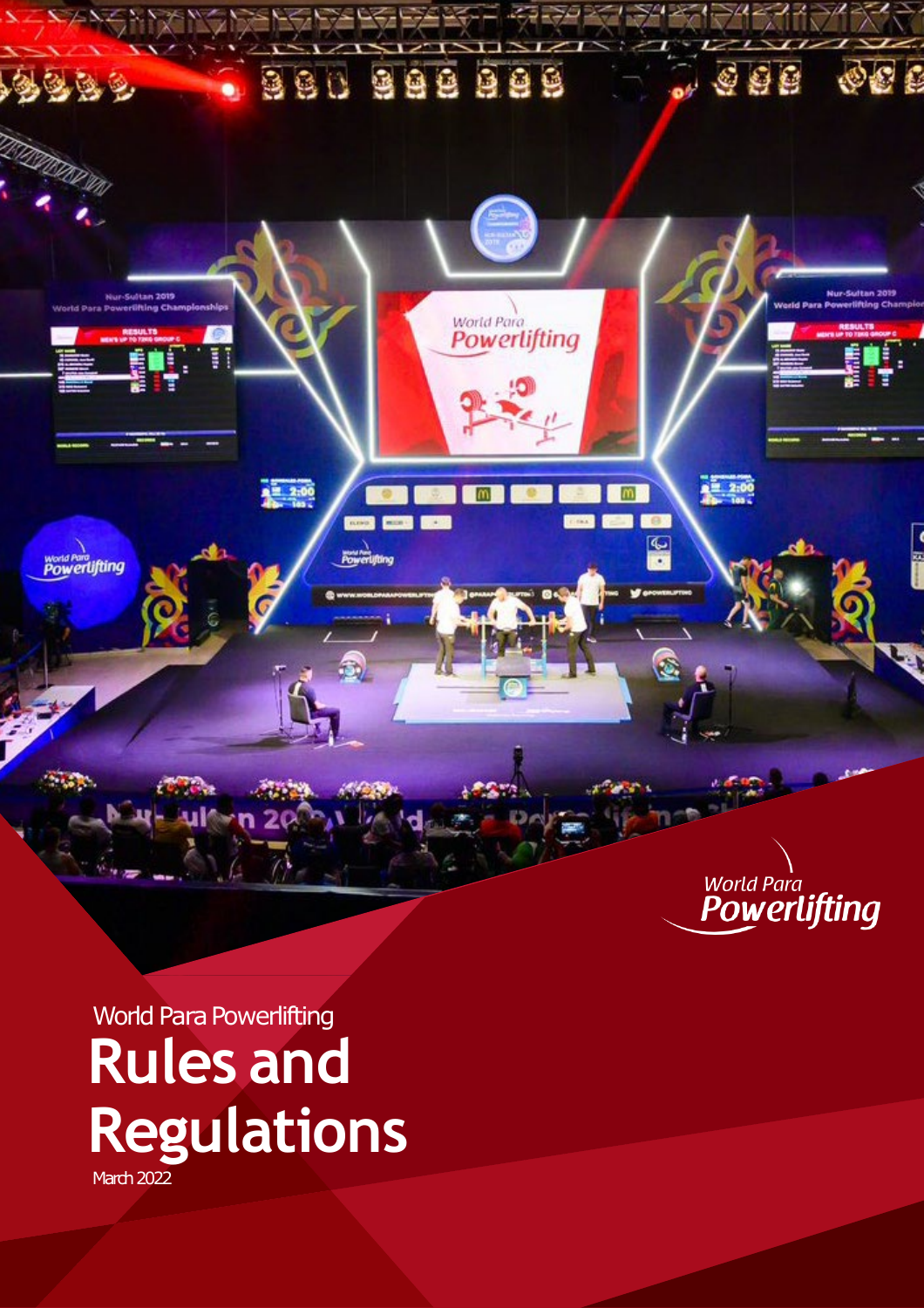World Para Powerlifting

# Rules and Regulations

March 2022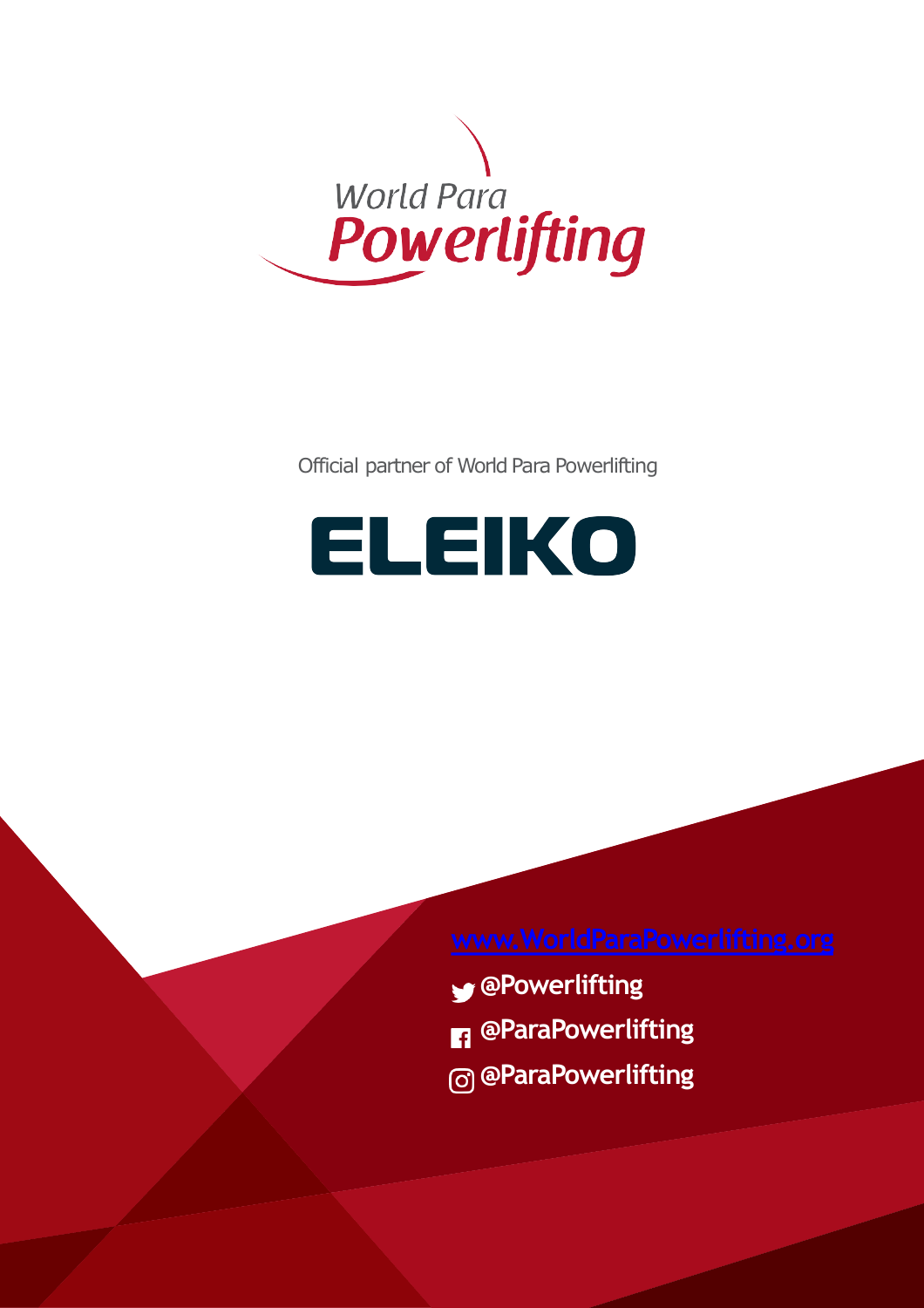World Para Powerlifting

Official partner of World Para Powerlifting

ELEIKO

www.WorldParaPowerlifting.org

@Powerlifting

@ParaPowerlifting

@ParaPowerlifting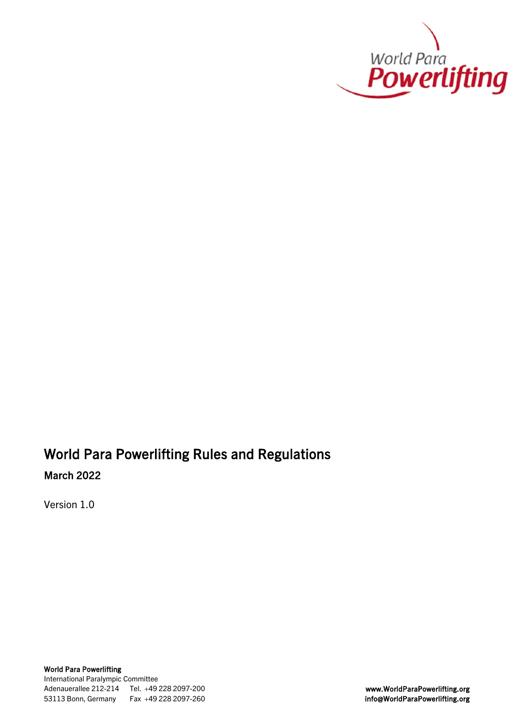# World Para Powerlifting Rules and Regulations

## March 2022

Version 1.0

**World Para Powerlifting**
International Paralympic Committee
Adenauerallee 212-214 Tel. +49 228 2097-200
53113 Bonn, Germany Fax +49 228 2097-260

**www.WorldParaPowerlifting.org**
**info@WorldParaPowerlifting.org**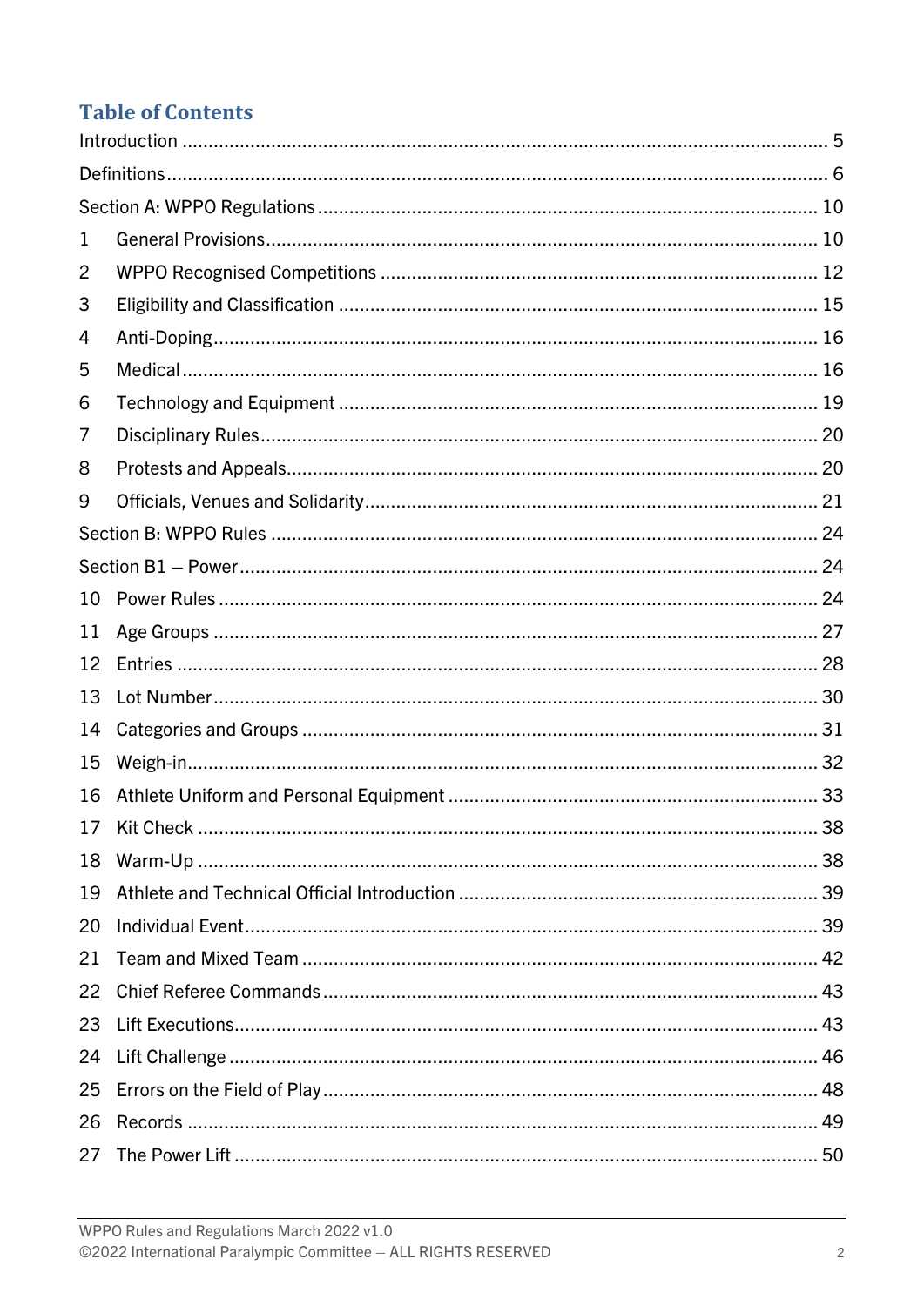## Table of Contents

Introduction ..... 5
Definitions ..... 6
Section A: WPPO Regulations ..... 10
1 General Provisions ..... 10
2 WPPO Recognised Competitions ..... 12
3 Eligibility and Classification ..... 15
4 Anti-Doping ..... 16
5 Medical ..... 16
6 Technology and Equipment ..... 19
7 Disciplinary Rules ..... 20
8 Protests and Appeals ..... 20
9 Officials, Venues and Solidarity ..... 21
Section B: WPPO Rules ..... 24
Section B1 – Power ..... 24
10 Power Rules ..... 24
11 Age Groups ..... 27
12 Entries ..... 28
13 Lot Number ..... 30
14 Categories and Groups ..... 31
15 Weigh-in ..... 32
16 Athlete Uniform and Personal Equipment ..... 33
17 Kit Check ..... 38
18 Warm-Up ..... 38
19 Athlete and Technical Official Introduction ..... 39
20 Individual Event ..... 39
21 Team and Mixed Team ..... 42
22 Chief Referee Commands ..... 43
23 Lift Executions ..... 43
24 Lift Challenge ..... 46
25 Errors on the Field of Play ..... 48
26 Records ..... 49
27 The Power Lift ..... 50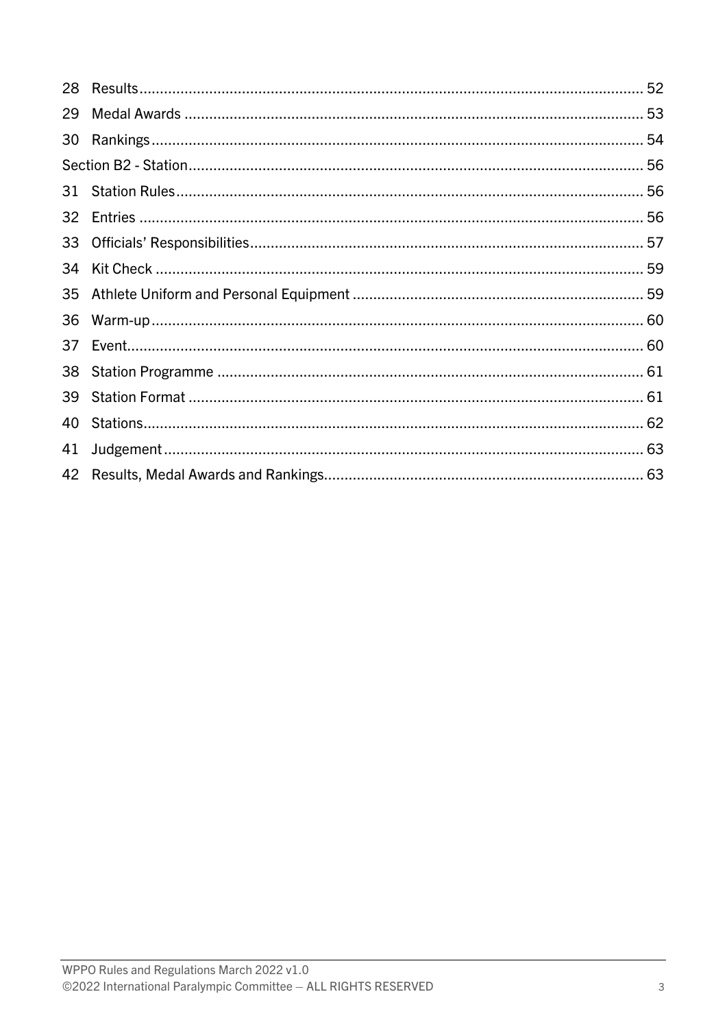| | | |
|---|---|---|
| 28 | Results | 52 |
| 29 | Medal Awards | 53 |
| 30 | Rankings | 54 |
| Section B2 - Station | | 56 |
| 31 | Station Rules | 56 |
| 32 | Entries | 56 |
| 33 | Officials' Responsibilities | 57 |
| 34 | Kit Check | 59 |
| 35 | Athlete Uniform and Personal Equipment | 59 |
| 36 | Warm-up | 60 |
| 37 | Event | 60 |
| 38 | Station Programme | 61 |
| 39 | Station Format | 61 |
| 40 | Stations | 62 |
| 41 | Judgement | 63 |
| 42 | Results, Medal Awards and Rankings | 63 |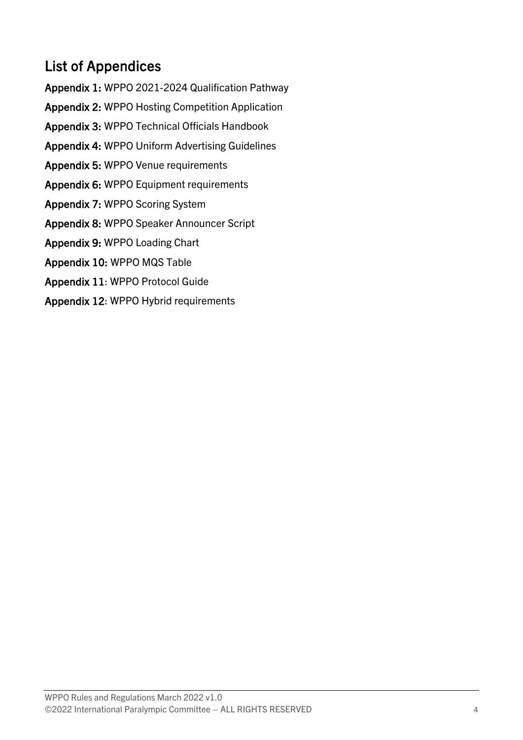## List of Appendices

**Appendix 1:** WPPO 2021-2024 Qualification Pathway

**Appendix 2:** WPPO Hosting Competition Application

**Appendix 3:** WPPO Technical Officials Handbook

**Appendix 4:** WPPO Uniform Advertising Guidelines

**Appendix 5:** WPPO Venue requirements

**Appendix 6:** WPPO Equipment requirements

**Appendix 7:** WPPO Scoring System

**Appendix 8:** WPPO Speaker Announcer Script

**Appendix 9:** WPPO Loading Chart

**Appendix 10:** WPPO MQS Table

**Appendix 11**: WPPO Protocol Guide

**Appendix 12**: WPPO Hybrid requirements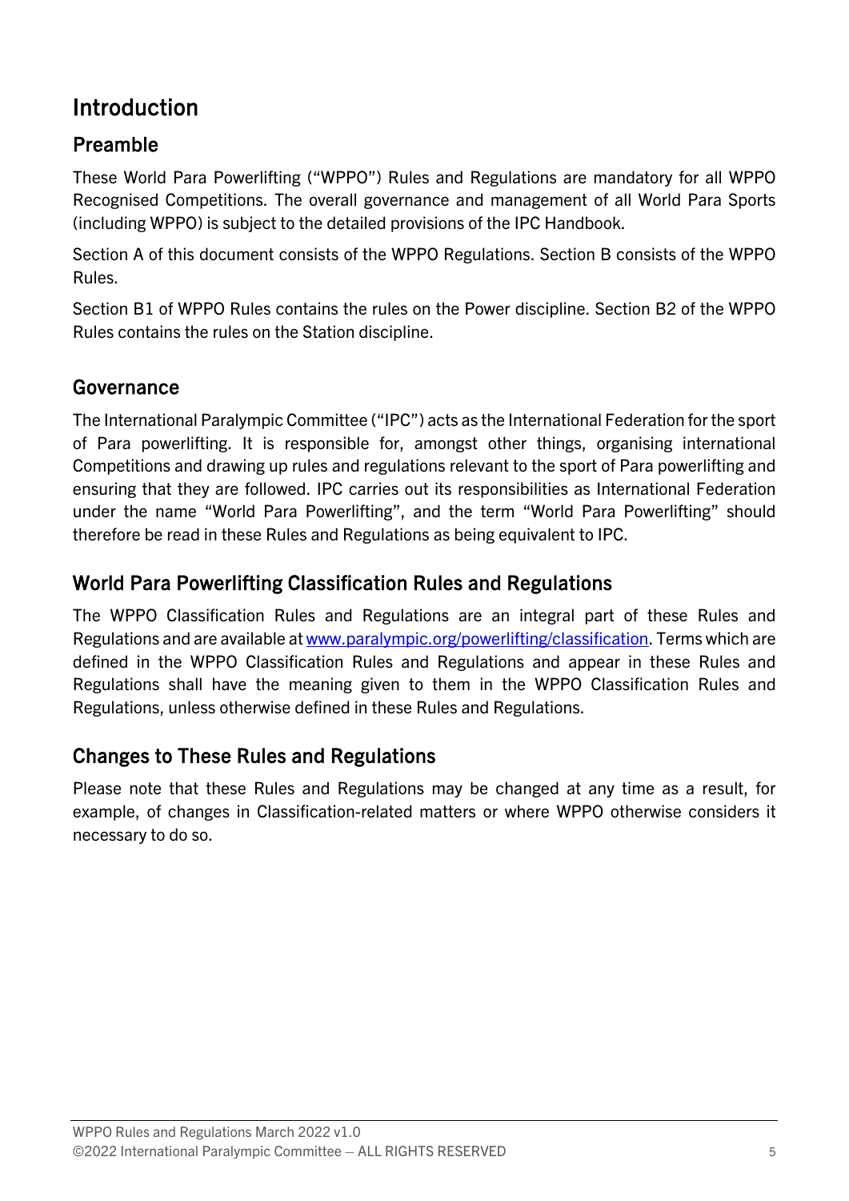# Introduction

## Preamble

These World Para Powerlifting ("WPPO") Rules and Regulations are mandatory for all WPPO Recognised Competitions. The overall governance and management of all World Para Sports (including WPPO) is subject to the detailed provisions of the IPC Handbook.

Section A of this document consists of the WPPO Regulations. Section B consists of the WPPO Rules.

Section B1 of WPPO Rules contains the rules on the Power discipline. Section B2 of the WPPO Rules contains the rules on the Station discipline.

## Governance

The International Paralympic Committee ("IPC") acts as the International Federation for the sport of Para powerlifting. It is responsible for, amongst other things, organising international Competitions and drawing up rules and regulations relevant to the sport of Para powerlifting and ensuring that they are followed. IPC carries out its responsibilities as International Federation under the name "World Para Powerlifting", and the term "World Para Powerlifting" should therefore be read in these Rules and Regulations as being equivalent to IPC.

## World Para Powerlifting Classification Rules and Regulations

The WPPO Classification Rules and Regulations are an integral part of these Rules and Regulations and are available at [www.paralympic.org/powerlifting/classification](http://www.paralympic.org/powerlifting/classification). Terms which are defined in the WPPO Classification Rules and Regulations and appear in these Rules and Regulations shall have the meaning given to them in the WPPO Classification Rules and Regulations, unless otherwise defined in these Rules and Regulations.

## Changes to These Rules and Regulations

Please note that these Rules and Regulations may be changed at any time as a result, for example, of changes in Classification-related matters or where WPPO otherwise considers it necessary to do so.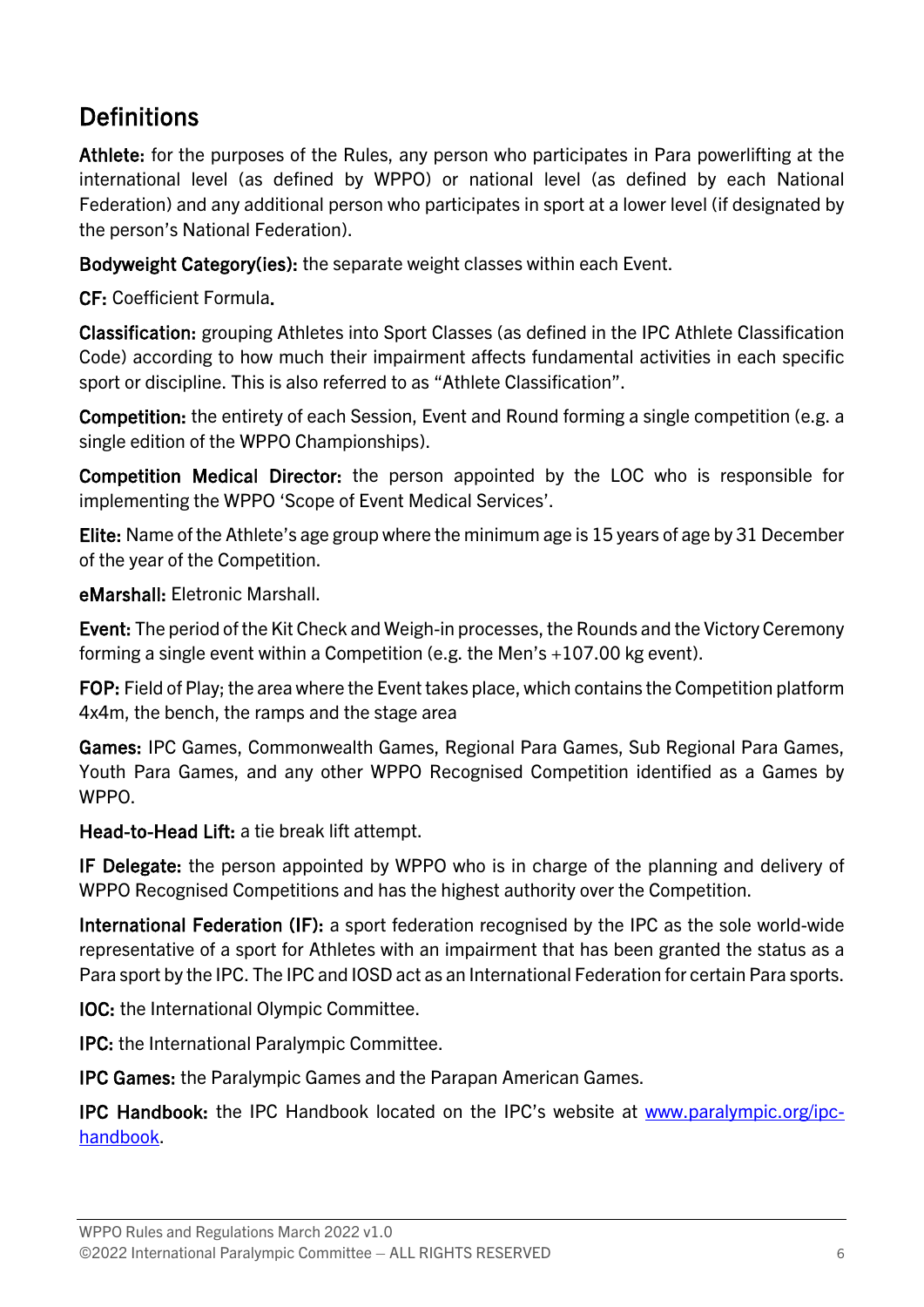## Definitions

**Athlete:** for the purposes of the Rules, any person who participates in Para powerlifting at the international level (as defined by WPPO) or national level (as defined by each National Federation) and any additional person who participates in sport at a lower level (if designated by the person's National Federation).

**Bodyweight Category(ies):** the separate weight classes within each Event.

**CF:** Coefficient Formula.

**Classification:** grouping Athletes into Sport Classes (as defined in the IPC Athlete Classification Code) according to how much their impairment affects fundamental activities in each specific sport or discipline. This is also referred to as "Athlete Classification".

**Competition:** the entirety of each Session, Event and Round forming a single competition (e.g. a single edition of the WPPO Championships).

**Competition Medical Director:** the person appointed by the LOC who is responsible for implementing the WPPO 'Scope of Event Medical Services'.

**Elite:** Name of the Athlete's age group where the minimum age is 15 years of age by 31 December of the year of the Competition.

**eMarshall:** Eletronic Marshall.

**Event:** The period of the Kit Check and Weigh-in processes, the Rounds and the Victory Ceremony forming a single event within a Competition (e.g. the Men's +107.00 kg event).

**FOP:** Field of Play; the area where the Event takes place, which contains the Competition platform 4x4m, the bench, the ramps and the stage area

**Games:** IPC Games, Commonwealth Games, Regional Para Games, Sub Regional Para Games, Youth Para Games, and any other WPPO Recognised Competition identified as a Games by WPPO.

**Head-to-Head Lift:** a tie break lift attempt.

**IF Delegate:** the person appointed by WPPO who is in charge of the planning and delivery of WPPO Recognised Competitions and has the highest authority over the Competition.

**International Federation (IF):** a sport federation recognised by the IPC as the sole world-wide representative of a sport for Athletes with an impairment that has been granted the status as a Para sport by the IPC. The IPC and IOSD act as an International Federation for certain Para sports.

**IOC:** the International Olympic Committee.

**IPC:** the International Paralympic Committee.

**IPC Games:** the Paralympic Games and the Parapan American Games.

**IPC Handbook:** the IPC Handbook located on the IPC's website at [www.paralympic.org/ipc-handbook](www.paralympic.org/ipc-handbook).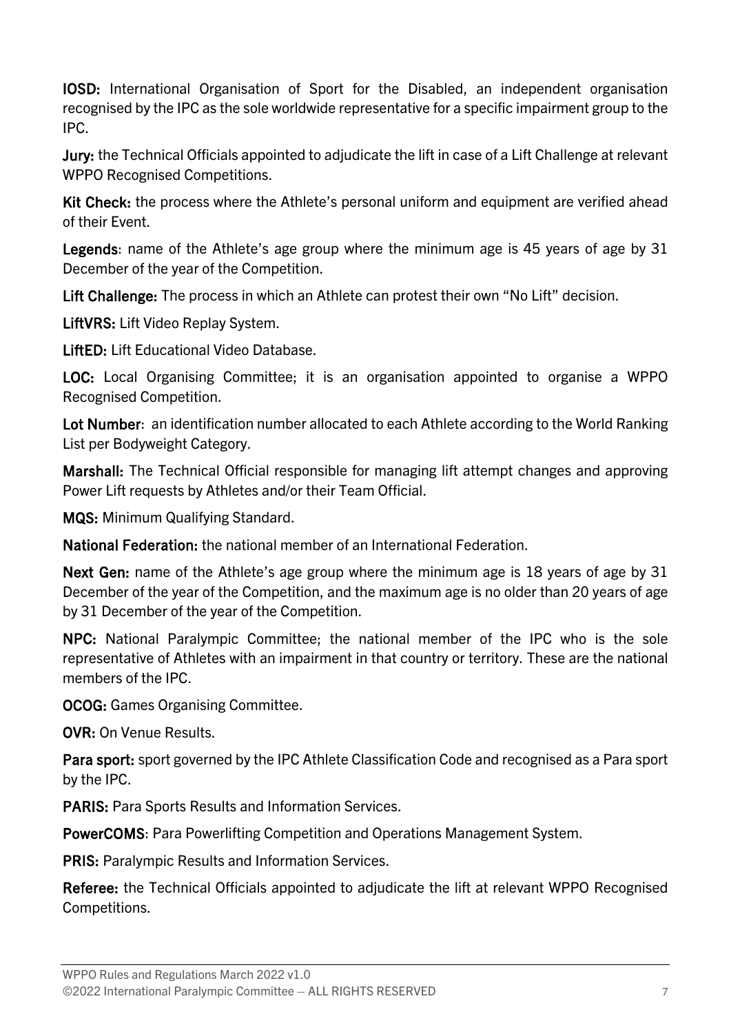**IOSD:** International Organisation of Sport for the Disabled, an independent organisation recognised by the IPC as the sole worldwide representative for a specific impairment group to the IPC.

**Jury:** the Technical Officials appointed to adjudicate the lift in case of a Lift Challenge at relevant WPPO Recognised Competitions.

**Kit Check:** the process where the Athlete's personal uniform and equipment are verified ahead of their Event.

**Legends**: name of the Athlete's age group where the minimum age is 45 years of age by 31 December of the year of the Competition.

**Lift Challenge:** The process in which an Athlete can protest their own "No Lift" decision.

**LiftVRS:** Lift Video Replay System.

**LiftED:** Lift Educational Video Database.

**LOC:** Local Organising Committee; it is an organisation appointed to organise a WPPO Recognised Competition.

**Lot Number**: an identification number allocated to each Athlete according to the World Ranking List per Bodyweight Category.

**Marshall:** The Technical Official responsible for managing lift attempt changes and approving Power Lift requests by Athletes and/or their Team Official.

**MQS:** Minimum Qualifying Standard.

**National Federation:** the national member of an International Federation.

**Next Gen:** name of the Athlete's age group where the minimum age is 18 years of age by 31 December of the year of the Competition, and the maximum age is no older than 20 years of age by 31 December of the year of the Competition.

**NPC:** National Paralympic Committee; the national member of the IPC who is the sole representative of Athletes with an impairment in that country or territory. These are the national members of the IPC.

**OCOG:** Games Organising Committee.

**OVR:** On Venue Results.

**Para sport:** sport governed by the IPC Athlete Classification Code and recognised as a Para sport by the IPC.

**PARIS:** Para Sports Results and Information Services.

**PowerCOMS**: Para Powerlifting Competition and Operations Management System.

**PRIS:** Paralympic Results and Information Services.

**Referee:** the Technical Officials appointed to adjudicate the lift at relevant WPPO Recognised Competitions.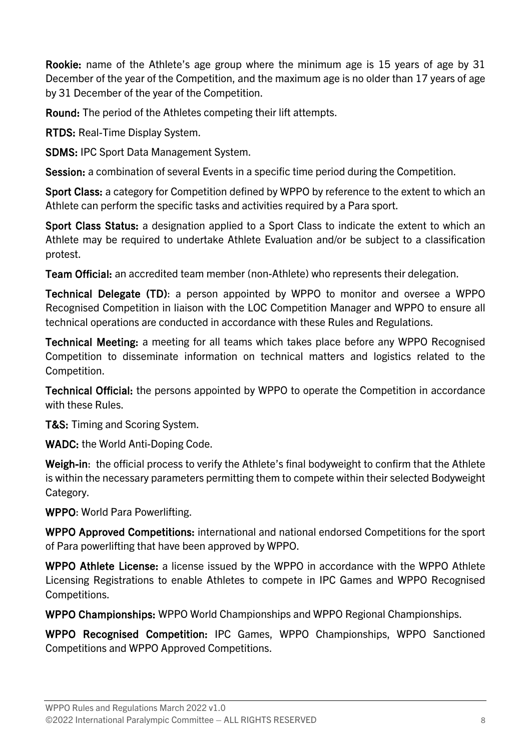**Rookie:** name of the Athlete's age group where the minimum age is 15 years of age by 31 December of the year of the Competition, and the maximum age is no older than 17 years of age by 31 December of the year of the Competition.

**Round:** The period of the Athletes competing their lift attempts.

**RTDS:** Real-Time Display System.

**SDMS:** IPC Sport Data Management System.

**Session:** a combination of several Events in a specific time period during the Competition.

**Sport Class:** a category for Competition defined by WPPO by reference to the extent to which an Athlete can perform the specific tasks and activities required by a Para sport.

**Sport Class Status:** a designation applied to a Sport Class to indicate the extent to which an Athlete may be required to undertake Athlete Evaluation and/or be subject to a classification protest.

**Team Official:** an accredited team member (non-Athlete) who represents their delegation.

**Technical Delegate (TD)**: a person appointed by WPPO to monitor and oversee a WPPO Recognised Competition in liaison with the LOC Competition Manager and WPPO to ensure all technical operations are conducted in accordance with these Rules and Regulations.

**Technical Meeting:** a meeting for all teams which takes place before any WPPO Recognised Competition to disseminate information on technical matters and logistics related to the Competition.

**Technical Official:** the persons appointed by WPPO to operate the Competition in accordance with these Rules.

**T&S:** Timing and Scoring System.

**WADC:** the World Anti-Doping Code.

**Weigh-in**: the official process to verify the Athlete's final bodyweight to confirm that the Athlete is within the necessary parameters permitting them to compete within their selected Bodyweight Category.

**WPPO**: World Para Powerlifting.

**WPPO Approved Competitions:** international and national endorsed Competitions for the sport of Para powerlifting that have been approved by WPPO.

**WPPO Athlete License:** a license issued by the WPPO in accordance with the WPPO Athlete Licensing Registrations to enable Athletes to compete in IPC Games and WPPO Recognised Competitions.

**WPPO Championships:** WPPO World Championships and WPPO Regional Championships.

**WPPO Recognised Competition:** IPC Games, WPPO Championships, WPPO Sanctioned Competitions and WPPO Approved Competitions.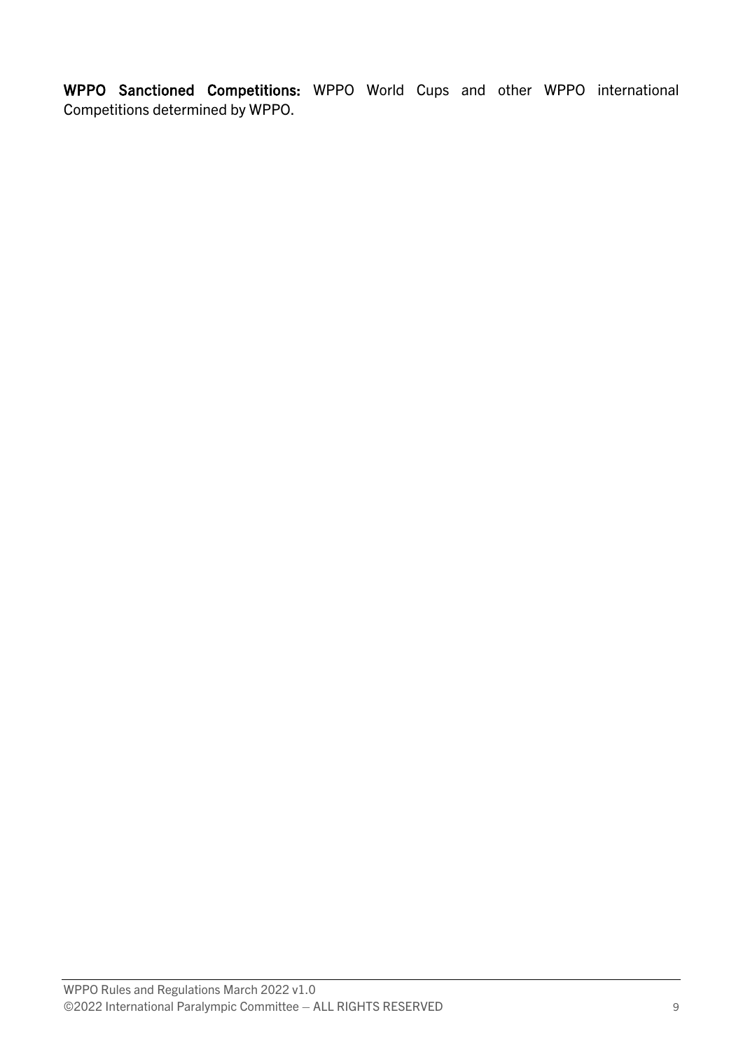**WPPO Sanctioned Competitions:** WPPO World Cups and other WPPO international Competitions determined by WPPO.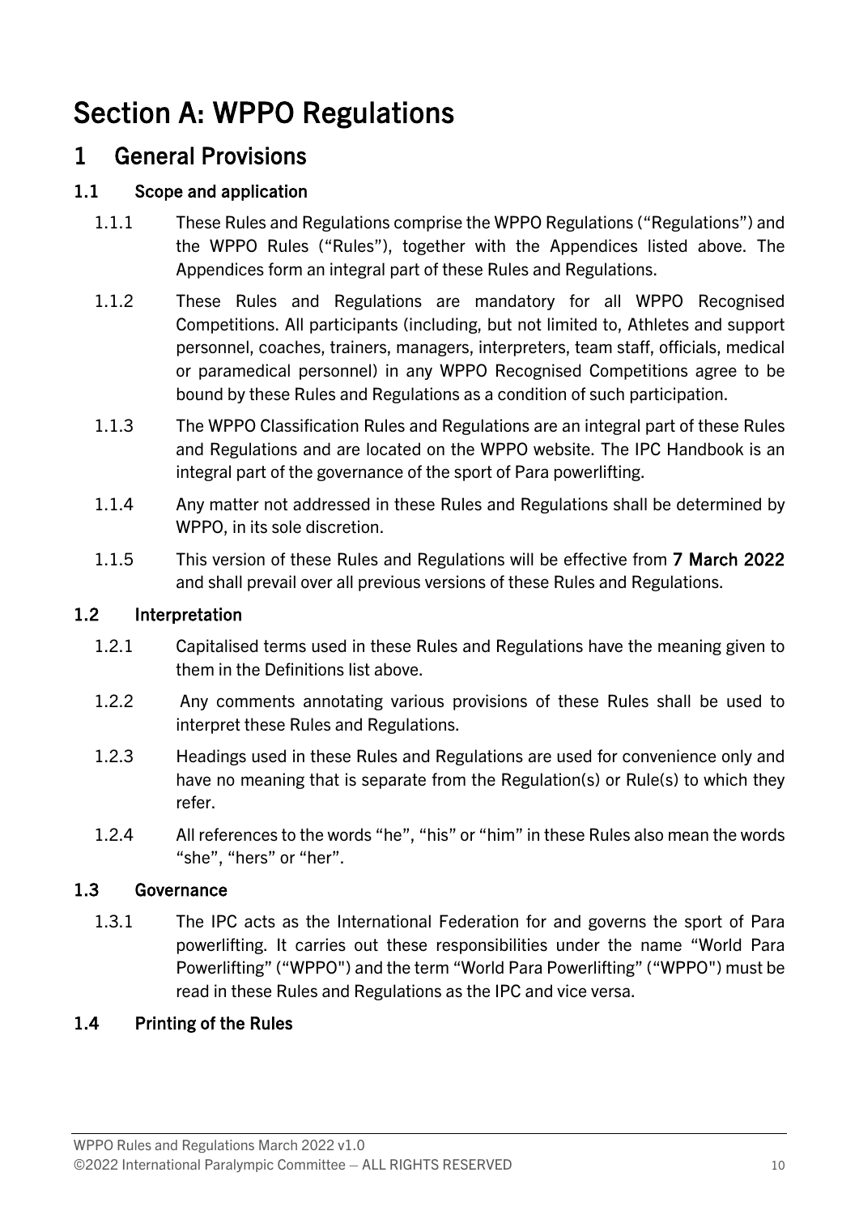# Section A: WPPO Regulations

## 1 General Provisions

### 1.1 Scope and application

1.1.1 These Rules and Regulations comprise the WPPO Regulations (“Regulations”) and the WPPO Rules (“Rules”), together with the Appendices listed above. The Appendices form an integral part of these Rules and Regulations.

1.1.2 These Rules and Regulations are mandatory for all WPPO Recognised Competitions. All participants (including, but not limited to, Athletes and support personnel, coaches, trainers, managers, interpreters, team staff, officials, medical or paramedical personnel) in any WPPO Recognised Competitions agree to be bound by these Rules and Regulations as a condition of such participation.

1.1.3 The WPPO Classification Rules and Regulations are an integral part of these Rules and Regulations and are located on the WPPO website. The IPC Handbook is an integral part of the governance of the sport of Para powerlifting.

1.1.4 Any matter not addressed in these Rules and Regulations shall be determined by WPPO, in its sole discretion.

1.1.5 This version of these Rules and Regulations will be effective from **7 March 2022** and shall prevail over all previous versions of these Rules and Regulations.

### 1.2 Interpretation

1.2.1 Capitalised terms used in these Rules and Regulations have the meaning given to them in the Definitions list above.

1.2.2 Any comments annotating various provisions of these Rules shall be used to interpret these Rules and Regulations.

1.2.3 Headings used in these Rules and Regulations are used for convenience only and have no meaning that is separate from the Regulation(s) or Rule(s) to which they refer.

1.2.4 All references to the words “he”, “his” or “him” in these Rules also mean the words “she”, “hers” or “her”.

### 1.3 Governance

1.3.1 The IPC acts as the International Federation for and governs the sport of Para powerlifting. It carries out these responsibilities under the name “World Para Powerlifting” (“WPPO") and the term “World Para Powerlifting” (“WPPO") must be read in these Rules and Regulations as the IPC and vice versa.

### 1.4 Printing of the Rules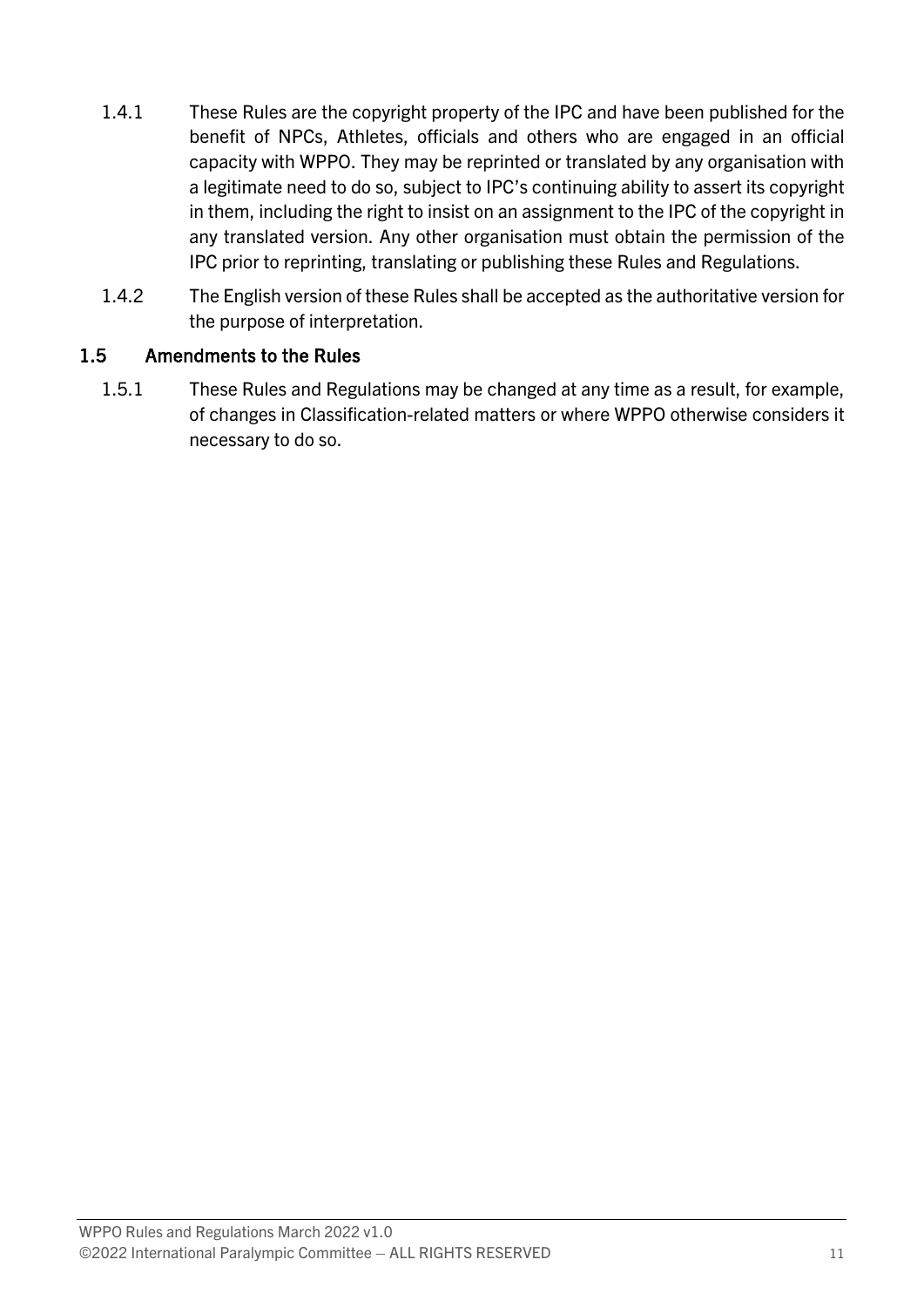1.4.1 These Rules are the copyright property of the IPC and have been published for the benefit of NPCs, Athletes, officials and others who are engaged in an official capacity with WPPO. They may be reprinted or translated by any organisation with a legitimate need to do so, subject to IPC's continuing ability to assert its copyright in them, including the right to insist on an assignment to the IPC of the copyright in any translated version. Any other organisation must obtain the permission of the IPC prior to reprinting, translating or publishing these Rules and Regulations.

1.4.2 The English version of these Rules shall be accepted as the authoritative version for the purpose of interpretation.

## 1.5 Amendments to the Rules

1.5.1 These Rules and Regulations may be changed at any time as a result, for example, of changes in Classification-related matters or where WPPO otherwise considers it necessary to do so.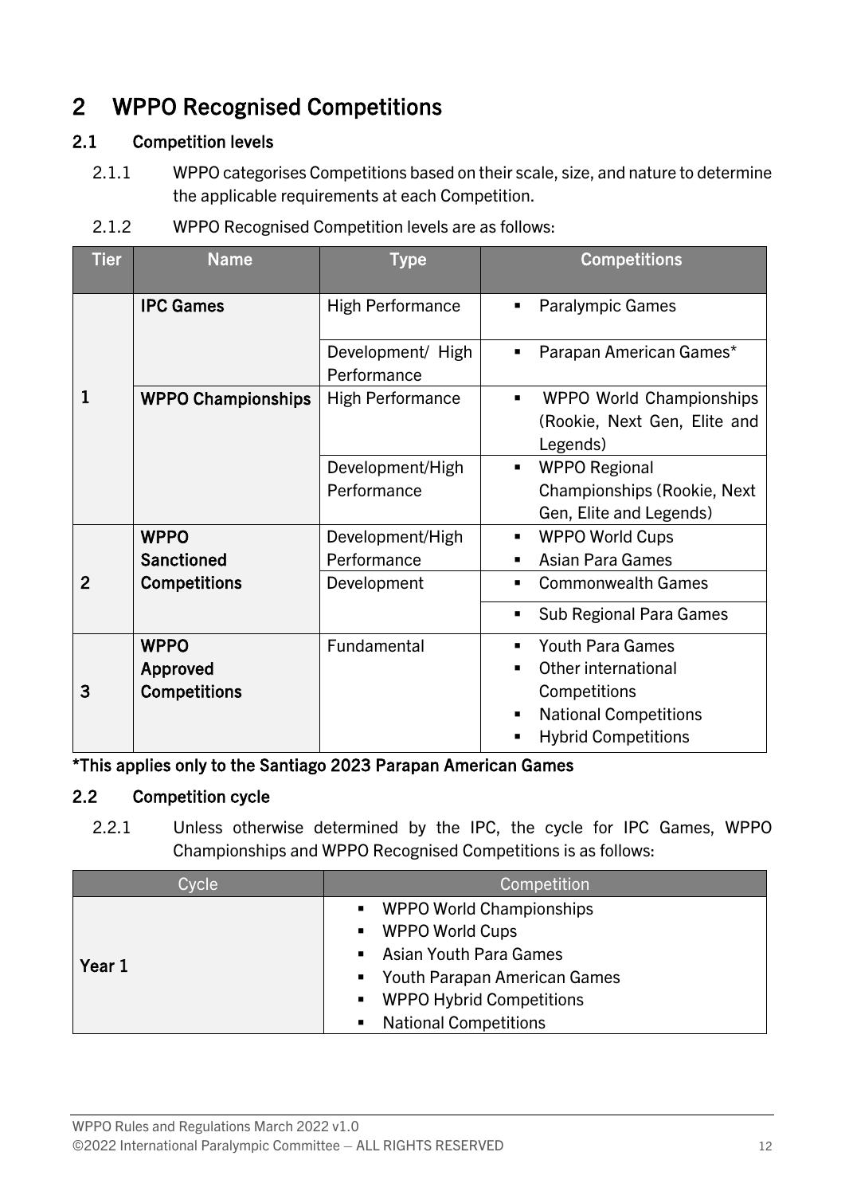# 2 WPPO Recognised Competitions

## 2.1 Competition levels

2.1.1 WPPO categorises Competitions based on their scale, size, and nature to determine the applicable requirements at each Competition.

2.1.2 WPPO Recognised Competition levels are as follows:

| Tier | Name | Type | Competitions |
|---|---|---|---|
| 1 | **IPC Games** | High Performance | ▪ Paralympic Games |
| | | Development/ High Performance | ▪ Parapan American Games* |
| | **WPPO Championships** | High Performance | ▪ WPPO World Championships (Rookie, Next Gen, Elite and Legends) |
| | | Development/High Performance | ▪ WPPO Regional Championships (Rookie, Next Gen, Elite and Legends) |
| 2 | **WPPO Sanctioned Competitions** | Development/High Performance | ▪ WPPO World Cups<br>▪ Asian Para Games |
| | | Development | ▪ Commonwealth Games |
| | | | ▪ Sub Regional Para Games |
| 3 | **WPPO Approved Competitions** | Fundamental | ▪ Youth Para Games<br>▪ Other international Competitions<br>▪ National Competitions<br>▪ Hybrid Competitions |

**\*This applies only to the Santiago 2023 Parapan American Games**

## 2.2 Competition cycle

2.2.1 Unless otherwise determined by the IPC, the cycle for IPC Games, WPPO Championships and WPPO Recognised Competitions is as follows:

| Cycle | Competition |
|---|---|
| **Year 1** | ▪ WPPO World Championships<br>▪ WPPO World Cups<br>▪ Asian Youth Para Games<br>▪ Youth Parapan American Games<br>▪ WPPO Hybrid Competitions<br>▪ National Competitions |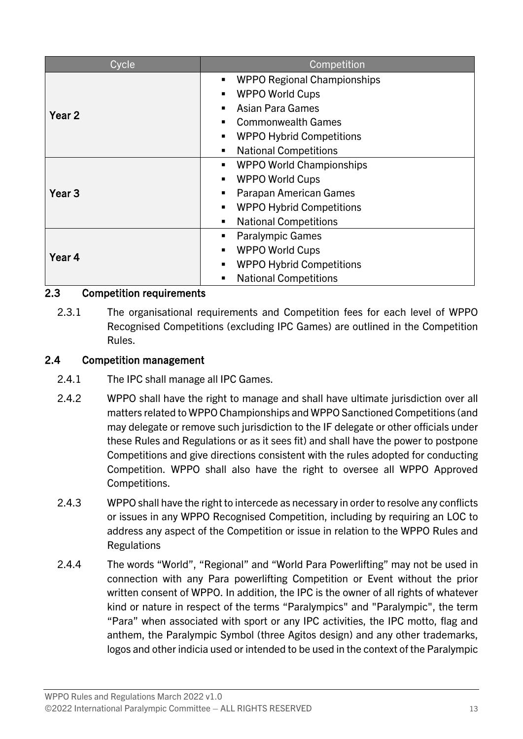| Cycle | Competition |
|---|---|
| **Year 2** | ▪ WPPO Regional Championships<br>▪ WPPO World Cups<br>▪ Asian Para Games<br>▪ Commonwealth Games<br>▪ WPPO Hybrid Competitions<br>▪ National Competitions |
| **Year 3** | ▪ WPPO World Championships<br>▪ WPPO World Cups<br>▪ Parapan American Games<br>▪ WPPO Hybrid Competitions<br>▪ National Competitions |
| **Year 4** | ▪ Paralympic Games<br>▪ WPPO World Cups<br>▪ WPPO Hybrid Competitions<br>▪ National Competitions |

### 2.3 Competition requirements

2.3.1 The organisational requirements and Competition fees for each level of WPPO Recognised Competitions (excluding IPC Games) are outlined in the Competition Rules.

### 2.4 Competition management

2.4.1 The IPC shall manage all IPC Games.

2.4.2 WPPO shall have the right to manage and shall have ultimate jurisdiction over all matters related to WPPO Championships and WPPO Sanctioned Competitions (and may delegate or remove such jurisdiction to the IF delegate or other officials under these Rules and Regulations or as it sees fit) and shall have the power to postpone Competitions and give directions consistent with the rules adopted for conducting Competition. WPPO shall also have the right to oversee all WPPO Approved Competitions.

2.4.3 WPPO shall have the right to intercede as necessary in order to resolve any conflicts or issues in any WPPO Recognised Competition, including by requiring an LOC to address any aspect of the Competition or issue in relation to the WPPO Rules and Regulations

2.4.4 The words "World", "Regional" and "World Para Powerlifting" may not be used in connection with any Para powerlifting Competition or Event without the prior written consent of WPPO. In addition, the IPC is the owner of all rights of whatever kind or nature in respect of the terms "Paralympics" and "Paralympic", the term "Para" when associated with sport or any IPC activities, the IPC motto, flag and anthem, the Paralympic Symbol (three Agitos design) and any other trademarks, logos and other indicia used or intended to be used in the context of the Paralympic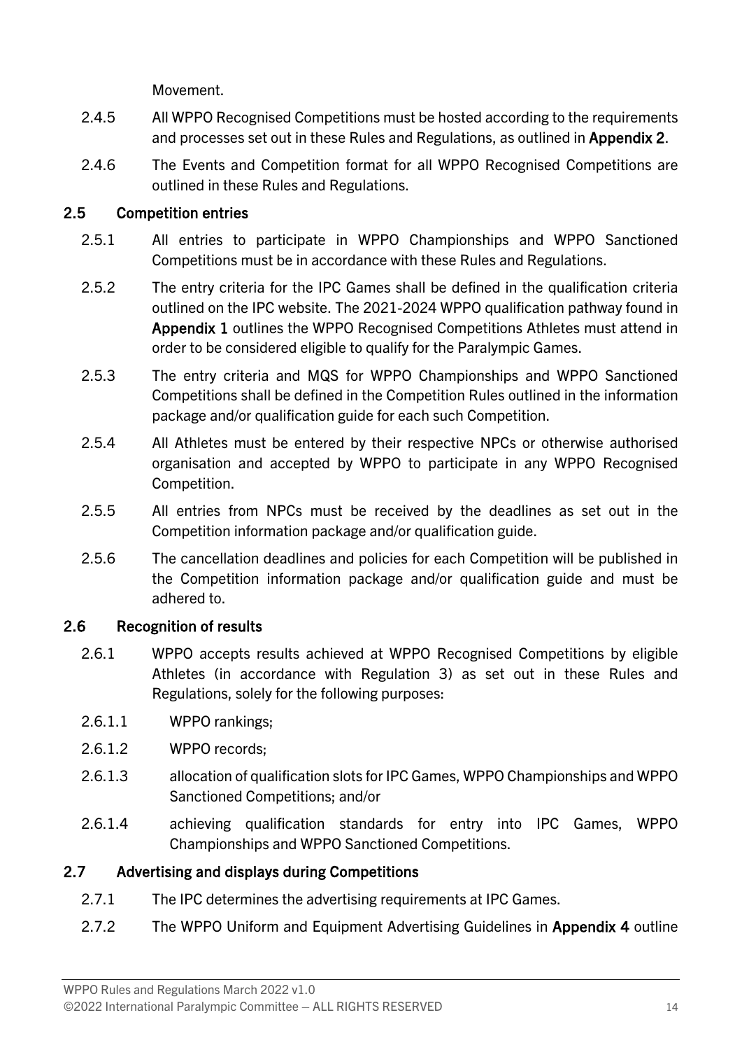Movement.

2.4.5 All WPPO Recognised Competitions must be hosted according to the requirements and processes set out in these Rules and Regulations, as outlined in **Appendix 2**.

2.4.6 The Events and Competition format for all WPPO Recognised Competitions are outlined in these Rules and Regulations.

### 2.5 Competition entries

2.5.1 All entries to participate in WPPO Championships and WPPO Sanctioned Competitions must be in accordance with these Rules and Regulations.

2.5.2 The entry criteria for the IPC Games shall be defined in the qualification criteria outlined on the IPC website. The 2021-2024 WPPO qualification pathway found in **Appendix 1** outlines the WPPO Recognised Competitions Athletes must attend in order to be considered eligible to qualify for the Paralympic Games.

2.5.3 The entry criteria and MQS for WPPO Championships and WPPO Sanctioned Competitions shall be defined in the Competition Rules outlined in the information package and/or qualification guide for each such Competition.

2.5.4 All Athletes must be entered by their respective NPCs or otherwise authorised organisation and accepted by WPPO to participate in any WPPO Recognised Competition.

2.5.5 All entries from NPCs must be received by the deadlines as set out in the Competition information package and/or qualification guide.

2.5.6 The cancellation deadlines and policies for each Competition will be published in the Competition information package and/or qualification guide and must be adhered to.

### 2.6 Recognition of results

2.6.1 WPPO accepts results achieved at WPPO Recognised Competitions by eligible Athletes (in accordance with Regulation 3) as set out in these Rules and Regulations, solely for the following purposes:

2.6.1.1 WPPO rankings;

2.6.1.2 WPPO records;

2.6.1.3 allocation of qualification slots for IPC Games, WPPO Championships and WPPO Sanctioned Competitions; and/or

2.6.1.4 achieving qualification standards for entry into IPC Games, WPPO Championships and WPPO Sanctioned Competitions.

### 2.7 Advertising and displays during Competitions

2.7.1 The IPC determines the advertising requirements at IPC Games.

2.7.2 The WPPO Uniform and Equipment Advertising Guidelines in **Appendix 4** outline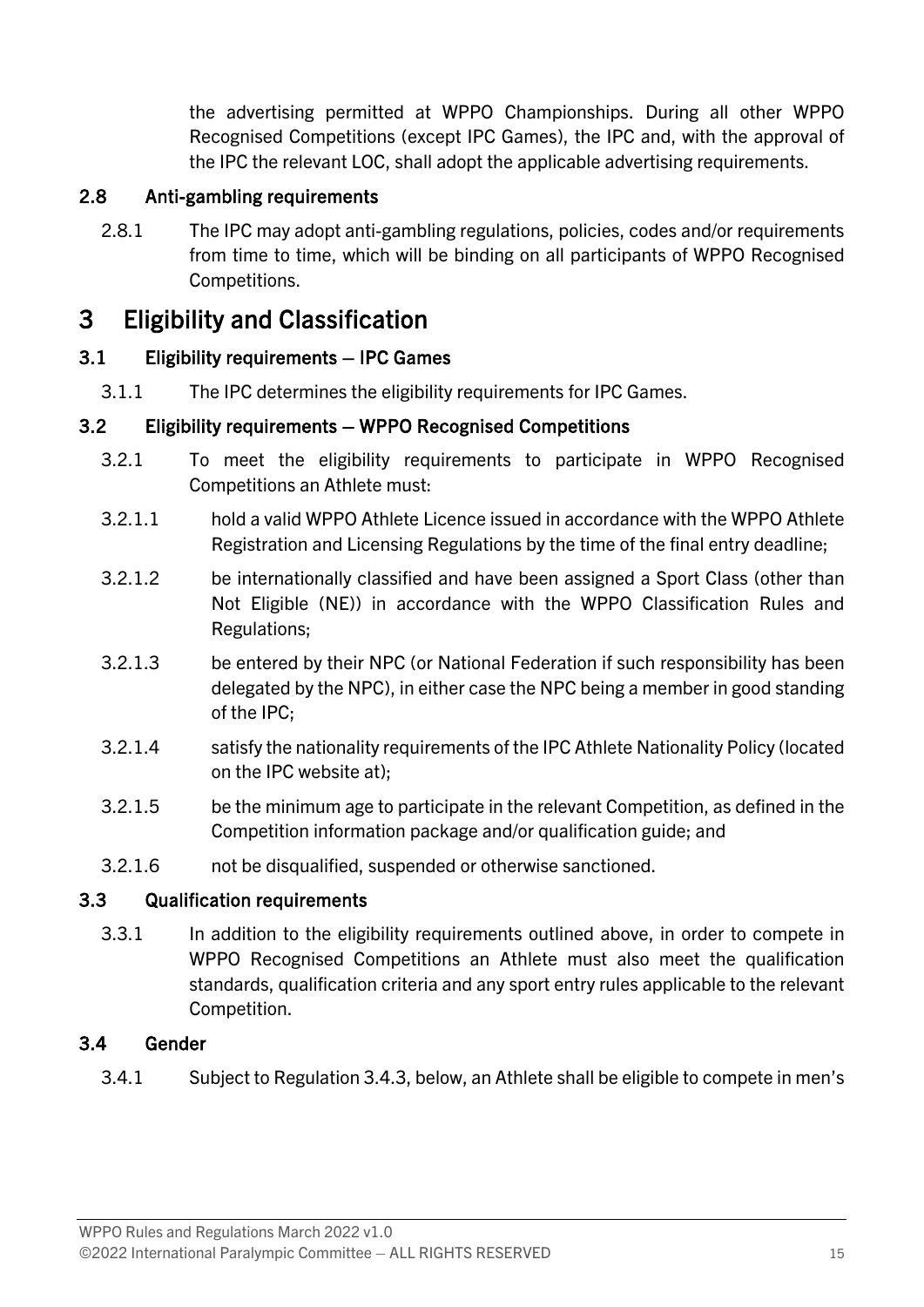the advertising permitted at WPPO Championships. During all other WPPO Recognised Competitions (except IPC Games), the IPC and, with the approval of the IPC the relevant LOC, shall adopt the applicable advertising requirements.

### 2.8 Anti-gambling requirements

2.8.1 The IPC may adopt anti-gambling regulations, policies, codes and/or requirements from time to time, which will be binding on all participants of WPPO Recognised Competitions.

## 3 Eligibility and Classification

### 3.1 Eligibility requirements – IPC Games

3.1.1 The IPC determines the eligibility requirements for IPC Games.

### 3.2 Eligibility requirements – WPPO Recognised Competitions

3.2.1 To meet the eligibility requirements to participate in WPPO Recognised Competitions an Athlete must:

3.2.1.1 hold a valid WPPO Athlete Licence issued in accordance with the WPPO Athlete Registration and Licensing Regulations by the time of the final entry deadline;

3.2.1.2 be internationally classified and have been assigned a Sport Class (other than Not Eligible (NE)) in accordance with the WPPO Classification Rules and Regulations;

3.2.1.3 be entered by their NPC (or National Federation if such responsibility has been delegated by the NPC), in either case the NPC being a member in good standing of the IPC;

3.2.1.4 satisfy the nationality requirements of the IPC Athlete Nationality Policy (located on the IPC website at);

3.2.1.5 be the minimum age to participate in the relevant Competition, as defined in the Competition information package and/or qualification guide; and

3.2.1.6 not be disqualified, suspended or otherwise sanctioned.

### 3.3 Qualification requirements

3.3.1 In addition to the eligibility requirements outlined above, in order to compete in WPPO Recognised Competitions an Athlete must also meet the qualification standards, qualification criteria and any sport entry rules applicable to the relevant Competition.

### 3.4 Gender

3.4.1 Subject to Regulation 3.4.3, below, an Athlete shall be eligible to compete in men's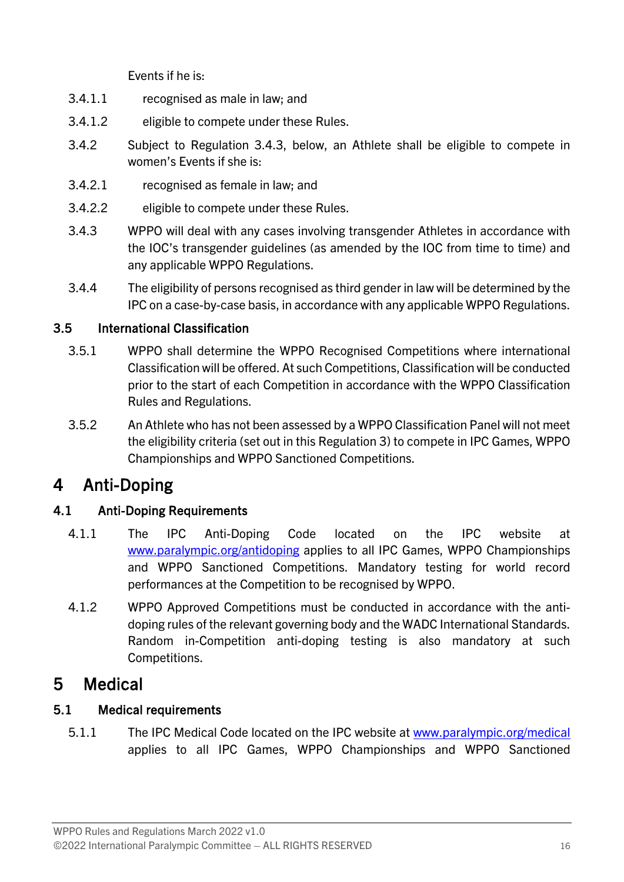Events if he is:

3.4.1.1 recognised as male in law; and

3.4.1.2 eligible to compete under these Rules.

3.4.2 Subject to Regulation 3.4.3, below, an Athlete shall be eligible to compete in women's Events if she is:

3.4.2.1 recognised as female in law; and

3.4.2.2 eligible to compete under these Rules.

3.4.3 WPPO will deal with any cases involving transgender Athletes in accordance with the IOC's transgender guidelines (as amended by the IOC from time to time) and any applicable WPPO Regulations.

3.4.4 The eligibility of persons recognised as third gender in law will be determined by the IPC on a case-by-case basis, in accordance with any applicable WPPO Regulations.

### 3.5 International Classification

3.5.1 WPPO shall determine the WPPO Recognised Competitions where international Classification will be offered. At such Competitions, Classification will be conducted prior to the start of each Competition in accordance with the WPPO Classification Rules and Regulations.

3.5.2 An Athlete who has not been assessed by a WPPO Classification Panel will not meet the eligibility criteria (set out in this Regulation 3) to compete in IPC Games, WPPO Championships and WPPO Sanctioned Competitions.

## 4 Anti-Doping

### 4.1 Anti-Doping Requirements

4.1.1 The IPC Anti-Doping Code located on the IPC website at www.paralympic.org/antidoping applies to all IPC Games, WPPO Championships and WPPO Sanctioned Competitions. Mandatory testing for world record performances at the Competition to be recognised by WPPO.

4.1.2 WPPO Approved Competitions must be conducted in accordance with the anti-doping rules of the relevant governing body and the WADC International Standards. Random in-Competition anti-doping testing is also mandatory at such Competitions.

## 5 Medical

### 5.1 Medical requirements

5.1.1 The IPC Medical Code located on the IPC website at www.paralympic.org/medical applies to all IPC Games, WPPO Championships and WPPO Sanctioned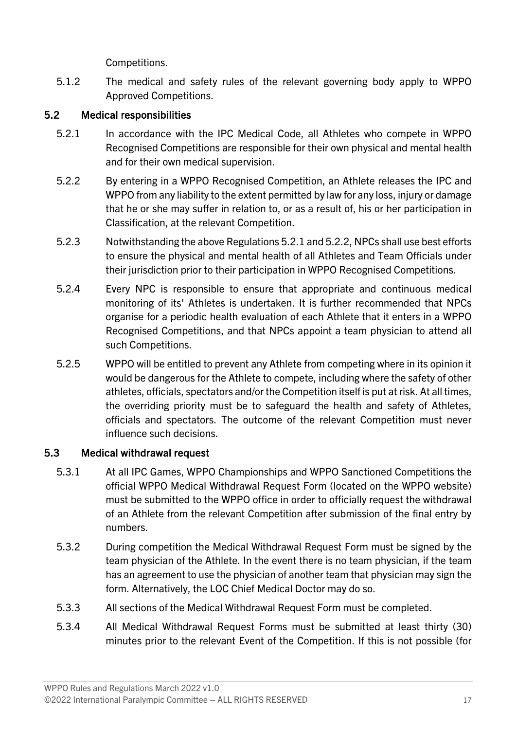Competitions.

5.1.2 The medical and safety rules of the relevant governing body apply to WPPO Approved Competitions.

### 5.2 Medical responsibilities

5.2.1 In accordance with the IPC Medical Code, all Athletes who compete in WPPO Recognised Competitions are responsible for their own physical and mental health and for their own medical supervision.

5.2.2 By entering in a WPPO Recognised Competition, an Athlete releases the IPC and WPPO from any liability to the extent permitted by law for any loss, injury or damage that he or she may suffer in relation to, or as a result of, his or her participation in Classification, at the relevant Competition.

5.2.3 Notwithstanding the above Regulations 5.2.1 and 5.2.2, NPCs shall use best efforts to ensure the physical and mental health of all Athletes and Team Officials under their jurisdiction prior to their participation in WPPO Recognised Competitions.

5.2.4 Every NPC is responsible to ensure that appropriate and continuous medical monitoring of its' Athletes is undertaken. It is further recommended that NPCs organise for a periodic health evaluation of each Athlete that it enters in a WPPO Recognised Competitions, and that NPCs appoint a team physician to attend all such Competitions.

5.2.5 WPPO will be entitled to prevent any Athlete from competing where in its opinion it would be dangerous for the Athlete to compete, including where the safety of other athletes, officials, spectators and/or the Competition itself is put at risk. At all times, the overriding priority must be to safeguard the health and safety of Athletes, officials and spectators. The outcome of the relevant Competition must never influence such decisions.

### 5.3 Medical withdrawal request

5.3.1 At all IPC Games, WPPO Championships and WPPO Sanctioned Competitions the official WPPO Medical Withdrawal Request Form (located on the WPPO website) must be submitted to the WPPO office in order to officially request the withdrawal of an Athlete from the relevant Competition after submission of the final entry by numbers.

5.3.2 During competition the Medical Withdrawal Request Form must be signed by the team physician of the Athlete. In the event there is no team physician, if the team has an agreement to use the physician of another team that physician may sign the form. Alternatively, the LOC Chief Medical Doctor may do so.

5.3.3 All sections of the Medical Withdrawal Request Form must be completed.

5.3.4 All Medical Withdrawal Request Forms must be submitted at least thirty (30) minutes prior to the relevant Event of the Competition. If this is not possible (for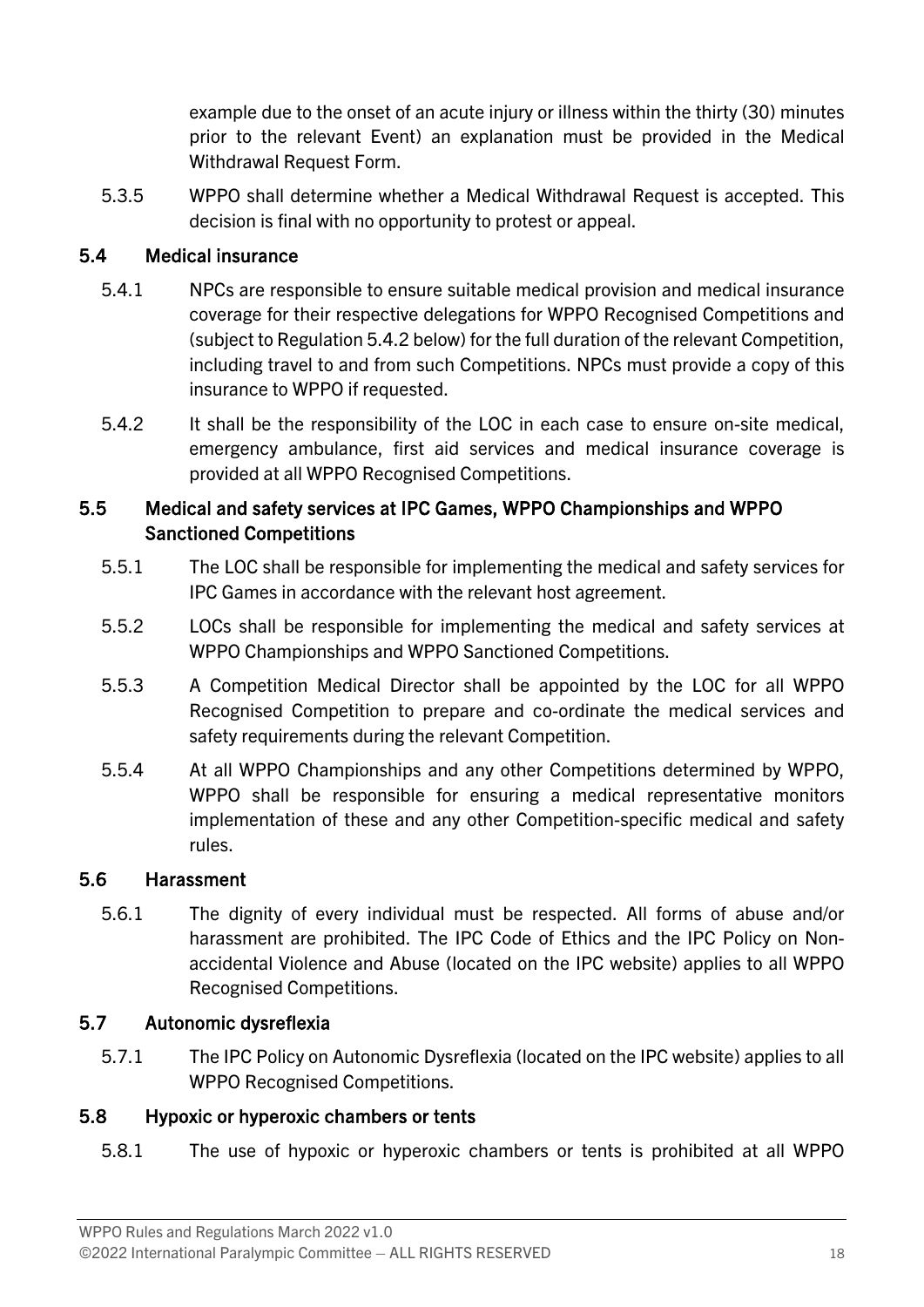example due to the onset of an acute injury or illness within the thirty (30) minutes prior to the relevant Event) an explanation must be provided in the Medical Withdrawal Request Form.

5.3.5 WPPO shall determine whether a Medical Withdrawal Request is accepted. This decision is final with no opportunity to protest or appeal.

### 5.4 Medical insurance

5.4.1 NPCs are responsible to ensure suitable medical provision and medical insurance coverage for their respective delegations for WPPO Recognised Competitions and (subject to Regulation 5.4.2 below) for the full duration of the relevant Competition, including travel to and from such Competitions. NPCs must provide a copy of this insurance to WPPO if requested.

5.4.2 It shall be the responsibility of the LOC in each case to ensure on-site medical, emergency ambulance, first aid services and medical insurance coverage is provided at all WPPO Recognised Competitions.

### 5.5 Medical and safety services at IPC Games, WPPO Championships and WPPO Sanctioned Competitions

5.5.1 The LOC shall be responsible for implementing the medical and safety services for IPC Games in accordance with the relevant host agreement.

5.5.2 LOCs shall be responsible for implementing the medical and safety services at WPPO Championships and WPPO Sanctioned Competitions.

5.5.3 A Competition Medical Director shall be appointed by the LOC for all WPPO Recognised Competition to prepare and co-ordinate the medical services and safety requirements during the relevant Competition.

5.5.4 At all WPPO Championships and any other Competitions determined by WPPO, WPPO shall be responsible for ensuring a medical representative monitors implementation of these and any other Competition-specific medical and safety rules.

### 5.6 Harassment

5.6.1 The dignity of every individual must be respected. All forms of abuse and/or harassment are prohibited. The IPC Code of Ethics and the IPC Policy on Non-accidental Violence and Abuse (located on the IPC website) applies to all WPPO Recognised Competitions.

### 5.7 Autonomic dysreflexia

5.7.1 The IPC Policy on Autonomic Dysreflexia (located on the IPC website) applies to all WPPO Recognised Competitions.

### 5.8 Hypoxic or hyperoxic chambers or tents

5.8.1 The use of hypoxic or hyperoxic chambers or tents is prohibited at all WPPO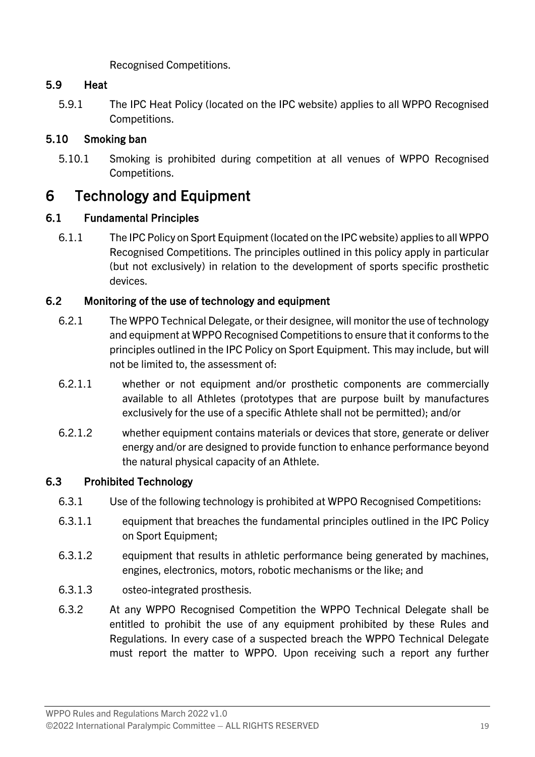Recognised Competitions.

### 5.9 Heat

5.9.1 The IPC Heat Policy (located on the IPC website) applies to all WPPO Recognised Competitions.

### 5.10 Smoking ban

5.10.1 Smoking is prohibited during competition at all venues of WPPO Recognised Competitions.

# 6 Technology and Equipment

### 6.1 Fundamental Principles

6.1.1 The IPC Policy on Sport Equipment (located on the IPC website) applies to all WPPO Recognised Competitions. The principles outlined in this policy apply in particular (but not exclusively) in relation to the development of sports specific prosthetic devices.

### 6.2 Monitoring of the use of technology and equipment

6.2.1 The WPPO Technical Delegate, or their designee, will monitor the use of technology and equipment at WPPO Recognised Competitions to ensure that it conforms to the principles outlined in the IPC Policy on Sport Equipment. This may include, but will not be limited to, the assessment of:

6.2.1.1 whether or not equipment and/or prosthetic components are commercially available to all Athletes (prototypes that are purpose built by manufactures exclusively for the use of a specific Athlete shall not be permitted); and/or

6.2.1.2 whether equipment contains materials or devices that store, generate or deliver energy and/or are designed to provide function to enhance performance beyond the natural physical capacity of an Athlete.

### 6.3 Prohibited Technology

6.3.1 Use of the following technology is prohibited at WPPO Recognised Competitions:

6.3.1.1 equipment that breaches the fundamental principles outlined in the IPC Policy on Sport Equipment;

6.3.1.2 equipment that results in athletic performance being generated by machines, engines, electronics, motors, robotic mechanisms or the like; and

6.3.1.3 osteo-integrated prosthesis.

6.3.2 At any WPPO Recognised Competition the WPPO Technical Delegate shall be entitled to prohibit the use of any equipment prohibited by these Rules and Regulations. In every case of a suspected breach the WPPO Technical Delegate must report the matter to WPPO. Upon receiving such a report any further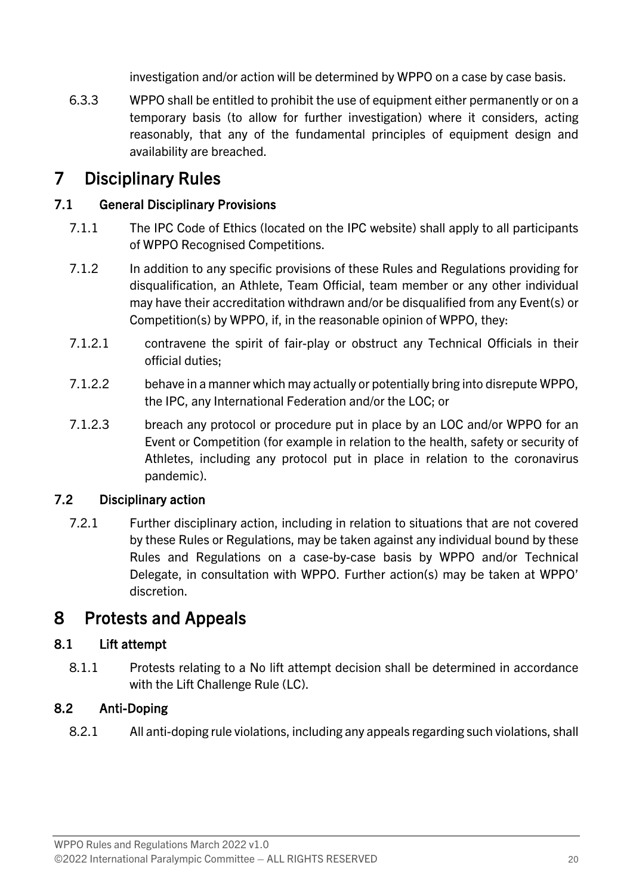investigation and/or action will be determined by WPPO on a case by case basis.

6.3.3 WPPO shall be entitled to prohibit the use of equipment either permanently or on a temporary basis (to allow for further investigation) where it considers, acting reasonably, that any of the fundamental principles of equipment design and availability are breached.

# 7 Disciplinary Rules

## 7.1 General Disciplinary Provisions

7.1.1 The IPC Code of Ethics (located on the IPC website) shall apply to all participants of WPPO Recognised Competitions.

7.1.2 In addition to any specific provisions of these Rules and Regulations providing for disqualification, an Athlete, Team Official, team member or any other individual may have their accreditation withdrawn and/or be disqualified from any Event(s) or Competition(s) by WPPO, if, in the reasonable opinion of WPPO, they:

7.1.2.1 contravene the spirit of fair-play or obstruct any Technical Officials in their official duties;

7.1.2.2 behave in a manner which may actually or potentially bring into disrepute WPPO, the IPC, any International Federation and/or the LOC; or

7.1.2.3 breach any protocol or procedure put in place by an LOC and/or WPPO for an Event or Competition (for example in relation to the health, safety or security of Athletes, including any protocol put in place in relation to the coronavirus pandemic).

## 7.2 Disciplinary action

7.2.1 Further disciplinary action, including in relation to situations that are not covered by these Rules or Regulations, may be taken against any individual bound by these Rules and Regulations on a case-by-case basis by WPPO and/or Technical Delegate, in consultation with WPPO. Further action(s) may be taken at WPPO' discretion.

# 8 Protests and Appeals

## 8.1 Lift attempt

8.1.1 Protests relating to a No lift attempt decision shall be determined in accordance with the Lift Challenge Rule (LC).

## 8.2 Anti-Doping

8.2.1 All anti-doping rule violations, including any appeals regarding such violations, shall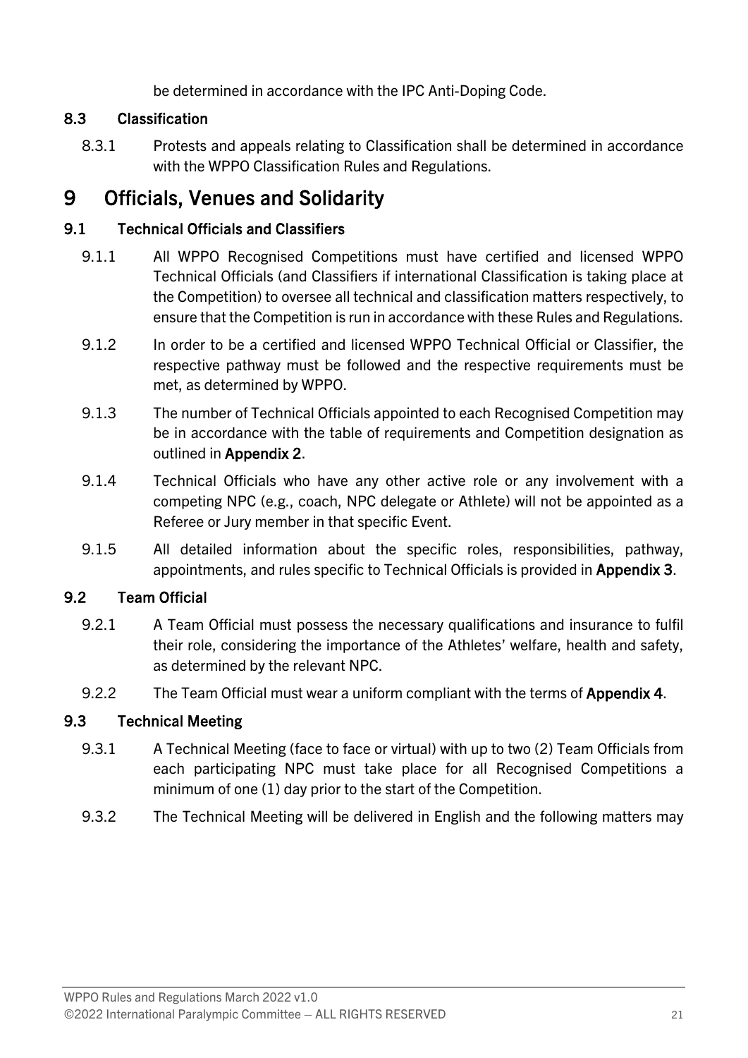be determined in accordance with the IPC Anti-Doping Code.

### 8.3 Classification

8.3.1 Protests and appeals relating to Classification shall be determined in accordance with the WPPO Classification Rules and Regulations.

# 9 Officials, Venues and Solidarity

### 9.1 Technical Officials and Classifiers

9.1.1 All WPPO Recognised Competitions must have certified and licensed WPPO Technical Officials (and Classifiers if international Classification is taking place at the Competition) to oversee all technical and classification matters respectively, to ensure that the Competition is run in accordance with these Rules and Regulations.

9.1.2 In order to be a certified and licensed WPPO Technical Official or Classifier, the respective pathway must be followed and the respective requirements must be met, as determined by WPPO.

9.1.3 The number of Technical Officials appointed to each Recognised Competition may be in accordance with the table of requirements and Competition designation as outlined in **Appendix 2**.

9.1.4 Technical Officials who have any other active role or any involvement with a competing NPC (e.g., coach, NPC delegate or Athlete) will not be appointed as a Referee or Jury member in that specific Event.

9.1.5 All detailed information about the specific roles, responsibilities, pathway, appointments, and rules specific to Technical Officials is provided in **Appendix 3**.

### 9.2 Team Official

9.2.1 A Team Official must possess the necessary qualifications and insurance to fulfil their role, considering the importance of the Athletes' welfare, health and safety, as determined by the relevant NPC.

9.2.2 The Team Official must wear a uniform compliant with the terms of **Appendix 4**.

### 9.3 Technical Meeting

9.3.1 A Technical Meeting (face to face or virtual) with up to two (2) Team Officials from each participating NPC must take place for all Recognised Competitions a minimum of one (1) day prior to the start of the Competition.

9.3.2 The Technical Meeting will be delivered in English and the following matters may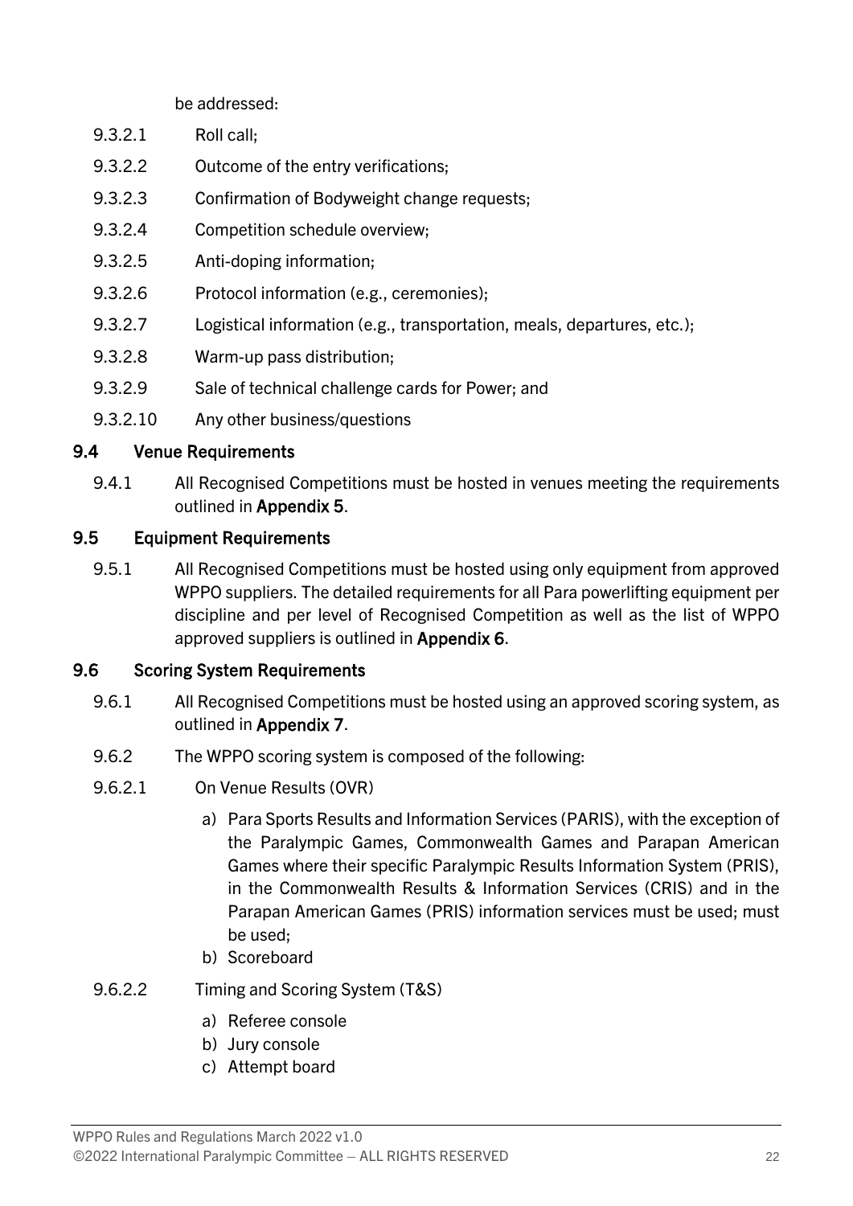be addressed:

9.3.2.1 Roll call;

9.3.2.2 Outcome of the entry verifications;

9.3.2.3 Confirmation of Bodyweight change requests;

9.3.2.4 Competition schedule overview;

9.3.2.5 Anti-doping information;

9.3.2.6 Protocol information (e.g., ceremonies);

9.3.2.7 Logistical information (e.g., transportation, meals, departures, etc.);

9.3.2.8 Warm-up pass distribution;

9.3.2.9 Sale of technical challenge cards for Power; and

9.3.2.10 Any other business/questions

## 9.4 Venue Requirements

9.4.1 All Recognised Competitions must be hosted in venues meeting the requirements outlined in **Appendix 5**.

## 9.5 Equipment Requirements

9.5.1 All Recognised Competitions must be hosted using only equipment from approved WPPO suppliers. The detailed requirements for all Para powerlifting equipment per discipline and per level of Recognised Competition as well as the list of WPPO approved suppliers is outlined in **Appendix 6**.

## 9.6 Scoring System Requirements

9.6.1 All Recognised Competitions must be hosted using an approved scoring system, as outlined in **Appendix 7**.

9.6.2 The WPPO scoring system is composed of the following:

9.6.2.1 On Venue Results (OVR)

a) Para Sports Results and Information Services (PARIS), with the exception of the Paralympic Games, Commonwealth Games and Parapan American Games where their specific Paralympic Results Information System (PRIS), in the Commonwealth Results & Information Services (CRIS) and in the Parapan American Games (PRIS) information services must be used; must be used;
b) Scoreboard

9.6.2.2 Timing and Scoring System (T&S)

a) Referee console
b) Jury console
c) Attempt board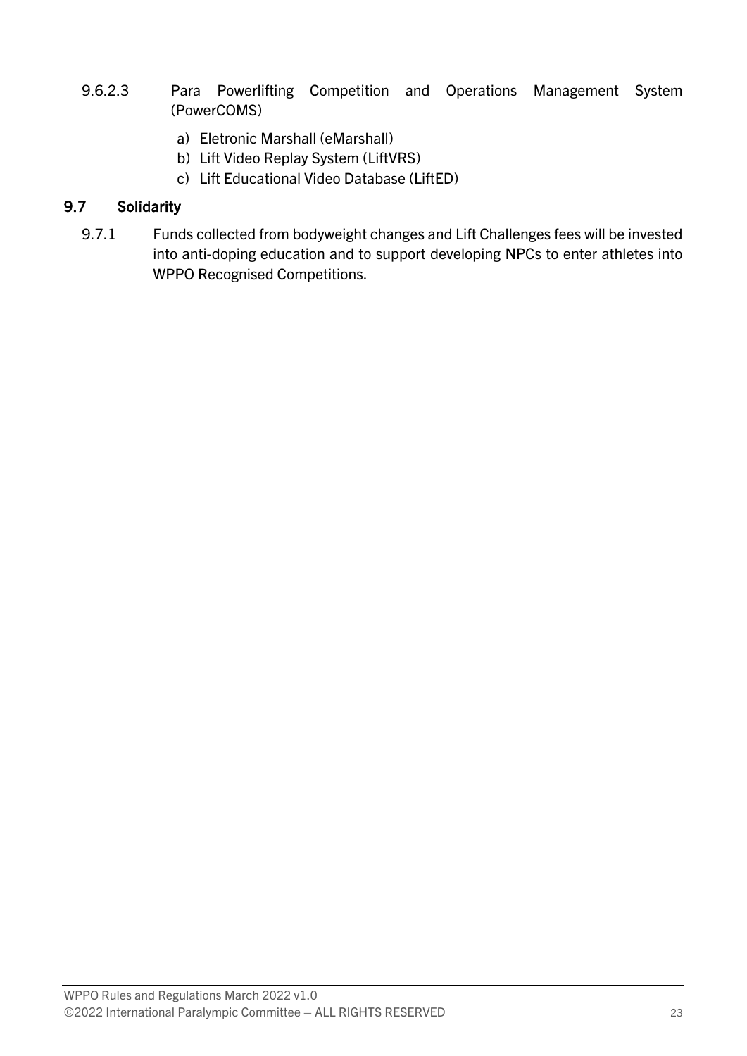9.6.2.3 Para Powerlifting Competition and Operations Management System (PowerCOMS)

a) Eletronic Marshall (eMarshall)
b) Lift Video Replay System (LiftVRS)
c) Lift Educational Video Database (LiftED)

## 9.7 Solidarity

9.7.1 Funds collected from bodyweight changes and Lift Challenges fees will be invested into anti-doping education and to support developing NPCs to enter athletes into WPPO Recognised Competitions.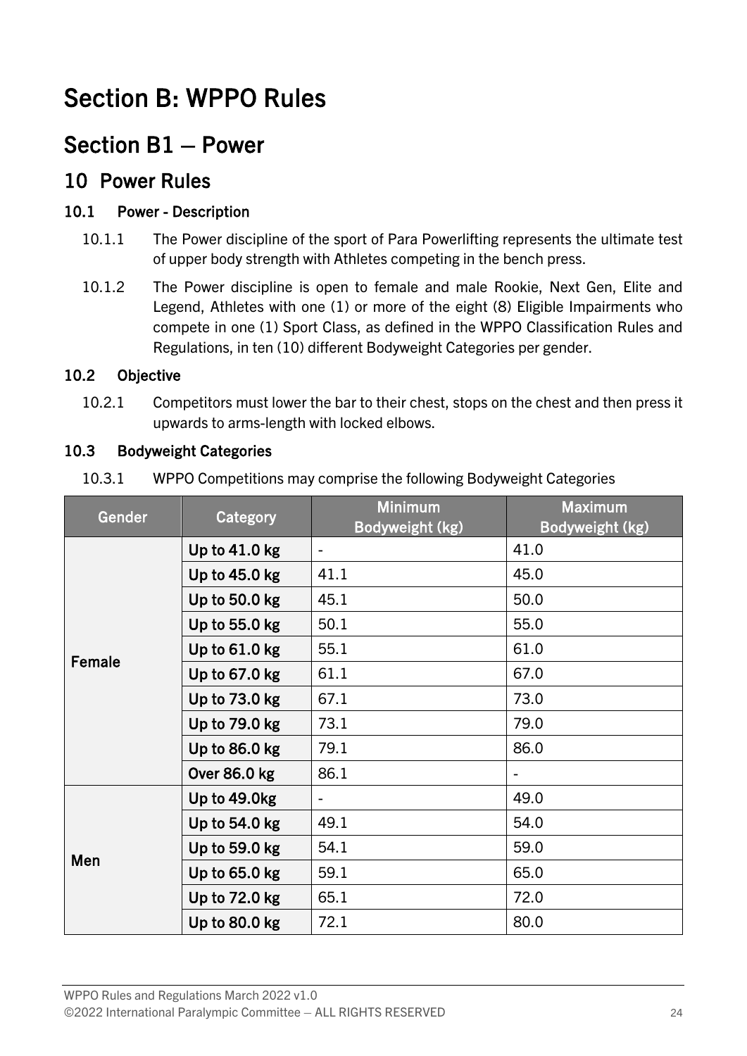# Section B: WPPO Rules

## Section B1 – Power

## 10 Power Rules

### 10.1 Power - Description

10.1.1 The Power discipline of the sport of Para Powerlifting represents the ultimate test of upper body strength with Athletes competing in the bench press.

10.1.2 The Power discipline is open to female and male Rookie, Next Gen, Elite and Legend, Athletes with one (1) or more of the eight (8) Eligible Impairments who compete in one (1) Sport Class, as defined in the WPPO Classification Rules and Regulations, in ten (10) different Bodyweight Categories per gender.

### 10.2 Objective

10.2.1 Competitors must lower the bar to their chest, stops on the chest and then press it upwards to arms-length with locked elbows.

### 10.3 Bodyweight Categories

10.3.1 WPPO Competitions may comprise the following Bodyweight Categories

| Gender | Category | Minimum Bodyweight (kg) | Maximum Bodyweight (kg) |
|---|---|---|---|
| Female | Up to 41.0 kg | - | 41.0 |
| | Up to 45.0 kg | 41.1 | 45.0 |
| | Up to 50.0 kg | 45.1 | 50.0 |
| | Up to 55.0 kg | 50.1 | 55.0 |
| | Up to 61.0 kg | 55.1 | 61.0 |
| | Up to 67.0 kg | 61.1 | 67.0 |
| | Up to 73.0 kg | 67.1 | 73.0 |
| | Up to 79.0 kg | 73.1 | 79.0 |
| | Up to 86.0 kg | 79.1 | 86.0 |
| | Over 86.0 kg | 86.1 | - |
| Men | Up to 49.0kg | - | 49.0 |
| | Up to 54.0 kg | 49.1 | 54.0 |
| | Up to 59.0 kg | 54.1 | 59.0 |
| | Up to 65.0 kg | 59.1 | 65.0 |
| | Up to 72.0 kg | 65.1 | 72.0 |
| | Up to 80.0 kg | 72.1 | 80.0 |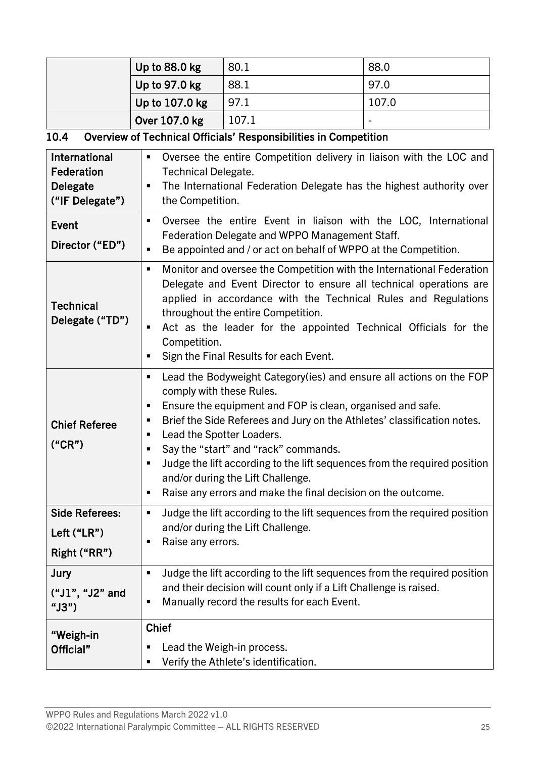| | | | |
|---|---|---|---|
| | **Up to 88.0 kg** | 80.1 | 88.0 |
| | **Up to 97.0 kg** | 88.1 | 97.0 |
| | **Up to 107.0 kg** | 97.1 | 107.0 |
| | **Over 107.0 kg** | 107.1 | - |

### 10.4 Overview of Technical Officials' Responsibilities in Competition

| | |
|---|---|
| **International Federation Delegate ("IF Delegate")** | ▪ Oversee the entire Competition delivery in liaison with the LOC and Technical Delegate.<br>▪ The International Federation Delegate has the highest authority over the Competition. |
| **Event Director ("ED")** | ▪ Oversee the entire Event in liaison with the LOC, International Federation Delegate and WPPO Management Staff.<br>▪ Be appointed and / or act on behalf of WPPO at the Competition. |
| **Technical Delegate ("TD")** | ▪ Monitor and oversee the Competition with the International Federation Delegate and Event Director to ensure all technical operations are applied in accordance with the Technical Rules and Regulations throughout the entire Competition.<br>▪ Act as the leader for the appointed Technical Officials for the Competition.<br>▪ Sign the Final Results for each Event. |
| **Chief Referee ("CR")** | ▪ Lead the Bodyweight Category(ies) and ensure all actions on the FOP comply with these Rules.<br>▪ Ensure the equipment and FOP is clean, organised and safe.<br>▪ Brief the Side Referees and Jury on the Athletes' classification notes.<br>▪ Lead the Spotter Loaders.<br>▪ Say the "start" and "rack" commands.<br>▪ Judge the lift according to the lift sequences from the required position and/or during the Lift Challenge.<br>▪ Raise any errors and make the final decision on the outcome. |
| **Side Referees: Left ("LR") Right ("RR")** | ▪ Judge the lift according to the lift sequences from the required position and/or during the Lift Challenge.<br>▪ Raise any errors. |
| **Jury ("J1", "J2" and "J3")** | ▪ Judge the lift according to the lift sequences from the required position and their decision will count only if a Lift Challenge is raised.<br>▪ Manually record the results for each Event. |
| **"Weigh-in Official"** | **Chief**<br>▪ Lead the Weigh-in process.<br>▪ Verify the Athlete's identification. |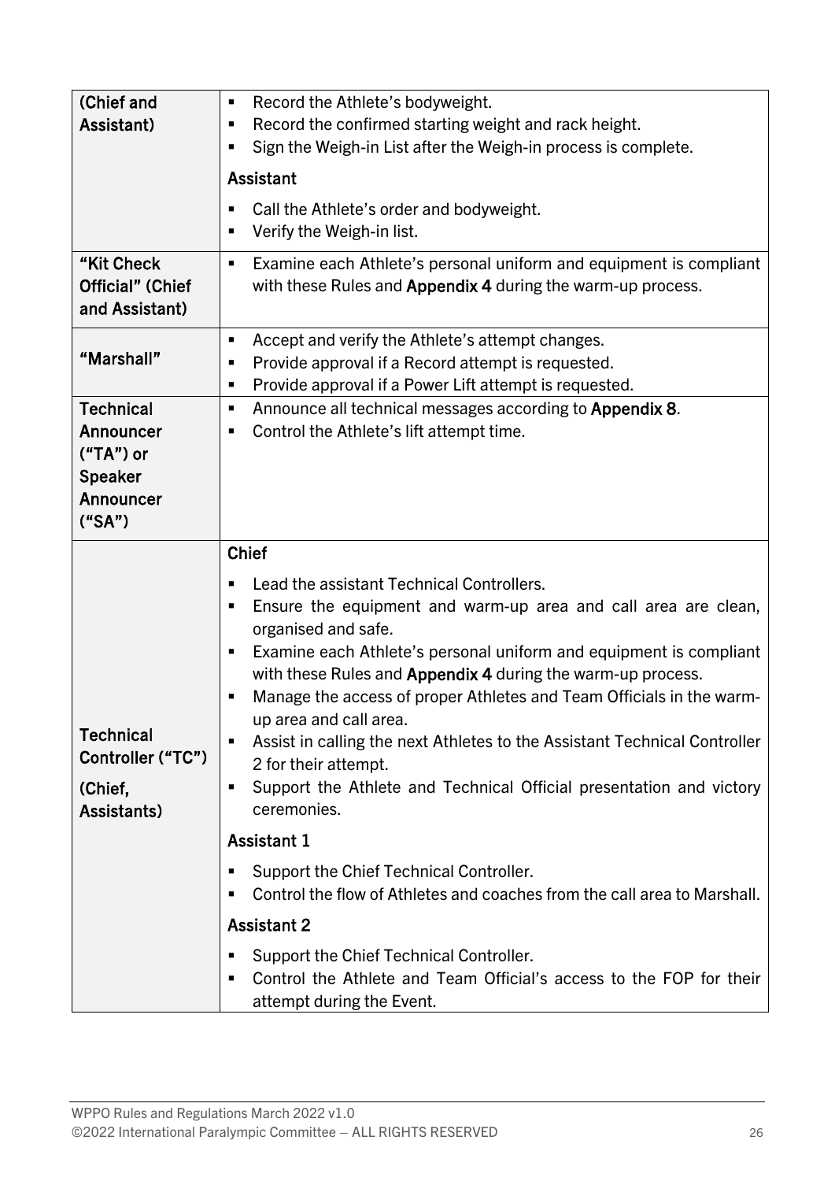| | |
|---|---|
| **(Chief and Assistant)** | ▪ Record the Athlete's bodyweight.<br>▪ Record the confirmed starting weight and rack height.<br>▪ Sign the Weigh-in List after the Weigh-in process is complete.<br><br>**Assistant**<br><br>▪ Call the Athlete's order and bodyweight.<br>▪ Verify the Weigh-in list. |
| **"Kit Check Official" (Chief and Assistant)** | ▪ Examine each Athlete's personal uniform and equipment is compliant with these Rules and **Appendix 4** during the warm-up process. |
| **"Marshall"** | ▪ Accept and verify the Athlete's attempt changes.<br>▪ Provide approval if a Record attempt is requested.<br>▪ Provide approval if a Power Lift attempt is requested. |
| **Technical Announcer ("TA") or Speaker Announcer ("SA")** | ▪ Announce all technical messages according to **Appendix 8**.<br>▪ Control the Athlete's lift attempt time. |
| **Technical Controller ("TC")**<br><br>**(Chief, Assistants)** | **Chief**<br><br>▪ Lead the assistant Technical Controllers.<br>▪ Ensure the equipment and warm-up area and call area are clean, organised and safe.<br>▪ Examine each Athlete's personal uniform and equipment is compliant with these Rules and **Appendix 4** during the warm-up process.<br>▪ Manage the access of proper Athletes and Team Officials in the warm-up area and call area.<br>▪ Assist in calling the next Athletes to the Assistant Technical Controller 2 for their attempt.<br>▪ Support the Athlete and Technical Official presentation and victory ceremonies.<br><br>**Assistant 1**<br><br>▪ Support the Chief Technical Controller.<br>▪ Control the flow of Athletes and coaches from the call area to Marshall.<br><br>**Assistant 2**<br><br>▪ Support the Chief Technical Controller.<br>▪ Control the Athlete and Team Official's access to the FOP for their attempt during the Event. |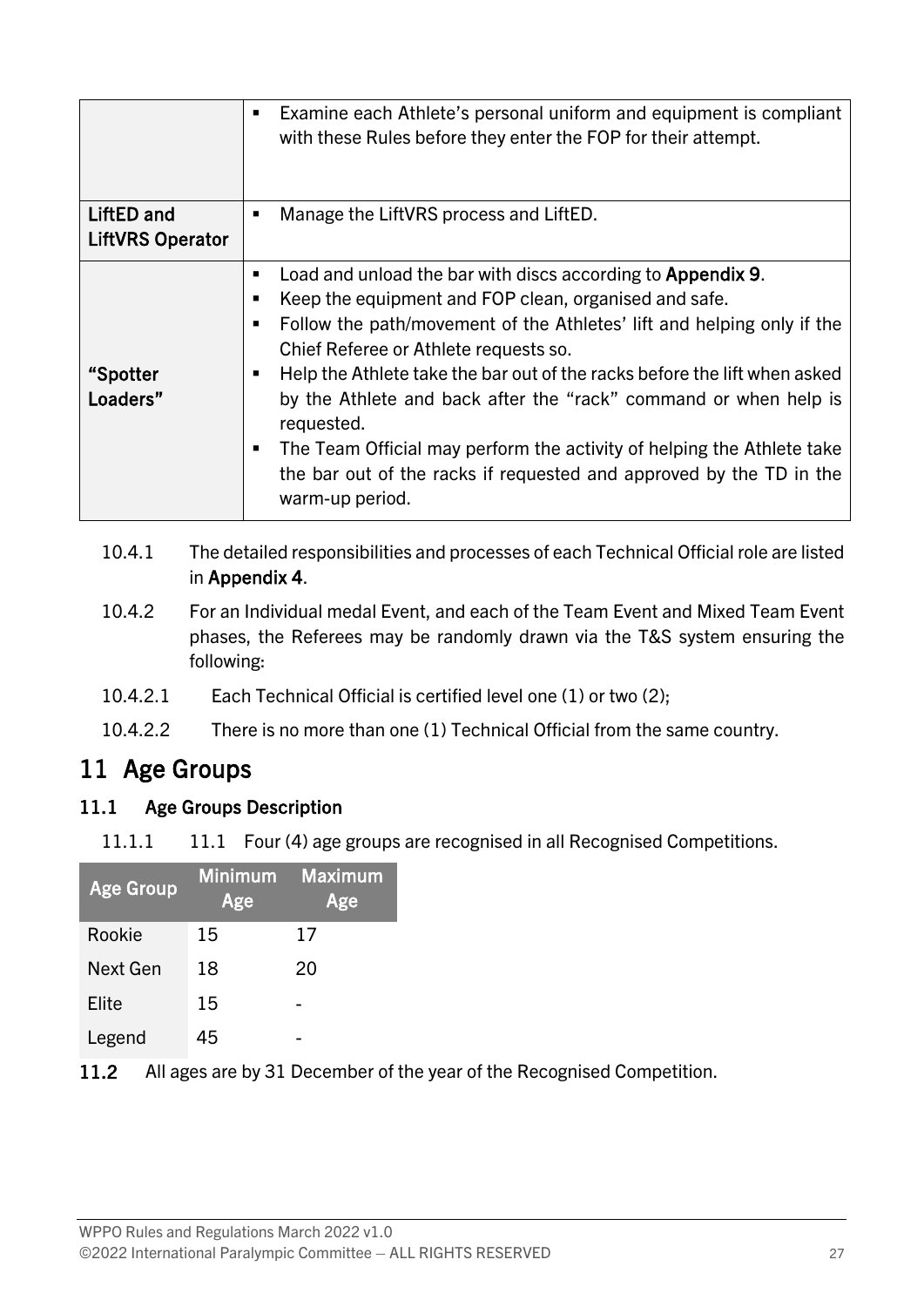| | |
|---|---|
| | - Examine each Athlete's personal uniform and equipment is compliant with these Rules before they enter the FOP for their attempt. |
| **LiftED and LiftVRS Operator** | - Manage the LiftVRS process and LiftED. |
| **"Spotter Loaders"** | - Load and unload the bar with discs according to **Appendix 9**. <br> - Keep the equipment and FOP clean, organised and safe. <br> - Follow the path/movement of the Athletes' lift and helping only if the Chief Referee or Athlete requests so. <br> - Help the Athlete take the bar out of the racks before the lift when asked by the Athlete and back after the "rack" command or when help is requested. <br> - The Team Official may perform the activity of helping the Athlete take the bar out of the racks if requested and approved by the TD in the warm-up period. |

10.4.1 The detailed responsibilities and processes of each Technical Official role are listed in **Appendix 4**.

10.4.2 For an Individual medal Event, and each of the Team Event and Mixed Team Event phases, the Referees may be randomly drawn via the T&S system ensuring the following:

10.4.2.1 Each Technical Official is certified level one (1) or two (2);

10.4.2.2 There is no more than one (1) Technical Official from the same country.

# 11 Age Groups

## 11.1 Age Groups Description

11.1.1 11.1 Four (4) age groups are recognised in all Recognised Competitions.

| Age Group | Minimum Age | Maximum Age |
|---|---|---|
| Rookie | 15 | 17 |
| Next Gen | 18 | 20 |
| Elite | 15 | - |
| Legend | 45 | - |

**11.2** All ages are by 31 December of the year of the Recognised Competition.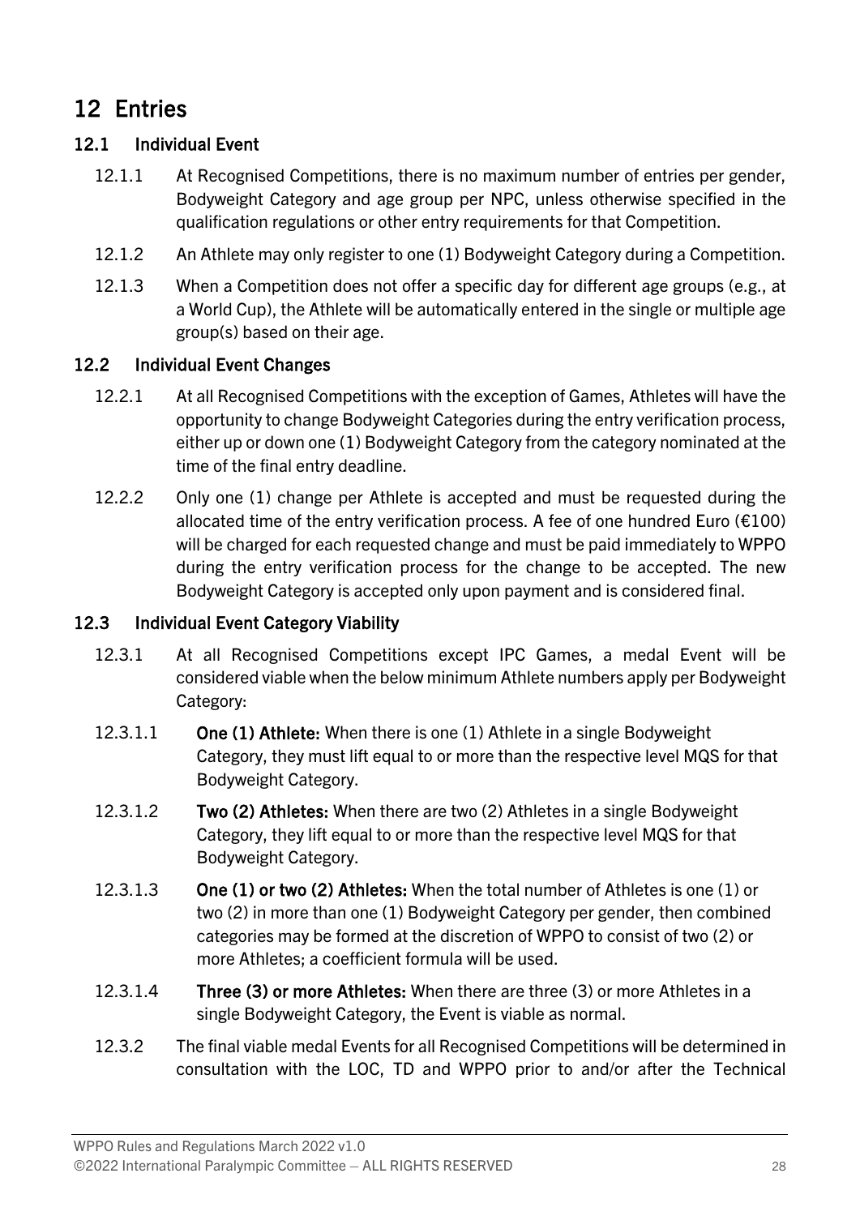# 12 Entries

## 12.1 Individual Event

12.1.1 At Recognised Competitions, there is no maximum number of entries per gender, Bodyweight Category and age group per NPC, unless otherwise specified in the qualification regulations or other entry requirements for that Competition.

12.1.2 An Athlete may only register to one (1) Bodyweight Category during a Competition.

12.1.3 When a Competition does not offer a specific day for different age groups (e.g., at a World Cup), the Athlete will be automatically entered in the single or multiple age group(s) based on their age.

## 12.2 Individual Event Changes

12.2.1 At all Recognised Competitions with the exception of Games, Athletes will have the opportunity to change Bodyweight Categories during the entry verification process, either up or down one (1) Bodyweight Category from the category nominated at the time of the final entry deadline.

12.2.2 Only one (1) change per Athlete is accepted and must be requested during the allocated time of the entry verification process. A fee of one hundred Euro (€100) will be charged for each requested change and must be paid immediately to WPPO during the entry verification process for the change to be accepted. The new Bodyweight Category is accepted only upon payment and is considered final.

## 12.3 Individual Event Category Viability

12.3.1 At all Recognised Competitions except IPC Games, a medal Event will be considered viable when the below minimum Athlete numbers apply per Bodyweight Category:

12.3.1.1 **One (1) Athlete:** When there is one (1) Athlete in a single Bodyweight Category, they must lift equal to or more than the respective level MQS for that Bodyweight Category.

12.3.1.2 **Two (2) Athletes:** When there are two (2) Athletes in a single Bodyweight Category, they lift equal to or more than the respective level MQS for that Bodyweight Category.

12.3.1.3 **One (1) or two (2) Athletes:** When the total number of Athletes is one (1) or two (2) in more than one (1) Bodyweight Category per gender, then combined categories may be formed at the discretion of WPPO to consist of two (2) or more Athletes; a coefficient formula will be used.

12.3.1.4 **Three (3) or more Athletes:** When there are three (3) or more Athletes in a single Bodyweight Category, the Event is viable as normal.

12.3.2 The final viable medal Events for all Recognised Competitions will be determined in consultation with the LOC, TD and WPPO prior to and/or after the Technical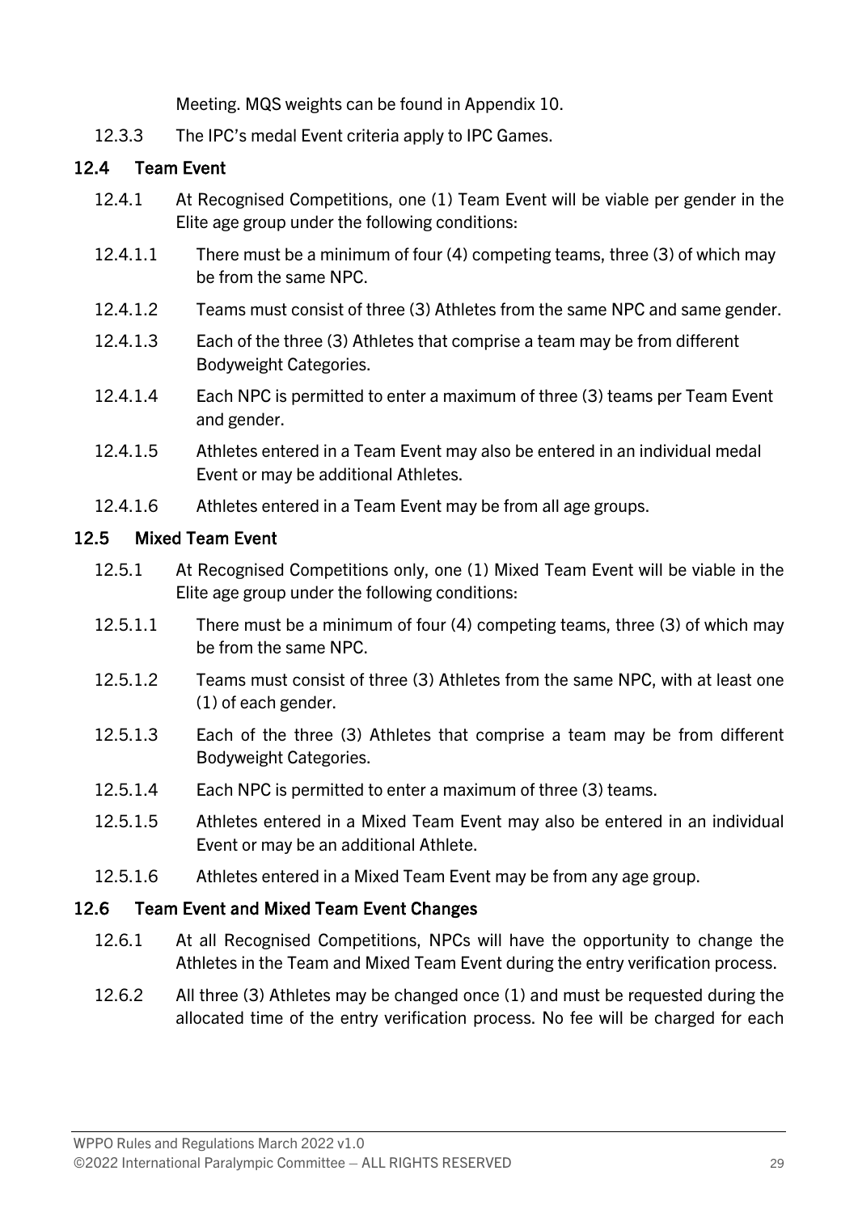Meeting. MQS weights can be found in Appendix 10.

12.3.3 The IPC's medal Event criteria apply to IPC Games.

## 12.4 Team Event

12.4.1 At Recognised Competitions, one (1) Team Event will be viable per gender in the Elite age group under the following conditions:

12.4.1.1 There must be a minimum of four (4) competing teams, three (3) of which may be from the same NPC.

12.4.1.2 Teams must consist of three (3) Athletes from the same NPC and same gender.

12.4.1.3 Each of the three (3) Athletes that comprise a team may be from different Bodyweight Categories.

12.4.1.4 Each NPC is permitted to enter a maximum of three (3) teams per Team Event and gender.

12.4.1.5 Athletes entered in a Team Event may also be entered in an individual medal Event or may be additional Athletes.

12.4.1.6 Athletes entered in a Team Event may be from all age groups.

## 12.5 Mixed Team Event

12.5.1 At Recognised Competitions only, one (1) Mixed Team Event will be viable in the Elite age group under the following conditions:

12.5.1.1 There must be a minimum of four (4) competing teams, three (3) of which may be from the same NPC.

12.5.1.2 Teams must consist of three (3) Athletes from the same NPC, with at least one (1) of each gender.

12.5.1.3 Each of the three (3) Athletes that comprise a team may be from different Bodyweight Categories.

12.5.1.4 Each NPC is permitted to enter a maximum of three (3) teams.

12.5.1.5 Athletes entered in a Mixed Team Event may also be entered in an individual Event or may be an additional Athlete.

12.5.1.6 Athletes entered in a Mixed Team Event may be from any age group.

## 12.6 Team Event and Mixed Team Event Changes

12.6.1 At all Recognised Competitions, NPCs will have the opportunity to change the Athletes in the Team and Mixed Team Event during the entry verification process.

12.6.2 All three (3) Athletes may be changed once (1) and must be requested during the allocated time of the entry verification process. No fee will be charged for each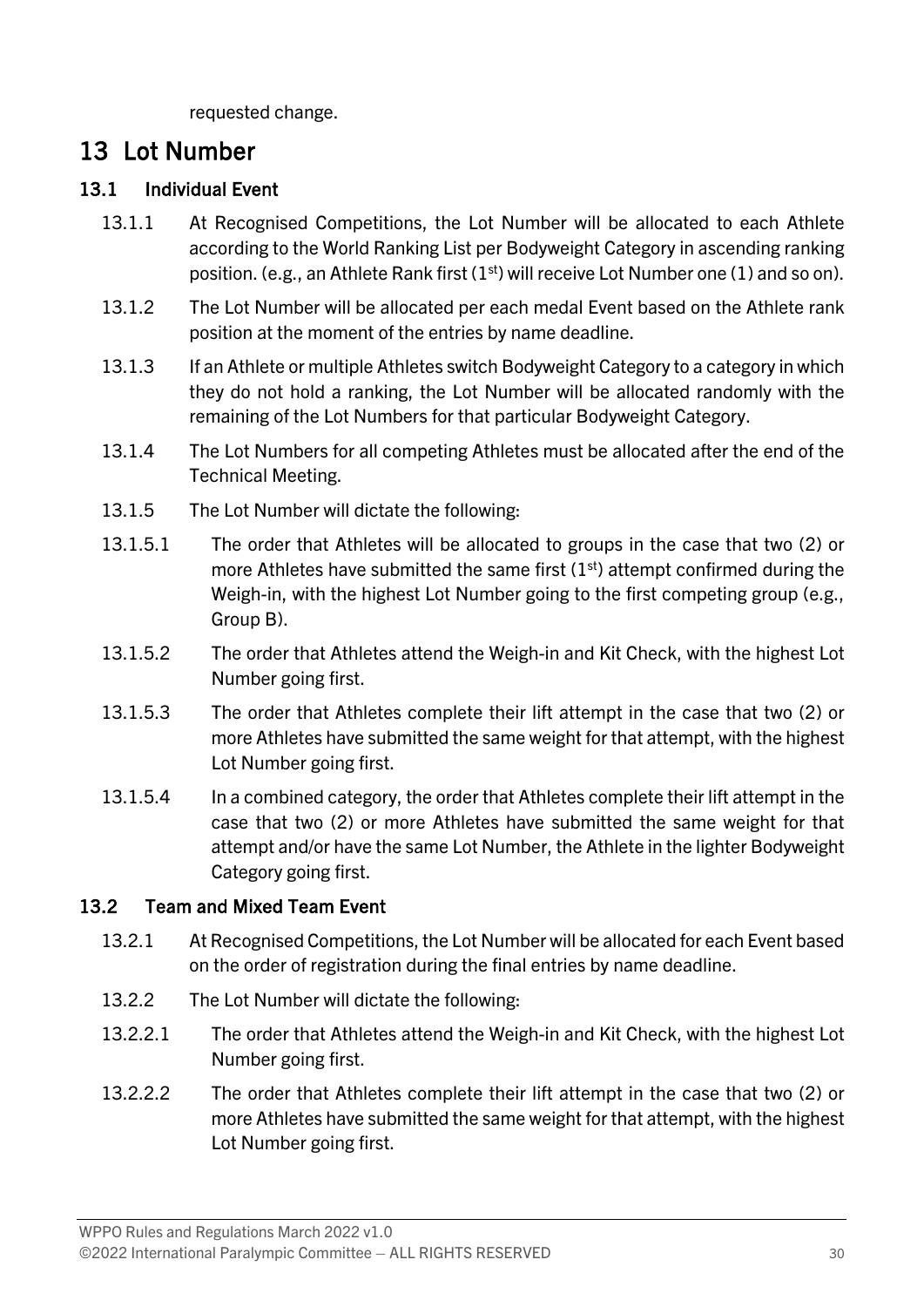requested change.

# 13 Lot Number

## 13.1 Individual Event

13.1.1 At Recognised Competitions, the Lot Number will be allocated to each Athlete according to the World Ranking List per Bodyweight Category in ascending ranking position. (e.g., an Athlete Rank first (1st) will receive Lot Number one (1) and so on).

13.1.2 The Lot Number will be allocated per each medal Event based on the Athlete rank position at the moment of the entries by name deadline.

13.1.3 If an Athlete or multiple Athletes switch Bodyweight Category to a category in which they do not hold a ranking, the Lot Number will be allocated randomly with the remaining of the Lot Numbers for that particular Bodyweight Category.

13.1.4 The Lot Numbers for all competing Athletes must be allocated after the end of the Technical Meeting.

13.1.5 The Lot Number will dictate the following:

13.1.5.1 The order that Athletes will be allocated to groups in the case that two (2) or more Athletes have submitted the same first (1st) attempt confirmed during the Weigh-in, with the highest Lot Number going to the first competing group (e.g., Group B).

13.1.5.2 The order that Athletes attend the Weigh-in and Kit Check, with the highest Lot Number going first.

13.1.5.3 The order that Athletes complete their lift attempt in the case that two (2) or more Athletes have submitted the same weight for that attempt, with the highest Lot Number going first.

13.1.5.4 In a combined category, the order that Athletes complete their lift attempt in the case that two (2) or more Athletes have submitted the same weight for that attempt and/or have the same Lot Number, the Athlete in the lighter Bodyweight Category going first.

## 13.2 Team and Mixed Team Event

13.2.1 At Recognised Competitions, the Lot Number will be allocated for each Event based on the order of registration during the final entries by name deadline.

13.2.2 The Lot Number will dictate the following:

13.2.2.1 The order that Athletes attend the Weigh-in and Kit Check, with the highest Lot Number going first.

13.2.2.2 The order that Athletes complete their lift attempt in the case that two (2) or more Athletes have submitted the same weight for that attempt, with the highest Lot Number going first.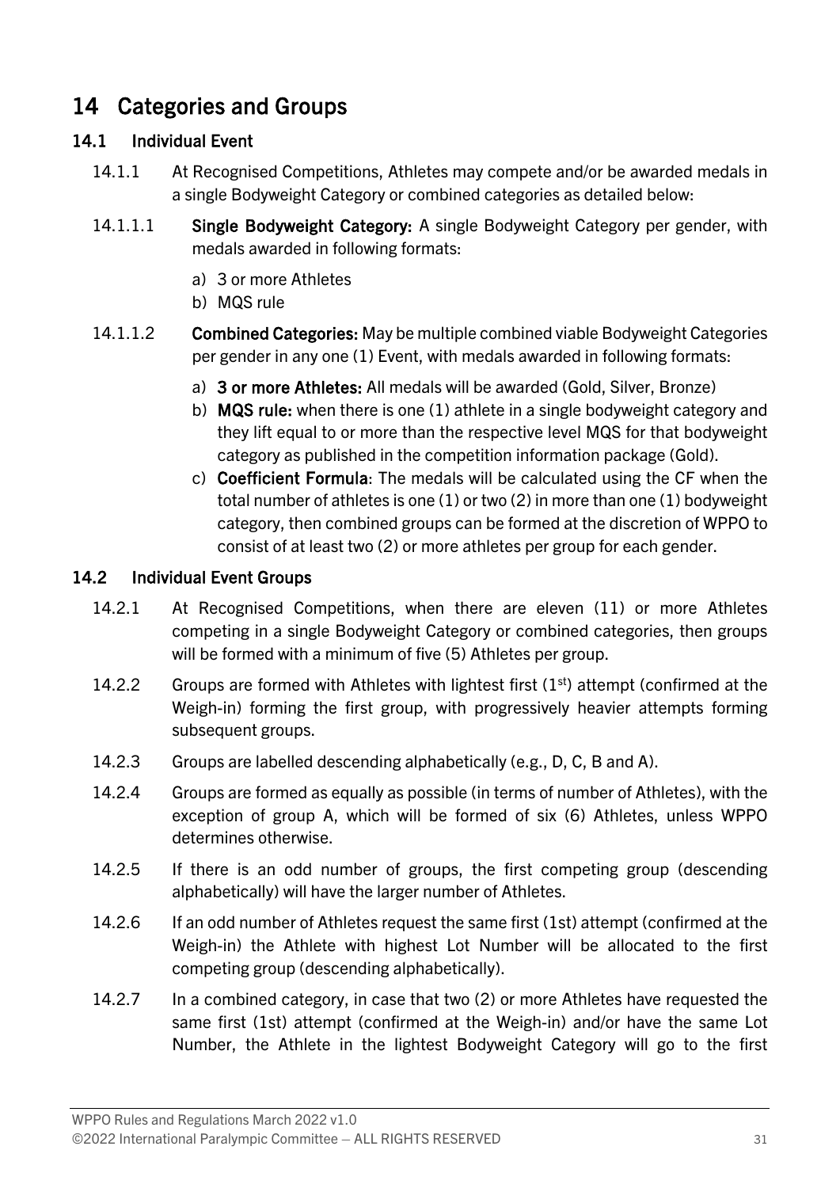# 14 Categories and Groups

## 14.1 Individual Event

14.1.1 At Recognised Competitions, Athletes may compete and/or be awarded medals in a single Bodyweight Category or combined categories as detailed below:

14.1.1.1 **Single Bodyweight Category:** A single Bodyweight Category per gender, with medals awarded in following formats:

a) 3 or more Athletes
b) MQS rule

14.1.1.2 **Combined Categories:** May be multiple combined viable Bodyweight Categories per gender in any one (1) Event, with medals awarded in following formats:

a) **3 or more Athletes:** All medals will be awarded (Gold, Silver, Bronze)
b) **MQS rule:** when there is one (1) athlete in a single bodyweight category and they lift equal to or more than the respective level MQS for that bodyweight category as published in the competition information package (Gold).
c) **Coefficient Formula**: The medals will be calculated using the CF when the total number of athletes is one (1) or two (2) in more than one (1) bodyweight category, then combined groups can be formed at the discretion of WPPO to consist of at least two (2) or more athletes per group for each gender.

## 14.2 Individual Event Groups

14.2.1 At Recognised Competitions, when there are eleven (11) or more Athletes competing in a single Bodyweight Category or combined categories, then groups will be formed with a minimum of five (5) Athletes per group.

14.2.2 Groups are formed with Athletes with lightest first (1st) attempt (confirmed at the Weigh-in) forming the first group, with progressively heavier attempts forming subsequent groups.

14.2.3 Groups are labelled descending alphabetically (e.g., D, C, B and A).

14.2.4 Groups are formed as equally as possible (in terms of number of Athletes), with the exception of group A, which will be formed of six (6) Athletes, unless WPPO determines otherwise.

14.2.5 If there is an odd number of groups, the first competing group (descending alphabetically) will have the larger number of Athletes.

14.2.6 If an odd number of Athletes request the same first (1st) attempt (confirmed at the Weigh-in) the Athlete with highest Lot Number will be allocated to the first competing group (descending alphabetically).

14.2.7 In a combined category, in case that two (2) or more Athletes have requested the same first (1st) attempt (confirmed at the Weigh-in) and/or have the same Lot Number, the Athlete in the lightest Bodyweight Category will go to the first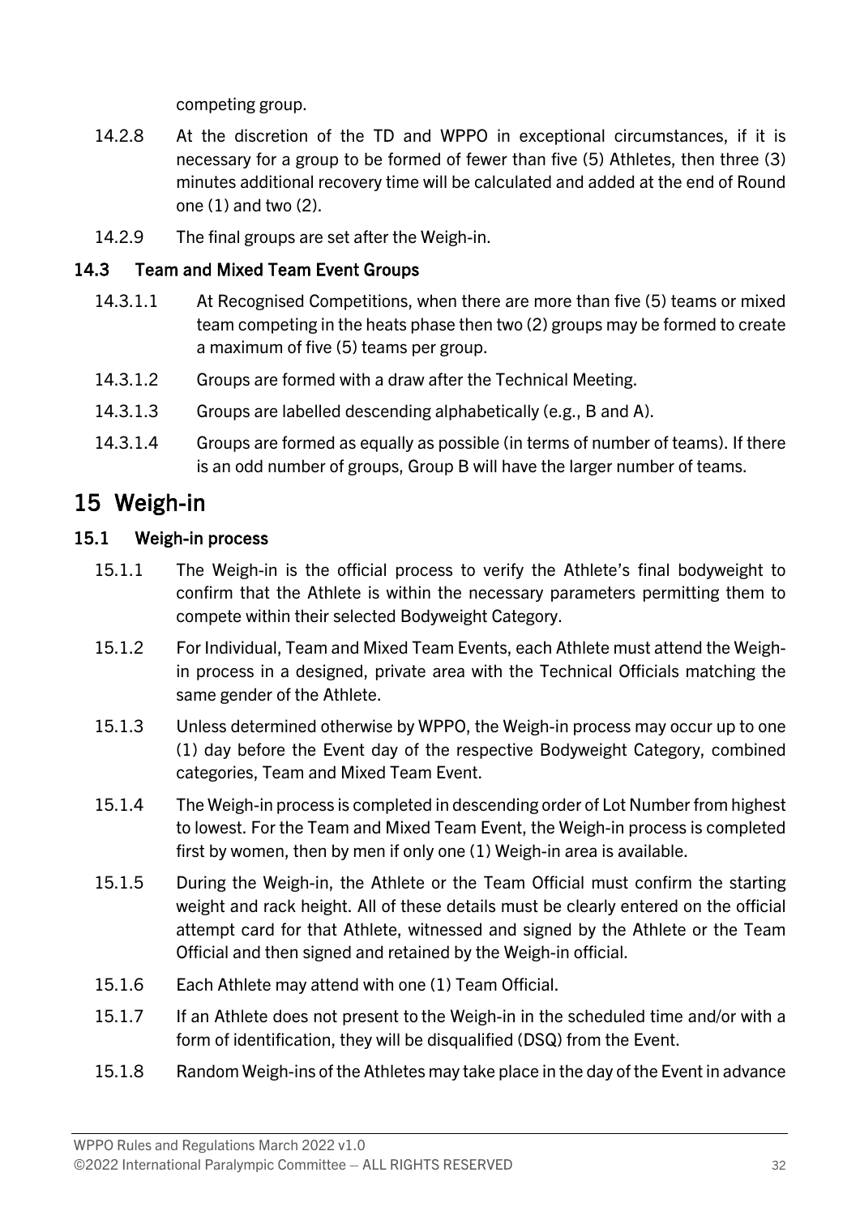competing group.

14.2.8 At the discretion of the TD and WPPO in exceptional circumstances, if it is necessary for a group to be formed of fewer than five (5) Athletes, then three (3) minutes additional recovery time will be calculated and added at the end of Round one (1) and two (2).

14.2.9 The final groups are set after the Weigh-in.

### 14.3 Team and Mixed Team Event Groups

14.3.1.1 At Recognised Competitions, when there are more than five (5) teams or mixed team competing in the heats phase then two (2) groups may be formed to create a maximum of five (5) teams per group.

14.3.1.2 Groups are formed with a draw after the Technical Meeting.

14.3.1.3 Groups are labelled descending alphabetically (e.g., B and A).

14.3.1.4 Groups are formed as equally as possible (in terms of number of teams). If there is an odd number of groups, Group B will have the larger number of teams.

# 15 Weigh-in

### 15.1 Weigh-in process

15.1.1 The Weigh-in is the official process to verify the Athlete's final bodyweight to confirm that the Athlete is within the necessary parameters permitting them to compete within their selected Bodyweight Category.

15.1.2 For Individual, Team and Mixed Team Events, each Athlete must attend the Weigh-in process in a designed, private area with the Technical Officials matching the same gender of the Athlete.

15.1.3 Unless determined otherwise by WPPO, the Weigh-in process may occur up to one (1) day before the Event day of the respective Bodyweight Category, combined categories, Team and Mixed Team Event.

15.1.4 The Weigh-in process is completed in descending order of Lot Number from highest to lowest. For the Team and Mixed Team Event, the Weigh-in process is completed first by women, then by men if only one (1) Weigh-in area is available.

15.1.5 During the Weigh-in, the Athlete or the Team Official must confirm the starting weight and rack height. All of these details must be clearly entered on the official attempt card for that Athlete, witnessed and signed by the Athlete or the Team Official and then signed and retained by the Weigh-in official.

15.1.6 Each Athlete may attend with one (1) Team Official.

15.1.7 If an Athlete does not present to the Weigh-in in the scheduled time and/or with a form of identification, they will be disqualified (DSQ) from the Event.

15.1.8 Random Weigh-ins of the Athletes may take place in the day of the Event in advance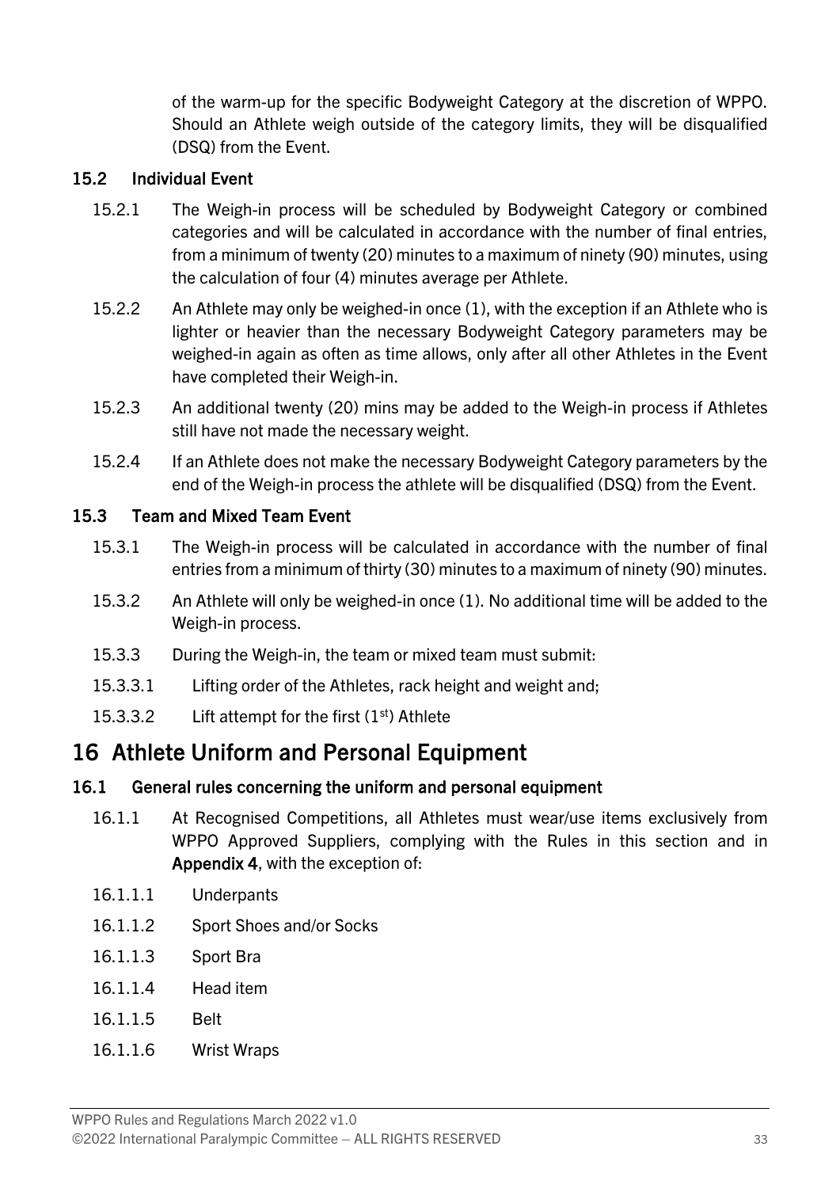of the warm-up for the specific Bodyweight Category at the discretion of WPPO. Should an Athlete weigh outside of the category limits, they will be disqualified (DSQ) from the Event.

### 15.2 Individual Event

15.2.1 The Weigh-in process will be scheduled by Bodyweight Category or combined categories and will be calculated in accordance with the number of final entries, from a minimum of twenty (20) minutes to a maximum of ninety (90) minutes, using the calculation of four (4) minutes average per Athlete.

15.2.2 An Athlete may only be weighed-in once (1), with the exception if an Athlete who is lighter or heavier than the necessary Bodyweight Category parameters may be weighed-in again as often as time allows, only after all other Athletes in the Event have completed their Weigh-in.

15.2.3 An additional twenty (20) mins may be added to the Weigh-in process if Athletes still have not made the necessary weight.

15.2.4 If an Athlete does not make the necessary Bodyweight Category parameters by the end of the Weigh-in process the athlete will be disqualified (DSQ) from the Event.

### 15.3 Team and Mixed Team Event

15.3.1 The Weigh-in process will be calculated in accordance with the number of final entries from a minimum of thirty (30) minutes to a maximum of ninety (90) minutes.

15.3.2 An Athlete will only be weighed-in once (1). No additional time will be added to the Weigh-in process.

15.3.3 During the Weigh-in, the team or mixed team must submit:

15.3.3.1 Lifting order of the Athletes, rack height and weight and;

15.3.3.2 Lift attempt for the first (1st) Athlete

# 16 Athlete Uniform and Personal Equipment

### 16.1 General rules concerning the uniform and personal equipment

16.1.1 At Recognised Competitions, all Athletes must wear/use items exclusively from WPPO Approved Suppliers, complying with the Rules in this section and in **Appendix 4**, with the exception of:

16.1.1.1 Underpants

16.1.1.2 Sport Shoes and/or Socks

16.1.1.3 Sport Bra

16.1.1.4 Head item

16.1.1.5 Belt

16.1.1.6 Wrist Wraps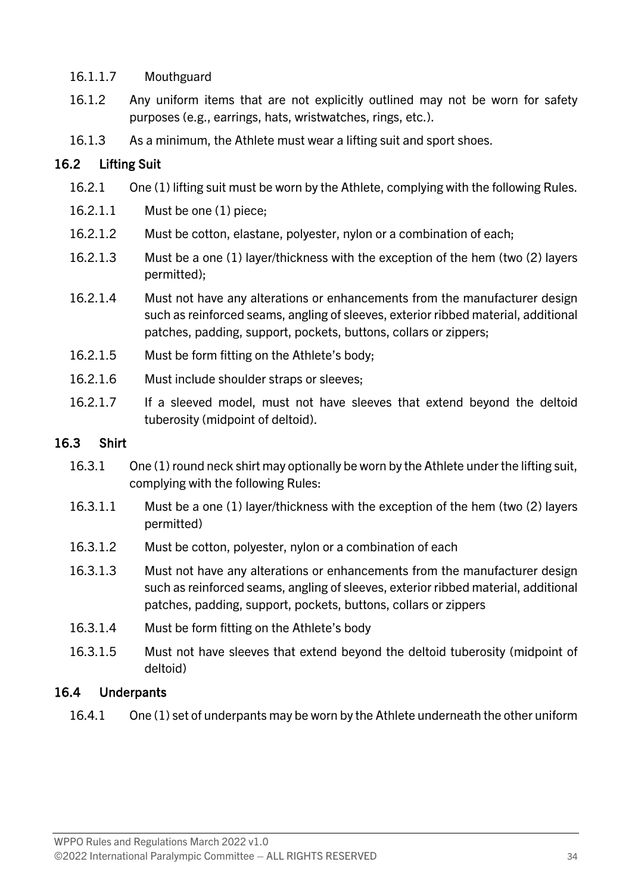16.1.1.7 Mouthguard

16.1.2 Any uniform items that are not explicitly outlined may not be worn for safety purposes (e.g., earrings, hats, wristwatches, rings, etc.).

16.1.3 As a minimum, the Athlete must wear a lifting suit and sport shoes.

## 16.2 Lifting Suit

16.2.1 One (1) lifting suit must be worn by the Athlete, complying with the following Rules.

16.2.1.1 Must be one (1) piece;

16.2.1.2 Must be cotton, elastane, polyester, nylon or a combination of each;

16.2.1.3 Must be a one (1) layer/thickness with the exception of the hem (two (2) layers permitted);

16.2.1.4 Must not have any alterations or enhancements from the manufacturer design such as reinforced seams, angling of sleeves, exterior ribbed material, additional patches, padding, support, pockets, buttons, collars or zippers;

16.2.1.5 Must be form fitting on the Athlete's body;

16.2.1.6 Must include shoulder straps or sleeves;

16.2.1.7 If a sleeved model, must not have sleeves that extend beyond the deltoid tuberosity (midpoint of deltoid).

## 16.3 Shirt

16.3.1 One (1) round neck shirt may optionally be worn by the Athlete under the lifting suit, complying with the following Rules:

16.3.1.1 Must be a one (1) layer/thickness with the exception of the hem (two (2) layers permitted)

16.3.1.2 Must be cotton, polyester, nylon or a combination of each

16.3.1.3 Must not have any alterations or enhancements from the manufacturer design such as reinforced seams, angling of sleeves, exterior ribbed material, additional patches, padding, support, pockets, buttons, collars or zippers

16.3.1.4 Must be form fitting on the Athlete's body

16.3.1.5 Must not have sleeves that extend beyond the deltoid tuberosity (midpoint of deltoid)

## 16.4 Underpants

16.4.1 One (1) set of underpants may be worn by the Athlete underneath the other uniform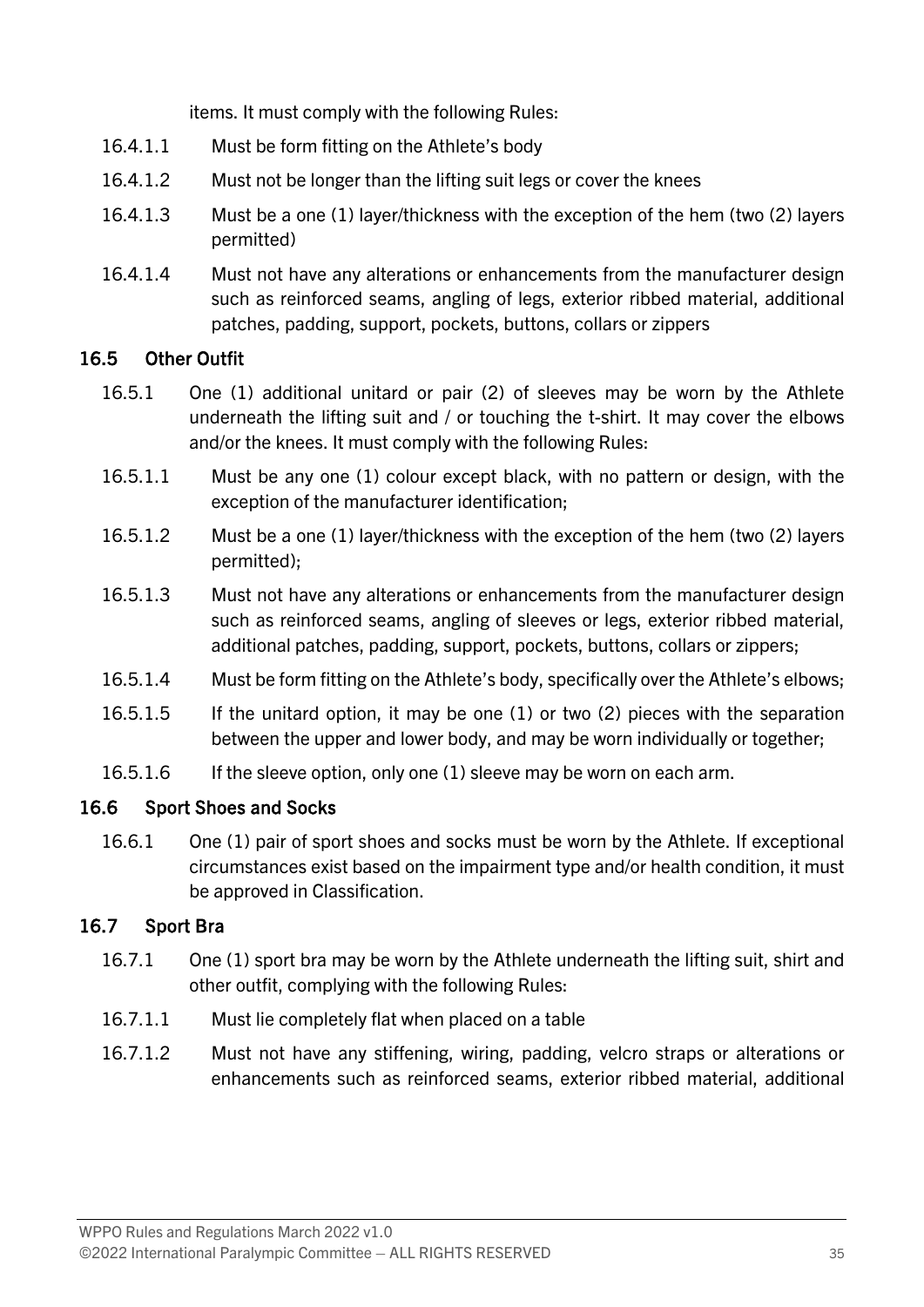items. It must comply with the following Rules:

16.4.1.1 Must be form fitting on the Athlete's body

16.4.1.2 Must not be longer than the lifting suit legs or cover the knees

16.4.1.3 Must be a one (1) layer/thickness with the exception of the hem (two (2) layers permitted)

16.4.1.4 Must not have any alterations or enhancements from the manufacturer design such as reinforced seams, angling of legs, exterior ribbed material, additional patches, padding, support, pockets, buttons, collars or zippers

## 16.5 Other Outfit

16.5.1 One (1) additional unitard or pair (2) of sleeves may be worn by the Athlete underneath the lifting suit and / or touching the t-shirt. It may cover the elbows and/or the knees. It must comply with the following Rules:

16.5.1.1 Must be any one (1) colour except black, with no pattern or design, with the exception of the manufacturer identification;

16.5.1.2 Must be a one (1) layer/thickness with the exception of the hem (two (2) layers permitted);

16.5.1.3 Must not have any alterations or enhancements from the manufacturer design such as reinforced seams, angling of sleeves or legs, exterior ribbed material, additional patches, padding, support, pockets, buttons, collars or zippers;

16.5.1.4 Must be form fitting on the Athlete's body, specifically over the Athlete's elbows;

16.5.1.5 If the unitard option, it may be one (1) or two (2) pieces with the separation between the upper and lower body, and may be worn individually or together;

16.5.1.6 If the sleeve option, only one (1) sleeve may be worn on each arm.

## 16.6 Sport Shoes and Socks

16.6.1 One (1) pair of sport shoes and socks must be worn by the Athlete. If exceptional circumstances exist based on the impairment type and/or health condition, it must be approved in Classification.

## 16.7 Sport Bra

16.7.1 One (1) sport bra may be worn by the Athlete underneath the lifting suit, shirt and other outfit, complying with the following Rules:

16.7.1.1 Must lie completely flat when placed on a table

16.7.1.2 Must not have any stiffening, wiring, padding, velcro straps or alterations or enhancements such as reinforced seams, exterior ribbed material, additional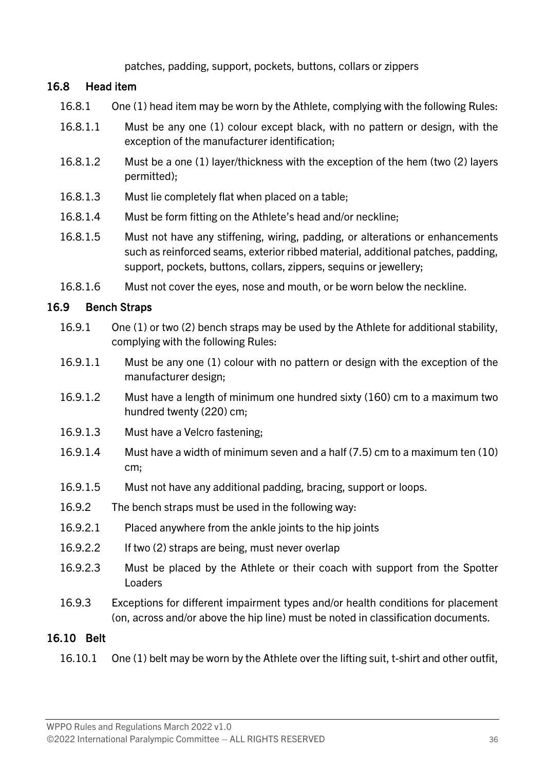patches, padding, support, pockets, buttons, collars or zippers

## 16.8 Head item

16.8.1 One (1) head item may be worn by the Athlete, complying with the following Rules:

16.8.1.1 Must be any one (1) colour except black, with no pattern or design, with the exception of the manufacturer identification;

16.8.1.2 Must be a one (1) layer/thickness with the exception of the hem (two (2) layers permitted);

16.8.1.3 Must lie completely flat when placed on a table;

16.8.1.4 Must be form fitting on the Athlete's head and/or neckline;

16.8.1.5 Must not have any stiffening, wiring, padding, or alterations or enhancements such as reinforced seams, exterior ribbed material, additional patches, padding, support, pockets, buttons, collars, zippers, sequins or jewellery;

16.8.1.6 Must not cover the eyes, nose and mouth, or be worn below the neckline.

## 16.9 Bench Straps

16.9.1 One (1) or two (2) bench straps may be used by the Athlete for additional stability, complying with the following Rules:

16.9.1.1 Must be any one (1) colour with no pattern or design with the exception of the manufacturer design;

16.9.1.2 Must have a length of minimum one hundred sixty (160) cm to a maximum two hundred twenty (220) cm;

16.9.1.3 Must have a Velcro fastening;

16.9.1.4 Must have a width of minimum seven and a half (7.5) cm to a maximum ten (10) cm;

16.9.1.5 Must not have any additional padding, bracing, support or loops.

16.9.2 The bench straps must be used in the following way:

16.9.2.1 Placed anywhere from the ankle joints to the hip joints

16.9.2.2 If two (2) straps are being, must never overlap

16.9.2.3 Must be placed by the Athlete or their coach with support from the Spotter Loaders

16.9.3 Exceptions for different impairment types and/or health conditions for placement (on, across and/or above the hip line) must be noted in classification documents.

## 16.10 Belt

16.10.1 One (1) belt may be worn by the Athlete over the lifting suit, t-shirt and other outfit,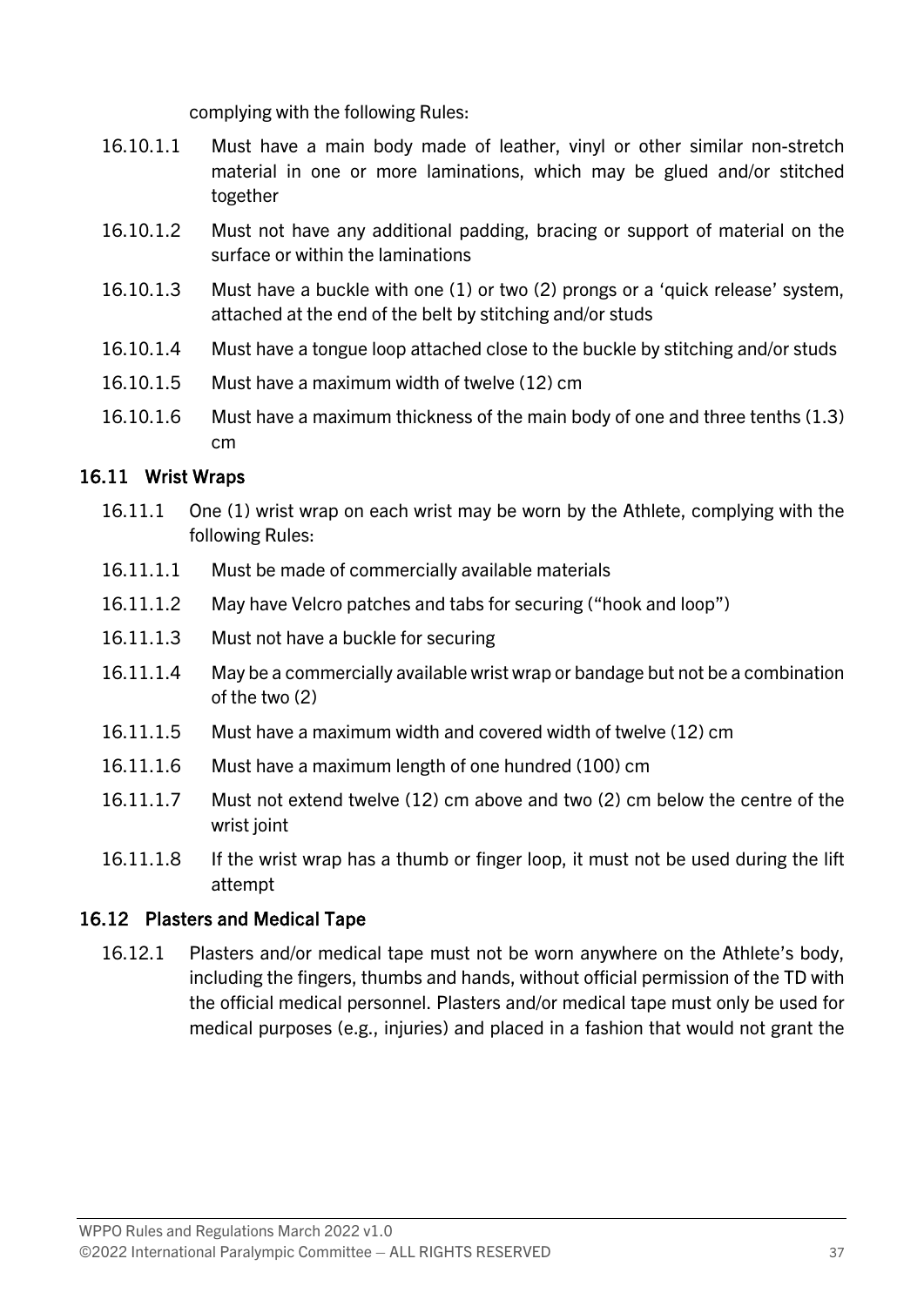complying with the following Rules:

16.10.1.1 Must have a main body made of leather, vinyl or other similar non-stretch material in one or more laminations, which may be glued and/or stitched together

16.10.1.2 Must not have any additional padding, bracing or support of material on the surface or within the laminations

16.10.1.3 Must have a buckle with one (1) or two (2) prongs or a 'quick release' system, attached at the end of the belt by stitching and/or studs

16.10.1.4 Must have a tongue loop attached close to the buckle by stitching and/or studs

16.10.1.5 Must have a maximum width of twelve (12) cm

16.10.1.6 Must have a maximum thickness of the main body of one and three tenths (1.3) cm

### 16.11 Wrist Wraps

16.11.1 One (1) wrist wrap on each wrist may be worn by the Athlete, complying with the following Rules:

16.11.1.1 Must be made of commercially available materials

16.11.1.2 May have Velcro patches and tabs for securing ("hook and loop")

16.11.1.3 Must not have a buckle for securing

16.11.1.4 May be a commercially available wrist wrap or bandage but not be a combination of the two (2)

16.11.1.5 Must have a maximum width and covered width of twelve (12) cm

16.11.1.6 Must have a maximum length of one hundred (100) cm

16.11.1.7 Must not extend twelve (12) cm above and two (2) cm below the centre of the wrist joint

16.11.1.8 If the wrist wrap has a thumb or finger loop, it must not be used during the lift attempt

### 16.12 Plasters and Medical Tape

16.12.1 Plasters and/or medical tape must not be worn anywhere on the Athlete's body, including the fingers, thumbs and hands, without official permission of the TD with the official medical personnel. Plasters and/or medical tape must only be used for medical purposes (e.g., injuries) and placed in a fashion that would not grant the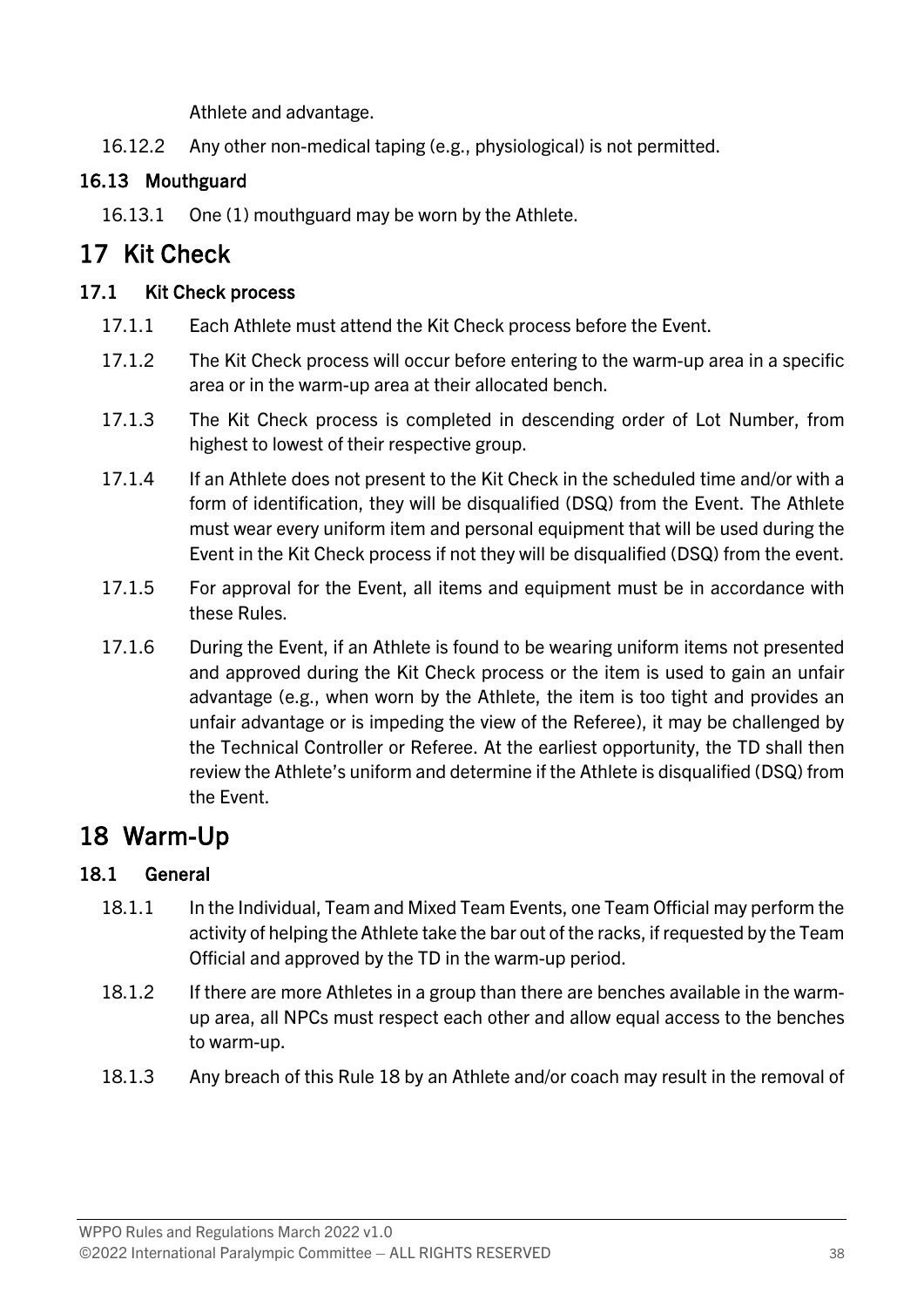Athlete and advantage.

16.12.2 Any other non-medical taping (e.g., physiological) is not permitted.

### 16.13 Mouthguard

16.13.1 One (1) mouthguard may be worn by the Athlete.

# 17 Kit Check

### 17.1 Kit Check process

17.1.1 Each Athlete must attend the Kit Check process before the Event.

17.1.2 The Kit Check process will occur before entering to the warm-up area in a specific area or in the warm-up area at their allocated bench.

17.1.3 The Kit Check process is completed in descending order of Lot Number, from highest to lowest of their respective group.

17.1.4 If an Athlete does not present to the Kit Check in the scheduled time and/or with a form of identification, they will be disqualified (DSQ) from the Event. The Athlete must wear every uniform item and personal equipment that will be used during the Event in the Kit Check process if not they will be disqualified (DSQ) from the event.

17.1.5 For approval for the Event, all items and equipment must be in accordance with these Rules.

17.1.6 During the Event, if an Athlete is found to be wearing uniform items not presented and approved during the Kit Check process or the item is used to gain an unfair advantage (e.g., when worn by the Athlete, the item is too tight and provides an unfair advantage or is impeding the view of the Referee), it may be challenged by the Technical Controller or Referee. At the earliest opportunity, the TD shall then review the Athlete's uniform and determine if the Athlete is disqualified (DSQ) from the Event.

# 18 Warm-Up

### 18.1 General

18.1.1 In the Individual, Team and Mixed Team Events, one Team Official may perform the activity of helping the Athlete take the bar out of the racks, if requested by the Team Official and approved by the TD in the warm-up period.

18.1.2 If there are more Athletes in a group than there are benches available in the warm-up area, all NPCs must respect each other and allow equal access to the benches to warm-up.

18.1.3 Any breach of this Rule 18 by an Athlete and/or coach may result in the removal of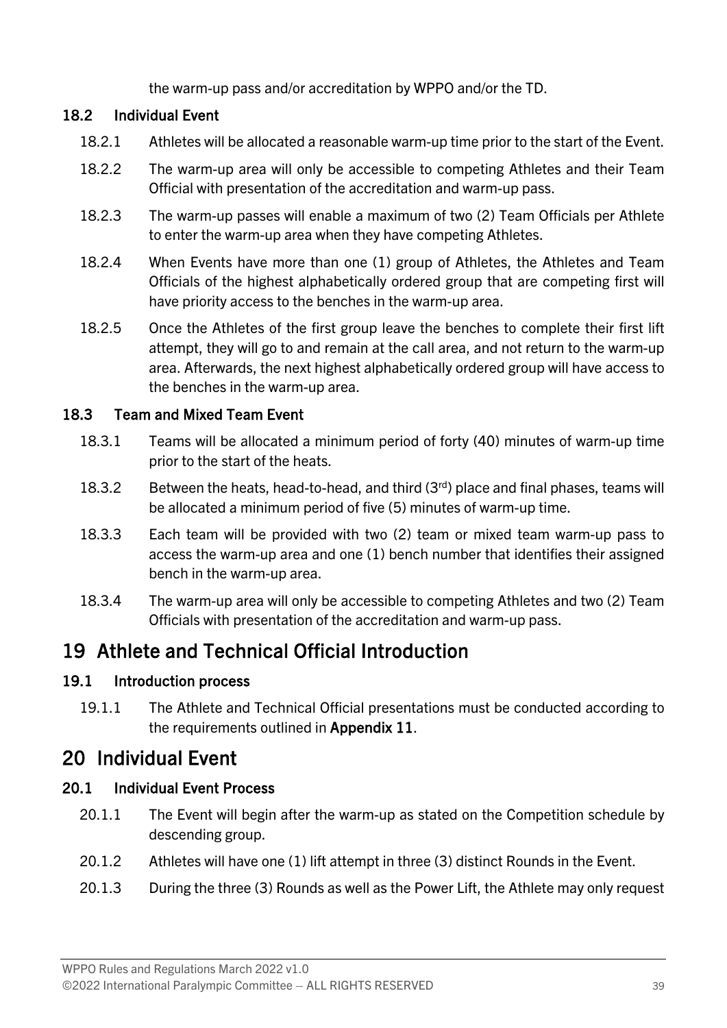the warm-up pass and/or accreditation by WPPO and/or the TD.

### 18.2 Individual Event

18.2.1 Athletes will be allocated a reasonable warm-up time prior to the start of the Event.

18.2.2 The warm-up area will only be accessible to competing Athletes and their Team Official with presentation of the accreditation and warm-up pass.

18.2.3 The warm-up passes will enable a maximum of two (2) Team Officials per Athlete to enter the warm-up area when they have competing Athletes.

18.2.4 When Events have more than one (1) group of Athletes, the Athletes and Team Officials of the highest alphabetically ordered group that are competing first will have priority access to the benches in the warm-up area.

18.2.5 Once the Athletes of the first group leave the benches to complete their first lift attempt, they will go to and remain at the call area, and not return to the warm-up area. Afterwards, the next highest alphabetically ordered group will have access to the benches in the warm-up area.

### 18.3 Team and Mixed Team Event

18.3.1 Teams will be allocated a minimum period of forty (40) minutes of warm-up time prior to the start of the heats.

18.3.2 Between the heats, head-to-head, and third (3rd) place and final phases, teams will be allocated a minimum period of five (5) minutes of warm-up time.

18.3.3 Each team will be provided with two (2) team or mixed team warm-up pass to access the warm-up area and one (1) bench number that identifies their assigned bench in the warm-up area.

18.3.4 The warm-up area will only be accessible to competing Athletes and two (2) Team Officials with presentation of the accreditation and warm-up pass.

## 19 Athlete and Technical Official Introduction

### 19.1 Introduction process

19.1.1 The Athlete and Technical Official presentations must be conducted according to the requirements outlined in **Appendix 11**.

## 20 Individual Event

### 20.1 Individual Event Process

20.1.1 The Event will begin after the warm-up as stated on the Competition schedule by descending group.

20.1.2 Athletes will have one (1) lift attempt in three (3) distinct Rounds in the Event.

20.1.3 During the three (3) Rounds as well as the Power Lift, the Athlete may only request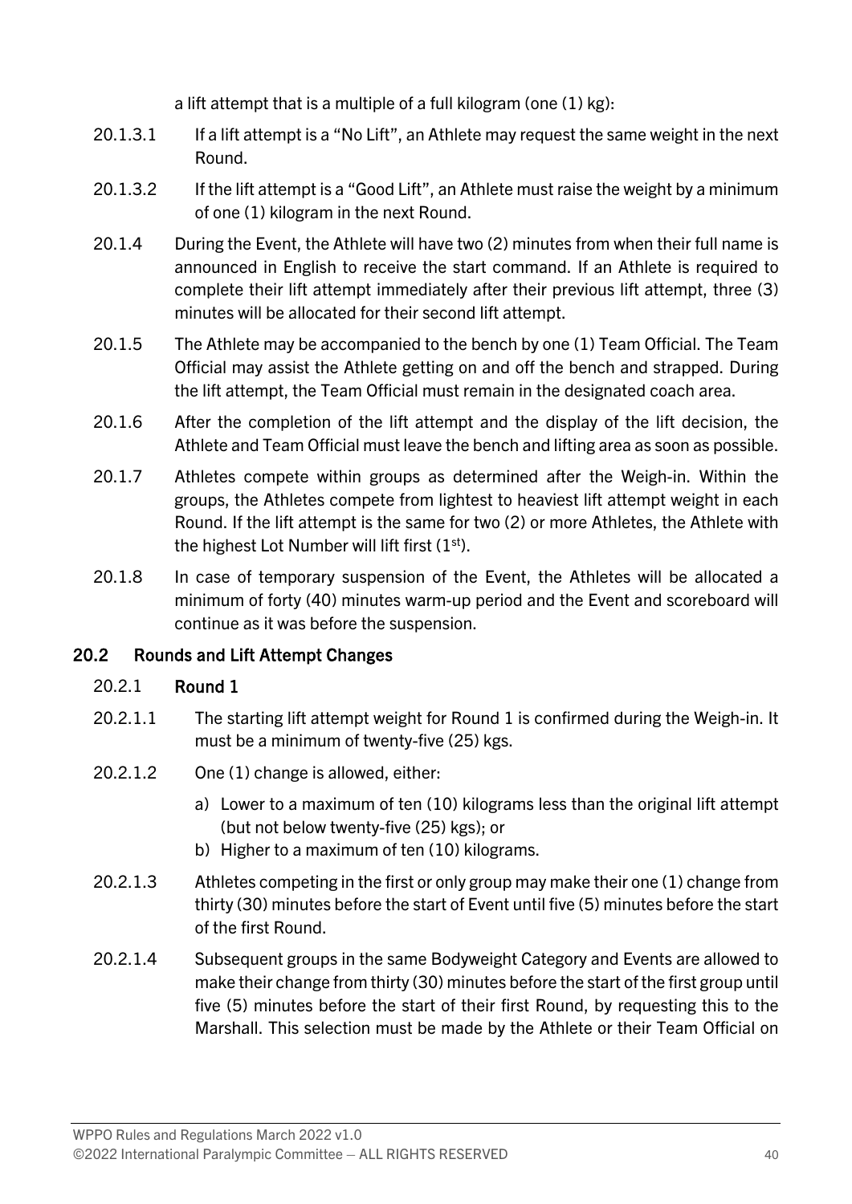a lift attempt that is a multiple of a full kilogram (one (1) kg):

20.1.3.1 If a lift attempt is a "No Lift", an Athlete may request the same weight in the next Round.

20.1.3.2 If the lift attempt is a "Good Lift", an Athlete must raise the weight by a minimum of one (1) kilogram in the next Round.

20.1.4 During the Event, the Athlete will have two (2) minutes from when their full name is announced in English to receive the start command. If an Athlete is required to complete their lift attempt immediately after their previous lift attempt, three (3) minutes will be allocated for their second lift attempt.

20.1.5 The Athlete may be accompanied to the bench by one (1) Team Official. The Team Official may assist the Athlete getting on and off the bench and strapped. During the lift attempt, the Team Official must remain in the designated coach area.

20.1.6 After the completion of the lift attempt and the display of the lift decision, the Athlete and Team Official must leave the bench and lifting area as soon as possible.

20.1.7 Athletes compete within groups as determined after the Weigh-in. Within the groups, the Athletes compete from lightest to heaviest lift attempt weight in each Round. If the lift attempt is the same for two (2) or more Athletes, the Athlete with the highest Lot Number will lift first (1st).

20.1.8 In case of temporary suspension of the Event, the Athletes will be allocated a minimum of forty (40) minutes warm-up period and the Event and scoreboard will continue as it was before the suspension.

## 20.2 Rounds and Lift Attempt Changes

### 20.2.1 Round 1

20.2.1.1 The starting lift attempt weight for Round 1 is confirmed during the Weigh-in. It must be a minimum of twenty-five (25) kgs.

20.2.1.2 One (1) change is allowed, either:

a) Lower to a maximum of ten (10) kilograms less than the original lift attempt (but not below twenty-five (25) kgs); or
b) Higher to a maximum of ten (10) kilograms.

20.2.1.3 Athletes competing in the first or only group may make their one (1) change from thirty (30) minutes before the start of Event until five (5) minutes before the start of the first Round.

20.2.1.4 Subsequent groups in the same Bodyweight Category and Events are allowed to make their change from thirty (30) minutes before the start of the first group until five (5) minutes before the start of their first Round, by requesting this to the Marshall. This selection must be made by the Athlete or their Team Official on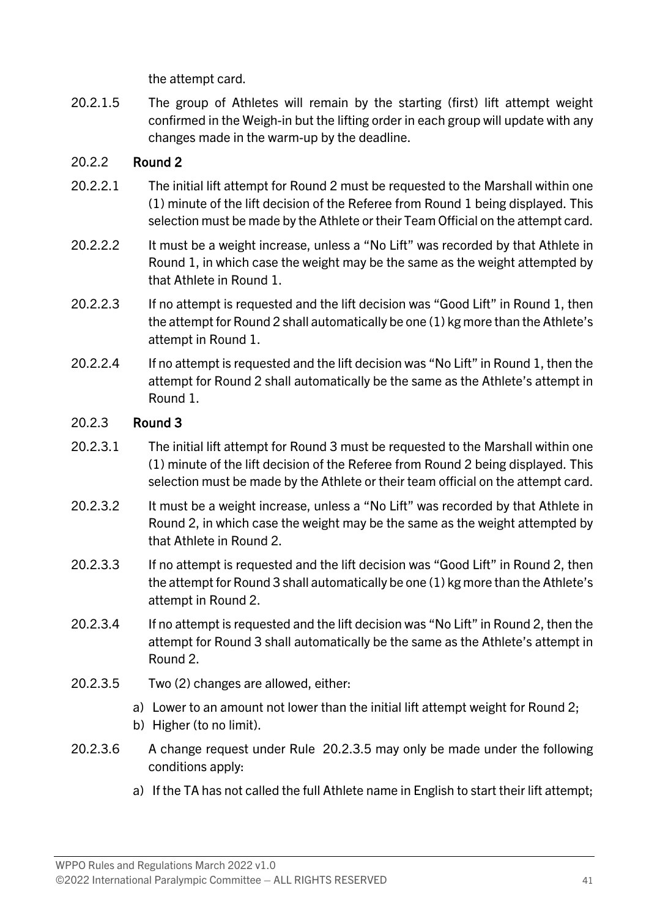the attempt card.

20.2.1.5 The group of Athletes will remain by the starting (first) lift attempt weight confirmed in the Weigh-in but the lifting order in each group will update with any changes made in the warm-up by the deadline.

#### 20.2.2 **Round 2**

20.2.2.1 The initial lift attempt for Round 2 must be requested to the Marshall within one (1) minute of the lift decision of the Referee from Round 1 being displayed. This selection must be made by the Athlete or their Team Official on the attempt card.

20.2.2.2 It must be a weight increase, unless a "No Lift" was recorded by that Athlete in Round 1, in which case the weight may be the same as the weight attempted by that Athlete in Round 1.

20.2.2.3 If no attempt is requested and the lift decision was "Good Lift" in Round 1, then the attempt for Round 2 shall automatically be one (1) kg more than the Athlete's attempt in Round 1.

20.2.2.4 If no attempt is requested and the lift decision was "No Lift" in Round 1, then the attempt for Round 2 shall automatically be the same as the Athlete's attempt in Round 1.

#### 20.2.3 **Round 3**

20.2.3.1 The initial lift attempt for Round 3 must be requested to the Marshall within one (1) minute of the lift decision of the Referee from Round 2 being displayed. This selection must be made by the Athlete or their team official on the attempt card.

20.2.3.2 It must be a weight increase, unless a "No Lift" was recorded by that Athlete in Round 2, in which case the weight may be the same as the weight attempted by that Athlete in Round 2.

20.2.3.3 If no attempt is requested and the lift decision was "Good Lift" in Round 2, then the attempt for Round 3 shall automatically be one (1) kg more than the Athlete's attempt in Round 2.

20.2.3.4 If no attempt is requested and the lift decision was "No Lift" in Round 2, then the attempt for Round 3 shall automatically be the same as the Athlete's attempt in Round 2.

20.2.3.5 Two (2) changes are allowed, either:

a) Lower to an amount not lower than the initial lift attempt weight for Round 2;
b) Higher (to no limit).

20.2.3.6 A change request under Rule 20.2.3.5 may only be made under the following conditions apply:

a) If the TA has not called the full Athlete name in English to start their lift attempt;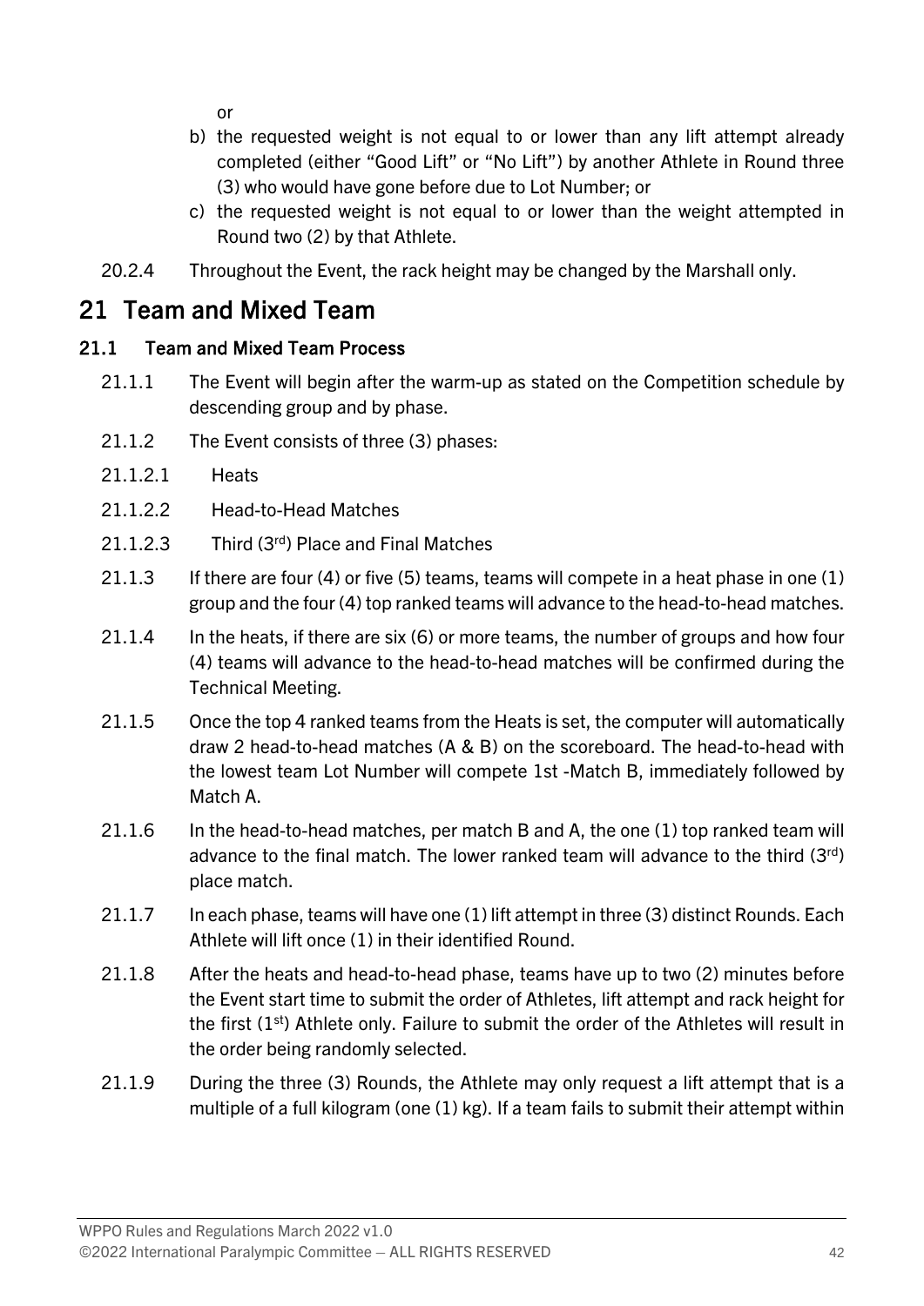or

b) the requested weight is not equal to or lower than any lift attempt already completed (either "Good Lift" or "No Lift") by another Athlete in Round three (3) who would have gone before due to Lot Number; or

c) the requested weight is not equal to or lower than the weight attempted in Round two (2) by that Athlete.

20.2.4 Throughout the Event, the rack height may be changed by the Marshall only.

# 21 Team and Mixed Team

## 21.1 Team and Mixed Team Process

21.1.1 The Event will begin after the warm-up as stated on the Competition schedule by descending group and by phase.

21.1.2 The Event consists of three (3) phases:

21.1.2.1 Heats

21.1.2.2 Head-to-Head Matches

21.1.2.3 Third (3rd) Place and Final Matches

21.1.3 If there are four (4) or five (5) teams, teams will compete in a heat phase in one (1) group and the four (4) top ranked teams will advance to the head-to-head matches.

21.1.4 In the heats, if there are six (6) or more teams, the number of groups and how four (4) teams will advance to the head-to-head matches will be confirmed during the Technical Meeting.

21.1.5 Once the top 4 ranked teams from the Heats is set, the computer will automatically draw 2 head-to-head matches (A & B) on the scoreboard. The head-to-head with the lowest team Lot Number will compete 1st -Match B, immediately followed by Match A.

21.1.6 In the head-to-head matches, per match B and A, the one (1) top ranked team will advance to the final match. The lower ranked team will advance to the third (3rd) place match.

21.1.7 In each phase, teams will have one (1) lift attempt in three (3) distinct Rounds. Each Athlete will lift once (1) in their identified Round.

21.1.8 After the heats and head-to-head phase, teams have up to two (2) minutes before the Event start time to submit the order of Athletes, lift attempt and rack height for the first (1st) Athlete only. Failure to submit the order of the Athletes will result in the order being randomly selected.

21.1.9 During the three (3) Rounds, the Athlete may only request a lift attempt that is a multiple of a full kilogram (one (1) kg). If a team fails to submit their attempt within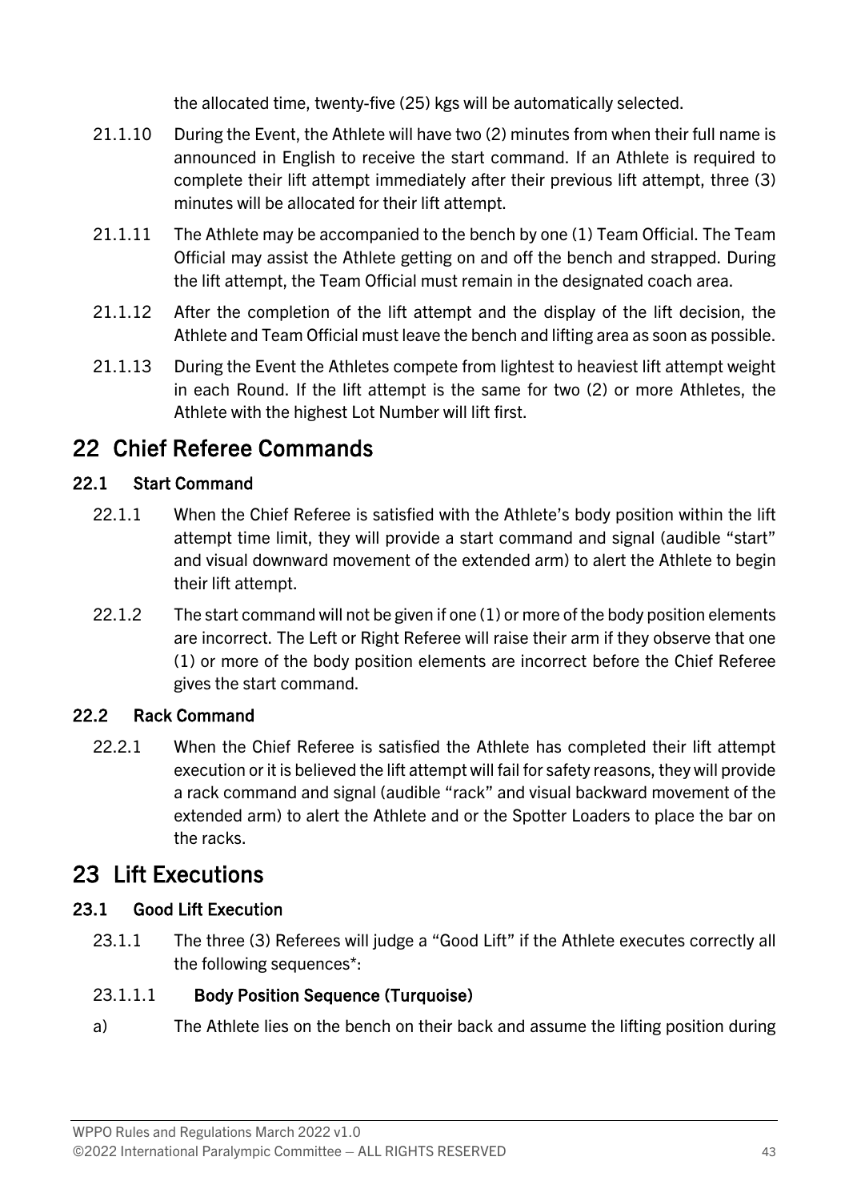the allocated time, twenty-five (25) kgs will be automatically selected.

21.1.10 During the Event, the Athlete will have two (2) minutes from when their full name is announced in English to receive the start command. If an Athlete is required to complete their lift attempt immediately after their previous lift attempt, three (3) minutes will be allocated for their lift attempt.

21.1.11 The Athlete may be accompanied to the bench by one (1) Team Official. The Team Official may assist the Athlete getting on and off the bench and strapped. During the lift attempt, the Team Official must remain in the designated coach area.

21.1.12 After the completion of the lift attempt and the display of the lift decision, the Athlete and Team Official must leave the bench and lifting area as soon as possible.

21.1.13 During the Event the Athletes compete from lightest to heaviest lift attempt weight in each Round. If the lift attempt is the same for two (2) or more Athletes, the Athlete with the highest Lot Number will lift first.

# 22 Chief Referee Commands

### 22.1 Start Command

22.1.1 When the Chief Referee is satisfied with the Athlete's body position within the lift attempt time limit, they will provide a start command and signal (audible "start" and visual downward movement of the extended arm) to alert the Athlete to begin their lift attempt.

22.1.2 The start command will not be given if one (1) or more of the body position elements are incorrect. The Left or Right Referee will raise their arm if they observe that one (1) or more of the body position elements are incorrect before the Chief Referee gives the start command.

### 22.2 Rack Command

22.2.1 When the Chief Referee is satisfied the Athlete has completed their lift attempt execution or it is believed the lift attempt will fail for safety reasons, they will provide a rack command and signal (audible "rack" and visual backward movement of the extended arm) to alert the Athlete and or the Spotter Loaders to place the bar on the racks.

# 23 Lift Executions

### 23.1 Good Lift Execution

23.1.1 The three (3) Referees will judge a "Good Lift" if the Athlete executes correctly all the following sequences*:

#### 23.1.1.1 Body Position Sequence (Turquoise)

a) The Athlete lies on the bench on their back and assume the lifting position during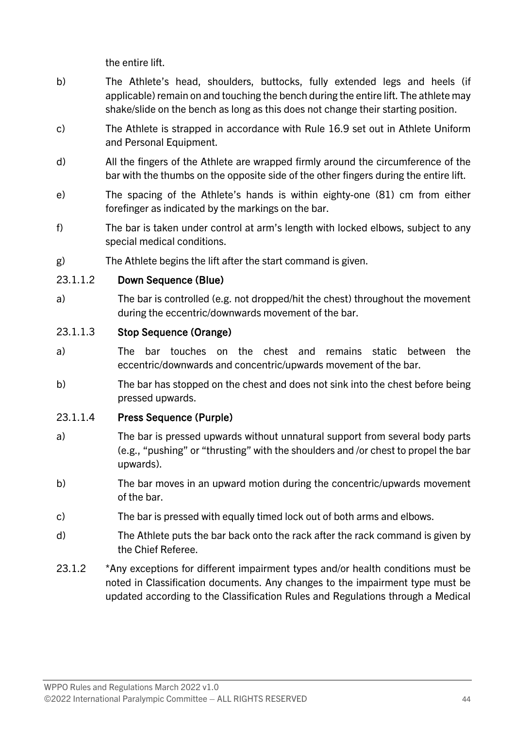the entire lift.

b) The Athlete's head, shoulders, buttocks, fully extended legs and heels (if applicable) remain on and touching the bench during the entire lift. The athlete may shake/slide on the bench as long as this does not change their starting position.

c) The Athlete is strapped in accordance with Rule 16.9 set out in Athlete Uniform and Personal Equipment.

d) All the fingers of the Athlete are wrapped firmly around the circumference of the bar with the thumbs on the opposite side of the other fingers during the entire lift.

e) The spacing of the Athlete's hands is within eighty-one (81) cm from either forefinger as indicated by the markings on the bar.

f) The bar is taken under control at arm's length with locked elbows, subject to any special medical conditions.

g) The Athlete begins the lift after the start command is given.

23.1.1.2 **Down Sequence (Blue)**

a) The bar is controlled (e.g. not dropped/hit the chest) throughout the movement during the eccentric/downwards movement of the bar.

23.1.1.3 **Stop Sequence (Orange)**

a) The bar touches on the chest and remains static between the eccentric/downwards and concentric/upwards movement of the bar.

b) The bar has stopped on the chest and does not sink into the chest before being pressed upwards.

23.1.1.4 **Press Sequence (Purple)**

a) The bar is pressed upwards without unnatural support from several body parts (e.g., "pushing" or "thrusting" with the shoulders and /or chest to propel the bar upwards).

b) The bar moves in an upward motion during the concentric/upwards movement of the bar.

c) The bar is pressed with equally timed lock out of both arms and elbows.

d) The Athlete puts the bar back onto the rack after the rack command is given by the Chief Referee.

23.1.2 *Any exceptions for different impairment types and/or health conditions must be noted in Classification documents. Any changes to the impairment type must be updated according to the Classification Rules and Regulations through a Medical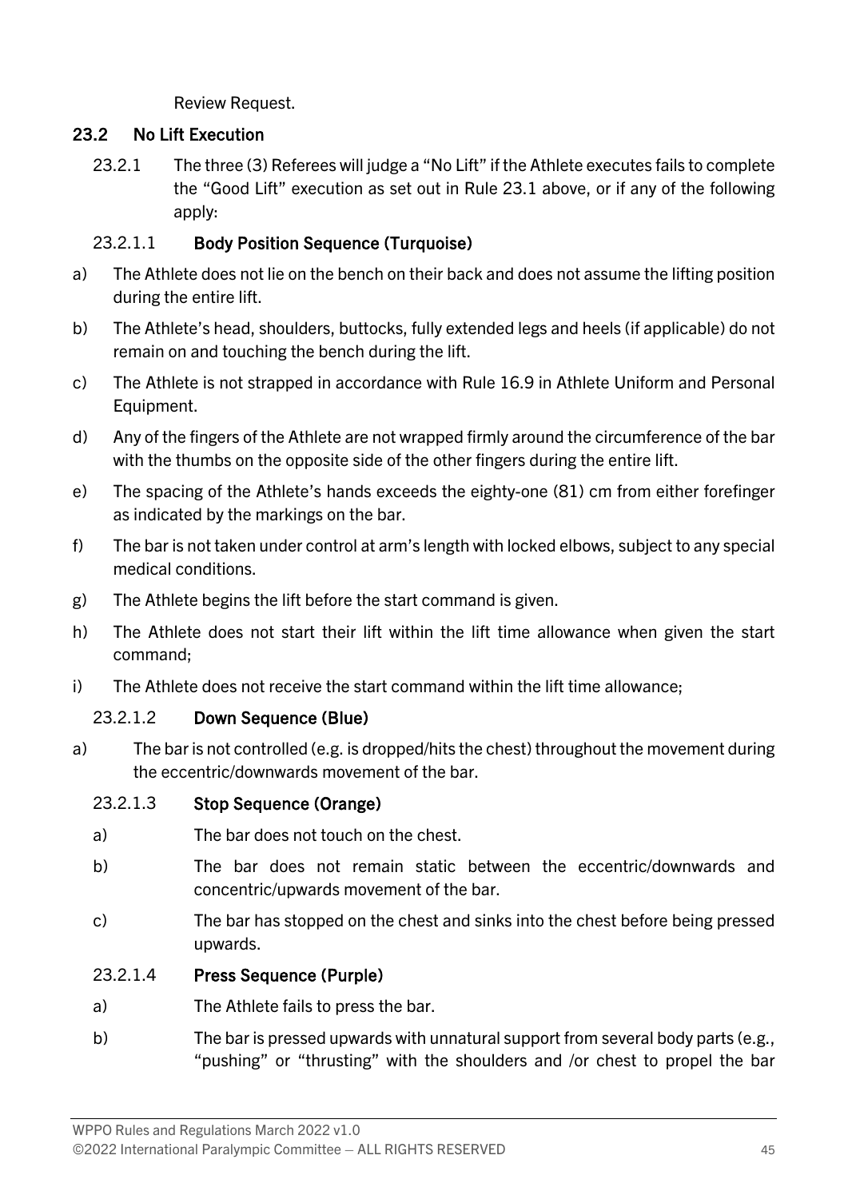Review Request.

## 23.2 No Lift Execution

23.2.1 The three (3) Referees will judge a "No Lift" if the Athlete executes fails to complete the "Good Lift" execution as set out in Rule 23.1 above, or if any of the following apply:

### 23.2.1.1 Body Position Sequence (Turquoise)

a) The Athlete does not lie on the bench on their back and does not assume the lifting position during the entire lift.

b) The Athlete's head, shoulders, buttocks, fully extended legs and heels (if applicable) do not remain on and touching the bench during the lift.

c) The Athlete is not strapped in accordance with Rule 16.9 in Athlete Uniform and Personal Equipment.

d) Any of the fingers of the Athlete are not wrapped firmly around the circumference of the bar with the thumbs on the opposite side of the other fingers during the entire lift.

e) The spacing of the Athlete's hands exceeds the eighty-one (81) cm from either forefinger as indicated by the markings on the bar.

f) The bar is not taken under control at arm's length with locked elbows, subject to any special medical conditions.

g) The Athlete begins the lift before the start command is given.

h) The Athlete does not start their lift within the lift time allowance when given the start command;

i) The Athlete does not receive the start command within the lift time allowance;

### 23.2.1.2 Down Sequence (Blue)

a) The bar is not controlled (e.g. is dropped/hits the chest) throughout the movement during the eccentric/downwards movement of the bar.

### 23.2.1.3 Stop Sequence (Orange)

a) The bar does not touch on the chest.

b) The bar does not remain static between the eccentric/downwards and concentric/upwards movement of the bar.

c) The bar has stopped on the chest and sinks into the chest before being pressed upwards.

### 23.2.1.4 Press Sequence (Purple)

a) The Athlete fails to press the bar.

b) The bar is pressed upwards with unnatural support from several body parts (e.g., "pushing" or "thrusting" with the shoulders and /or chest to propel the bar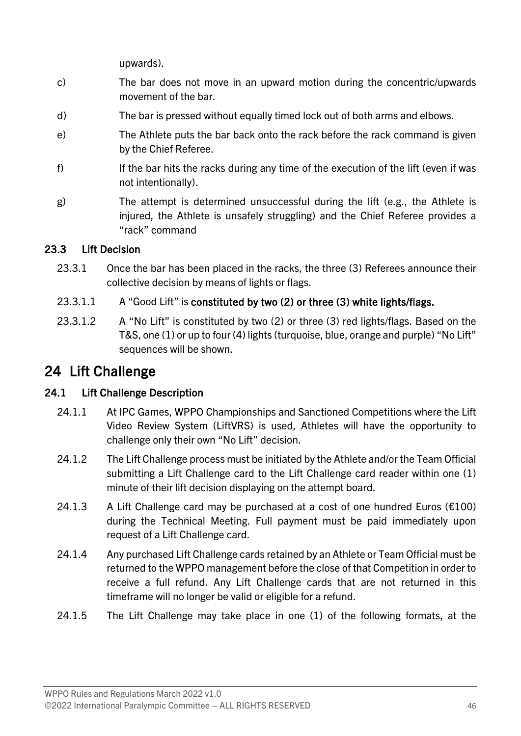upwards).

c) The bar does not move in an upward motion during the concentric/upwards movement of the bar.

d) The bar is pressed without equally timed lock out of both arms and elbows.

e) The Athlete puts the bar back onto the rack before the rack command is given by the Chief Referee.

f) If the bar hits the racks during any time of the execution of the lift (even if was not intentionally).

g) The attempt is determined unsuccessful during the lift (e.g., the Athlete is injured, the Athlete is unsafely struggling) and the Chief Referee provides a "rack" command

### 23.3 Lift Decision

23.3.1 Once the bar has been placed in the racks, the three (3) Referees announce their collective decision by means of lights or flags.

23.3.1.1 A "Good Lift" is **constituted by two (2) or three (3) white lights/flags.**

23.3.1.2 A "No Lift" is constituted by two (2) or three (3) red lights/flags. Based on the T&S, one (1) or up to four (4) lights (turquoise, blue, orange and purple) "No Lift" sequences will be shown.

## 24 Lift Challenge

### 24.1 Lift Challenge Description

24.1.1 At IPC Games, WPPO Championships and Sanctioned Competitions where the Lift Video Review System (LiftVRS) is used, Athletes will have the opportunity to challenge only their own "No Lift" decision.

24.1.2 The Lift Challenge process must be initiated by the Athlete and/or the Team Official submitting a Lift Challenge card to the Lift Challenge card reader within one (1) minute of their lift decision displaying on the attempt board.

24.1.3 A Lift Challenge card may be purchased at a cost of one hundred Euros (€100) during the Technical Meeting. Full payment must be paid immediately upon request of a Lift Challenge card.

24.1.4 Any purchased Lift Challenge cards retained by an Athlete or Team Official must be returned to the WPPO management before the close of that Competition in order to receive a full refund. Any Lift Challenge cards that are not returned in this timeframe will no longer be valid or eligible for a refund.

24.1.5 The Lift Challenge may take place in one (1) of the following formats, at the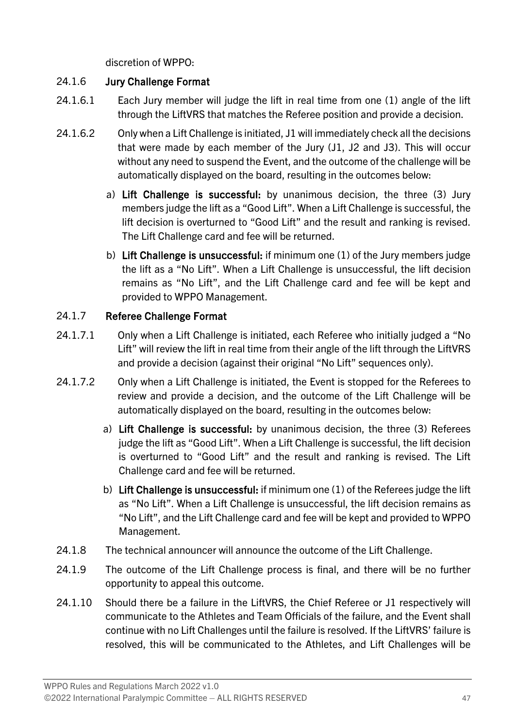discretion of WPPO:

24.1.6 **Jury Challenge Format**

24.1.6.1 Each Jury member will judge the lift in real time from one (1) angle of the lift through the LiftVRS that matches the Referee position and provide a decision.

24.1.6.2 Only when a Lift Challenge is initiated, J1 will immediately check all the decisions that were made by each member of the Jury (J1, J2 and J3). This will occur without any need to suspend the Event, and the outcome of the challenge will be automatically displayed on the board, resulting in the outcomes below:

a) **Lift Challenge is successful:** by unanimous decision, the three (3) Jury members judge the lift as a "Good Lift". When a Lift Challenge is successful, the lift decision is overturned to "Good Lift" and the result and ranking is revised. The Lift Challenge card and fee will be returned.

b) **Lift Challenge is unsuccessful:** if minimum one (1) of the Jury members judge the lift as a "No Lift". When a Lift Challenge is unsuccessful, the lift decision remains as "No Lift", and the Lift Challenge card and fee will be kept and provided to WPPO Management.

24.1.7 **Referee Challenge Format**

24.1.7.1 Only when a Lift Challenge is initiated, each Referee who initially judged a "No Lift" will review the lift in real time from their angle of the lift through the LiftVRS and provide a decision (against their original "No Lift" sequences only).

24.1.7.2 Only when a Lift Challenge is initiated, the Event is stopped for the Referees to review and provide a decision, and the outcome of the Lift Challenge will be automatically displayed on the board, resulting in the outcomes below:

a) **Lift Challenge is successful:** by unanimous decision, the three (3) Referees judge the lift as "Good Lift". When a Lift Challenge is successful, the lift decision is overturned to "Good Lift" and the result and ranking is revised. The Lift Challenge card and fee will be returned.

b) **Lift Challenge is unsuccessful:** if minimum one (1) of the Referees judge the lift as "No Lift". When a Lift Challenge is unsuccessful, the lift decision remains as "No Lift", and the Lift Challenge card and fee will be kept and provided to WPPO Management.

24.1.8 The technical announcer will announce the outcome of the Lift Challenge.

24.1.9 The outcome of the Lift Challenge process is final, and there will be no further opportunity to appeal this outcome.

24.1.10 Should there be a failure in the LiftVRS, the Chief Referee or J1 respectively will communicate to the Athletes and Team Officials of the failure, and the Event shall continue with no Lift Challenges until the failure is resolved. If the LiftVRS' failure is resolved, this will be communicated to the Athletes, and Lift Challenges will be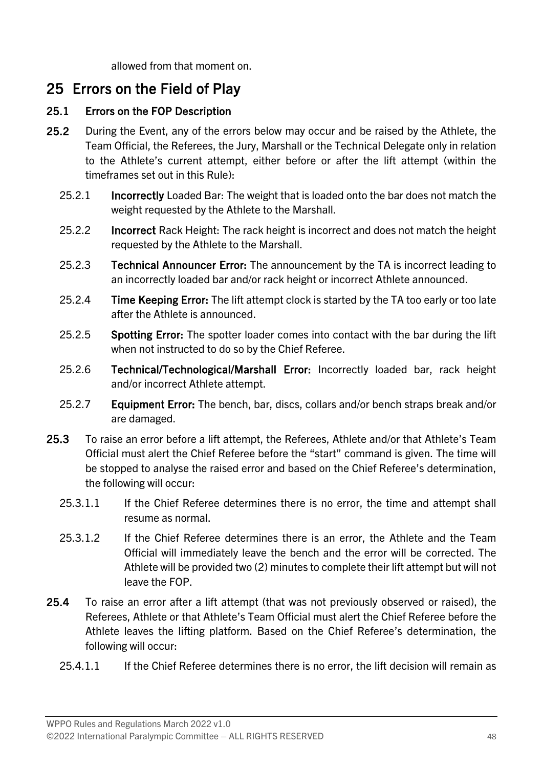allowed from that moment on.

# 25 Errors on the Field of Play

### 25.1 Errors on the FOP Description

**25.2** During the Event, any of the errors below may occur and be raised by the Athlete, the Team Official, the Referees, the Jury, Marshall or the Technical Delegate only in relation to the Athlete's current attempt, either before or after the lift attempt (within the timeframes set out in this Rule):

25.2.1 **Incorrectly** Loaded Bar: The weight that is loaded onto the bar does not match the weight requested by the Athlete to the Marshall.

25.2.2 **Incorrect** Rack Height: The rack height is incorrect and does not match the height requested by the Athlete to the Marshall.

25.2.3 **Technical Announcer Error:** The announcement by the TA is incorrect leading to an incorrectly loaded bar and/or rack height or incorrect Athlete announced.

25.2.4 **Time Keeping Error:** The lift attempt clock is started by the TA too early or too late after the Athlete is announced.

25.2.5 **Spotting Error:** The spotter loader comes into contact with the bar during the lift when not instructed to do so by the Chief Referee.

25.2.6 **Technical/Technological/Marshall Error:** Incorrectly loaded bar, rack height and/or incorrect Athlete attempt.

25.2.7 **Equipment Error:** The bench, bar, discs, collars and/or bench straps break and/or are damaged.

**25.3** To raise an error before a lift attempt, the Referees, Athlete and/or that Athlete's Team Official must alert the Chief Referee before the "start" command is given. The time will be stopped to analyse the raised error and based on the Chief Referee's determination, the following will occur:

25.3.1.1 If the Chief Referee determines there is no error, the time and attempt shall resume as normal.

25.3.1.2 If the Chief Referee determines there is an error, the Athlete and the Team Official will immediately leave the bench and the error will be corrected. The Athlete will be provided two (2) minutes to complete their lift attempt but will not leave the FOP.

**25.4** To raise an error after a lift attempt (that was not previously observed or raised), the Referees, Athlete or that Athlete's Team Official must alert the Chief Referee before the Athlete leaves the lifting platform. Based on the Chief Referee's determination, the following will occur:

25.4.1.1 If the Chief Referee determines there is no error, the lift decision will remain as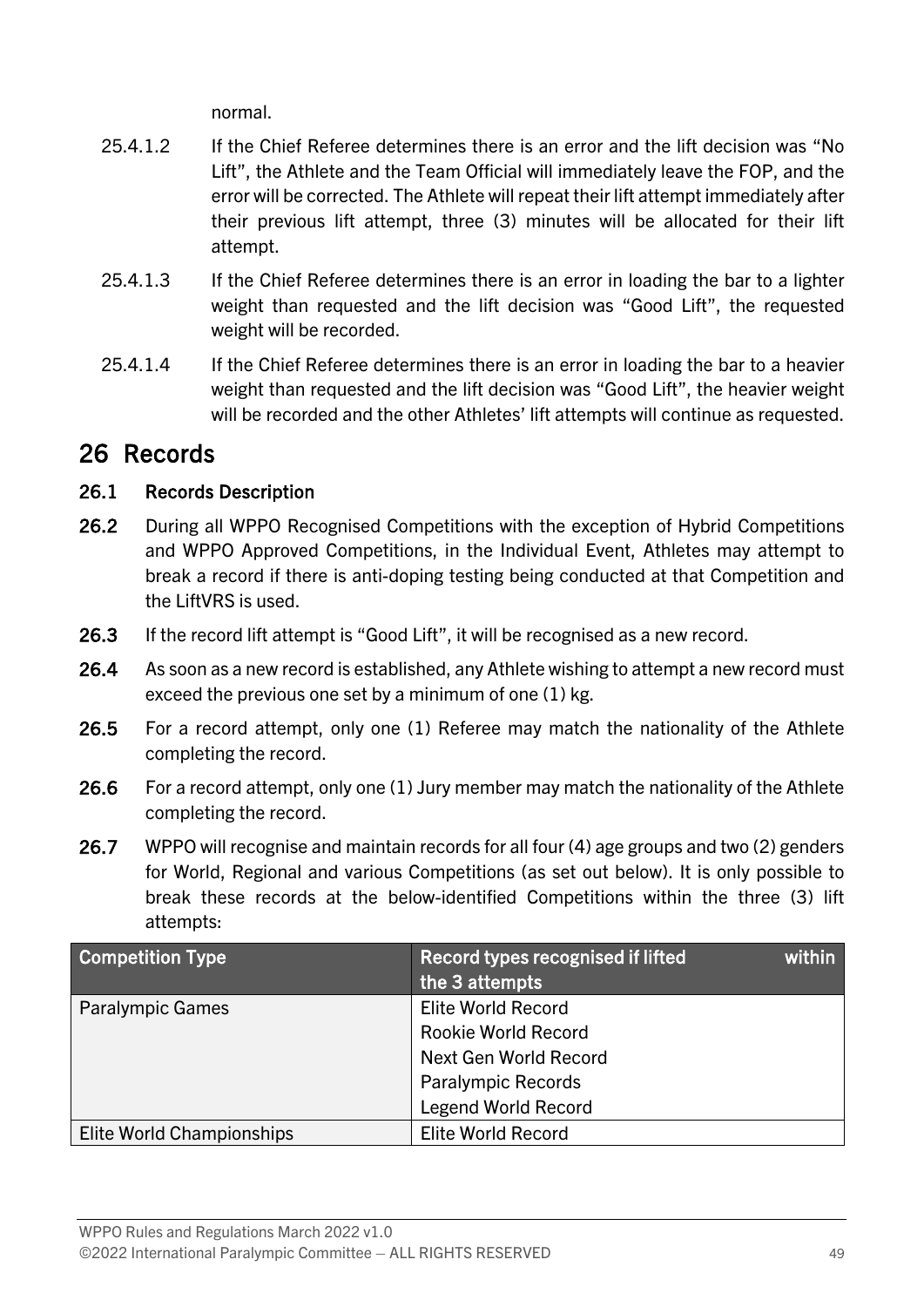normal.

25.4.1.2 If the Chief Referee determines there is an error and the lift decision was "No Lift", the Athlete and the Team Official will immediately leave the FOP, and the error will be corrected. The Athlete will repeat their lift attempt immediately after their previous lift attempt, three (3) minutes will be allocated for their lift attempt.

25.4.1.3 If the Chief Referee determines there is an error in loading the bar to a lighter weight than requested and the lift decision was "Good Lift", the requested weight will be recorded.

25.4.1.4 If the Chief Referee determines there is an error in loading the bar to a heavier weight than requested and the lift decision was "Good Lift", the heavier weight will be recorded and the other Athletes' lift attempts will continue as requested.

# 26 Records

### 26.1 Records Description

**26.2** During all WPPO Recognised Competitions with the exception of Hybrid Competitions and WPPO Approved Competitions, in the Individual Event, Athletes may attempt to break a record if there is anti-doping testing being conducted at that Competition and the LiftVRS is used.

**26.3** If the record lift attempt is "Good Lift", it will be recognised as a new record.

**26.4** As soon as a new record is established, any Athlete wishing to attempt a new record must exceed the previous one set by a minimum of one (1) kg.

**26.5** For a record attempt, only one (1) Referee may match the nationality of the Athlete completing the record.

**26.6** For a record attempt, only one (1) Jury member may match the nationality of the Athlete completing the record.

**26.7** WPPO will recognise and maintain records for all four (4) age groups and two (2) genders for World, Regional and various Competitions (as set out below). It is only possible to break these records at the below-identified Competitions within the three (3) lift attempts:

| Competition Type | Record types recognised if lifted within the 3 attempts |
|---|---|
| Paralympic Games | Elite World Record<br>Rookie World Record<br>Next Gen World Record<br>Paralympic Records<br>Legend World Record |
| Elite World Championships | Elite World Record |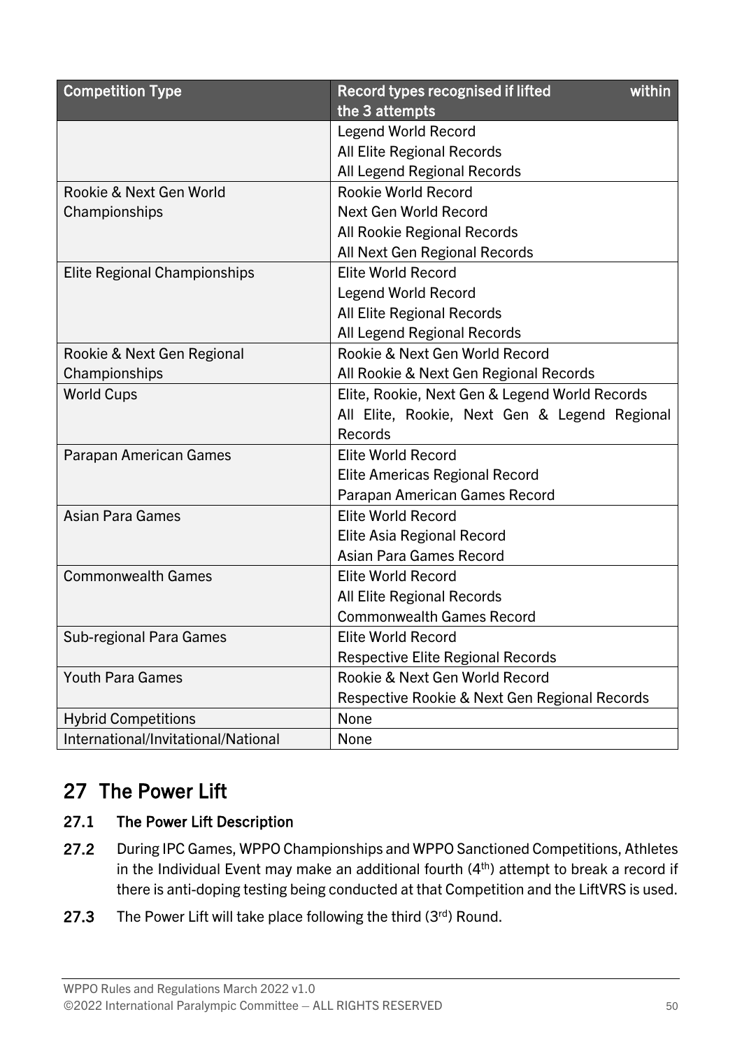| Competition Type | Record types recognised if lifted within the 3 attempts |
|---|---|
| | Legend World Record<br>All Elite Regional Records<br>All Legend Regional Records |
| Rookie & Next Gen World Championships | Rookie World Record<br>Next Gen World Record<br>All Rookie Regional Records<br>All Next Gen Regional Records |
| Elite Regional Championships | Elite World Record<br>Legend World Record<br>All Elite Regional Records<br>All Legend Regional Records |
| Rookie & Next Gen Regional Championships | Rookie & Next Gen World Record<br>All Rookie & Next Gen Regional Records |
| World Cups | Elite, Rookie, Next Gen & Legend World Records<br>All Elite, Rookie, Next Gen & Legend Regional Records |
| Parapan American Games | Elite World Record<br>Elite Americas Regional Record<br>Parapan American Games Record |
| Asian Para Games | Elite World Record<br>Elite Asia Regional Record<br>Asian Para Games Record |
| Commonwealth Games | Elite World Record<br>All Elite Regional Records<br>Commonwealth Games Record |
| Sub-regional Para Games | Elite World Record<br>Respective Elite Regional Records |
| Youth Para Games | Rookie & Next Gen World Record<br>Respective Rookie & Next Gen Regional Records |
| Hybrid Competitions | None |
| International/Invitational/National | None |

# 27 The Power Lift

## 27.1 The Power Lift Description

**27.2** During IPC Games, WPPO Championships and WPPO Sanctioned Competitions, Athletes in the Individual Event may make an additional fourth (4th) attempt to break a record if there is anti-doping testing being conducted at that Competition and the LiftVRS is used.

**27.3** The Power Lift will take place following the third (3rd) Round.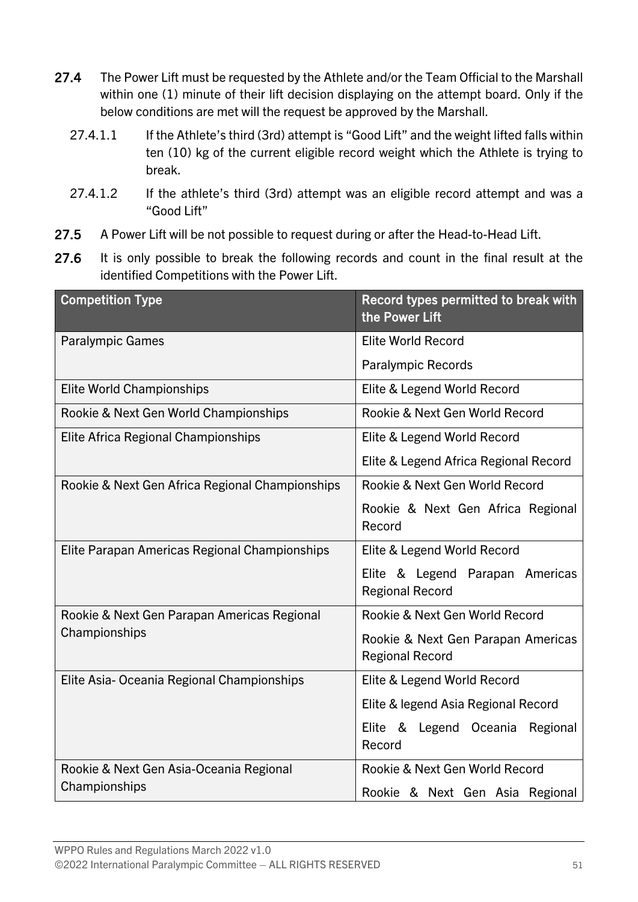**27.4** The Power Lift must be requested by the Athlete and/or the Team Official to the Marshall within one (1) minute of their lift decision displaying on the attempt board. Only if the below conditions are met will the request be approved by the Marshall.

27.4.1.1 If the Athlete's third (3rd) attempt is "Good Lift" and the weight lifted falls within ten (10) kg of the current eligible record weight which the Athlete is trying to break.

27.4.1.2 If the athlete's third (3rd) attempt was an eligible record attempt and was a "Good Lift"

**27.5** A Power Lift will be not possible to request during or after the Head-to-Head Lift.

**27.6** It is only possible to break the following records and count in the final result at the identified Competitions with the Power Lift.

| Competition Type | Record types permitted to break with the Power Lift |
|---|---|
| Paralympic Games | Elite World Record<br>Paralympic Records |
| Elite World Championships | Elite & Legend World Record |
| Rookie & Next Gen World Championships | Rookie & Next Gen World Record |
| Elite Africa Regional Championships | Elite & Legend World Record<br>Elite & Legend Africa Regional Record |
| Rookie & Next Gen Africa Regional Championships | Rookie & Next Gen World Record<br>Rookie & Next Gen Africa Regional Record |
| Elite Parapan Americas Regional Championships | Elite & Legend World Record<br>Elite & Legend Parapan Americas Regional Record |
| Rookie & Next Gen Parapan Americas Regional Championships | Rookie & Next Gen World Record<br>Rookie & Next Gen Parapan Americas Regional Record |
| Elite Asia- Oceania Regional Championships | Elite & Legend World Record<br>Elite & legend Asia Regional Record<br>Elite & Legend Oceania Regional Record |
| Rookie & Next Gen Asia-Oceania Regional Championships | Rookie & Next Gen World Record<br>Rookie & Next Gen Asia Regional |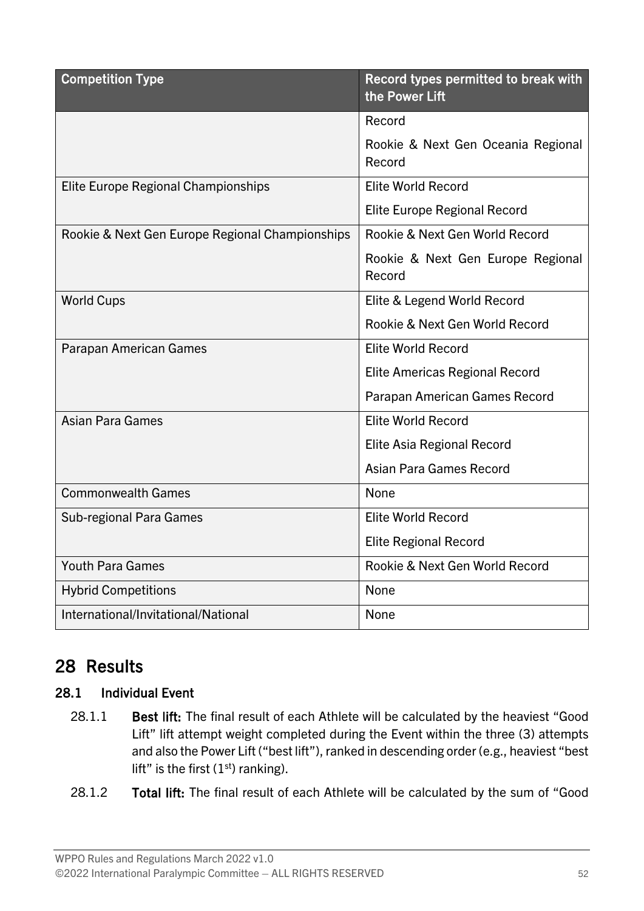| Competition Type | Record types permitted to break with the Power Lift |
|---|---|
| | Record<br>Rookie & Next Gen Oceania Regional Record |
| Elite Europe Regional Championships | Elite World Record<br>Elite Europe Regional Record |
| Rookie & Next Gen Europe Regional Championships | Rookie & Next Gen World Record<br>Rookie & Next Gen Europe Regional Record |
| World Cups | Elite & Legend World Record<br>Rookie & Next Gen World Record |
| Parapan American Games | Elite World Record<br>Elite Americas Regional Record<br>Parapan American Games Record |
| Asian Para Games | Elite World Record<br>Elite Asia Regional Record<br>Asian Para Games Record |
| Commonwealth Games | None |
| Sub-regional Para Games | Elite World Record<br>Elite Regional Record |
| Youth Para Games | Rookie & Next Gen World Record |
| Hybrid Competitions | None |
| International/Invitational/National | None |

# 28 Results

## 28.1 Individual Event

28.1.1 **Best lift:** The final result of each Athlete will be calculated by the heaviest "Good Lift" lift attempt weight completed during the Event within the three (3) attempts and also the Power Lift ("best lift"), ranked in descending order (e.g., heaviest "best lift" is the first (1st) ranking).

28.1.2 **Total lift:** The final result of each Athlete will be calculated by the sum of "Good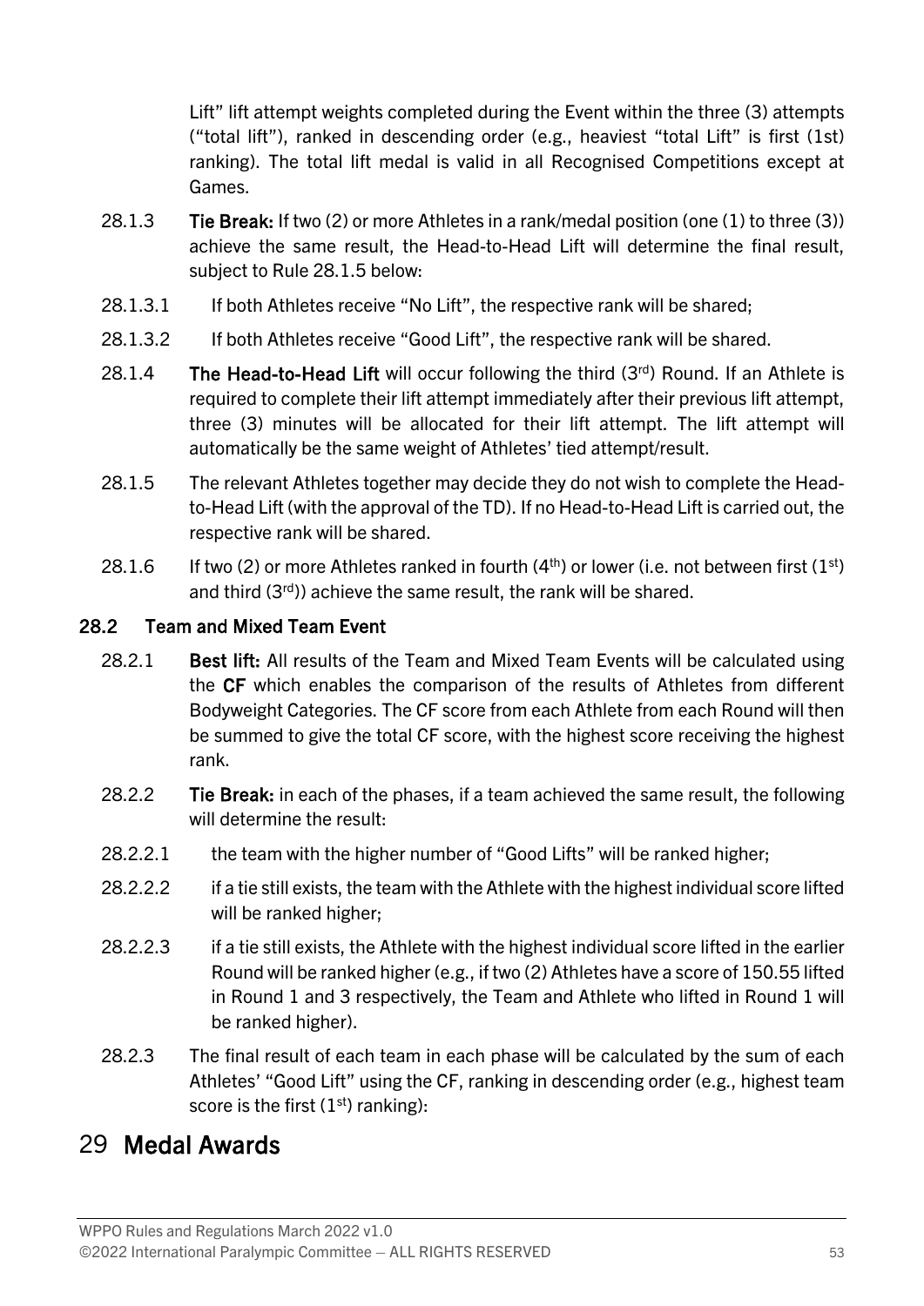Lift" lift attempt weights completed during the Event within the three (3) attempts ("total lift"), ranked in descending order (e.g., heaviest "total Lift" is first (1st) ranking). The total lift medal is valid in all Recognised Competitions except at Games.

28.1.3 **Tie Break:** If two (2) or more Athletes in a rank/medal position (one (1) to three (3)) achieve the same result, the Head-to-Head Lift will determine the final result, subject to Rule 28.1.5 below:

28.1.3.1 If both Athletes receive "No Lift", the respective rank will be shared;

28.1.3.2 If both Athletes receive "Good Lift", the respective rank will be shared.

28.1.4 **The Head-to-Head Lift** will occur following the third (3rd) Round. If an Athlete is required to complete their lift attempt immediately after their previous lift attempt, three (3) minutes will be allocated for their lift attempt. The lift attempt will automatically be the same weight of Athletes' tied attempt/result.

28.1.5 The relevant Athletes together may decide they do not wish to complete the Head-to-Head Lift (with the approval of the TD). If no Head-to-Head Lift is carried out, the respective rank will be shared.

28.1.6 If two (2) or more Athletes ranked in fourth (4th) or lower (i.e. not between first (1st) and third (3rd)) achieve the same result, the rank will be shared.

### 28.2 Team and Mixed Team Event

28.2.1 **Best lift:** All results of the Team and Mixed Team Events will be calculated using the **CF** which enables the comparison of the results of Athletes from different Bodyweight Categories. The CF score from each Athlete from each Round will then be summed to give the total CF score, with the highest score receiving the highest rank.

28.2.2 **Tie Break:** in each of the phases, if a team achieved the same result, the following will determine the result:

28.2.2.1 the team with the higher number of "Good Lifts" will be ranked higher;

28.2.2.2 if a tie still exists, the team with the Athlete with the highest individual score lifted will be ranked higher;

28.2.2.3 if a tie still exists, the Athlete with the highest individual score lifted in the earlier Round will be ranked higher (e.g., if two (2) Athletes have a score of 150.55 lifted in Round 1 and 3 respectively, the Team and Athlete who lifted in Round 1 will be ranked higher).

28.2.3 The final result of each team in each phase will be calculated by the sum of each Athletes' "Good Lift" using the CF, ranking in descending order (e.g., highest team score is the first (1st) ranking):

# 29 Medal Awards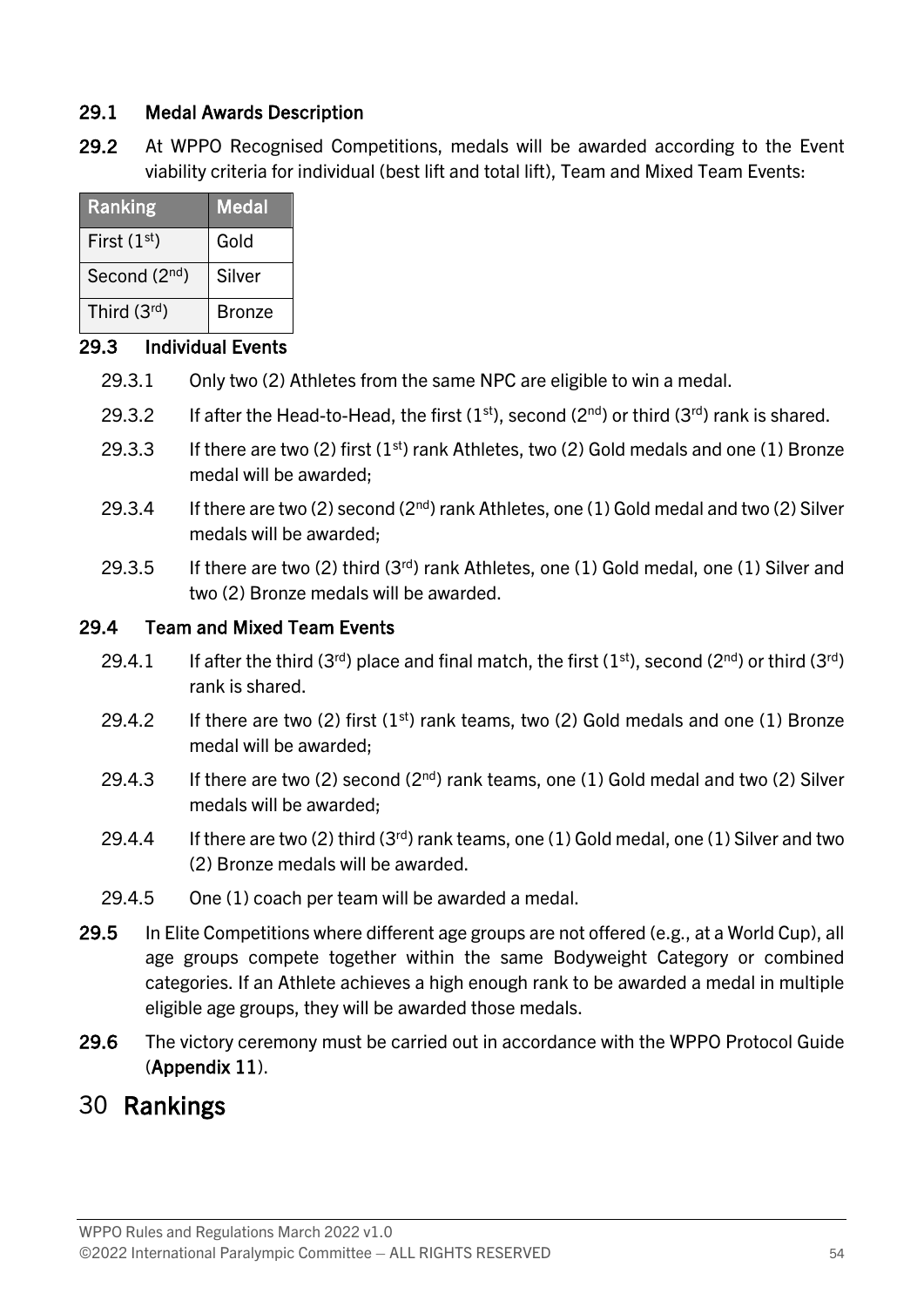### 29.1 Medal Awards Description

**29.2** At WPPO Recognised Competitions, medals will be awarded according to the Event viability criteria for individual (best lift and total lift), Team and Mixed Team Events:

| Ranking | Medal |
|---|---|
| First (1st) | Gold |
| Second (2nd) | Silver |
| Third (3rd) | Bronze |

### 29.3 Individual Events

29.3.1 Only two (2) Athletes from the same NPC are eligible to win a medal.

29.3.2 If after the Head-to-Head, the first (1st), second (2nd) or third (3rd) rank is shared.

29.3.3 If there are two (2) first (1st) rank Athletes, two (2) Gold medals and one (1) Bronze medal will be awarded;

29.3.4 If there are two (2) second (2nd) rank Athletes, one (1) Gold medal and two (2) Silver medals will be awarded;

29.3.5 If there are two (2) third (3rd) rank Athletes, one (1) Gold medal, one (1) Silver and two (2) Bronze medals will be awarded.

### 29.4 Team and Mixed Team Events

29.4.1 If after the third (3rd) place and final match, the first (1st), second (2nd) or third (3rd) rank is shared.

29.4.2 If there are two (2) first (1st) rank teams, two (2) Gold medals and one (1) Bronze medal will be awarded;

29.4.3 If there are two (2) second (2nd) rank teams, one (1) Gold medal and two (2) Silver medals will be awarded;

29.4.4 If there are two (2) third (3rd) rank teams, one (1) Gold medal, one (1) Silver and two (2) Bronze medals will be awarded.

29.4.5 One (1) coach per team will be awarded a medal.

**29.5** In Elite Competitions where different age groups are not offered (e.g., at a World Cup), all age groups compete together within the same Bodyweight Category or combined categories. If an Athlete achieves a high enough rank to be awarded a medal in multiple eligible age groups, they will be awarded those medals.

**29.6** The victory ceremony must be carried out in accordance with the WPPO Protocol Guide (**Appendix 11**).

# 30 Rankings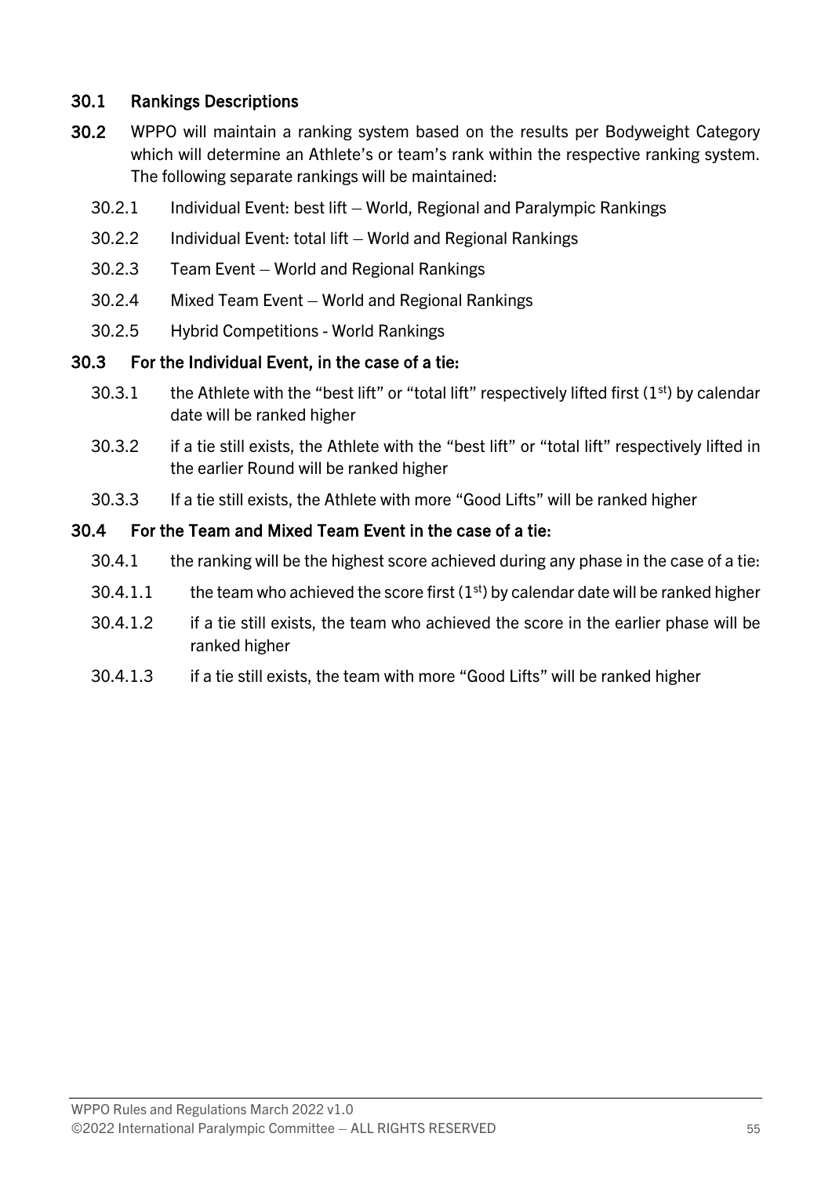### 30.1 Rankings Descriptions

**30.2** WPPO will maintain a ranking system based on the results per Bodyweight Category which will determine an Athlete's or team's rank within the respective ranking system. The following separate rankings will be maintained:

- 30.2.1 Individual Event: best lift – World, Regional and Paralympic Rankings
- 30.2.2 Individual Event: total lift – World and Regional Rankings
- 30.2.3 Team Event – World and Regional Rankings
- 30.2.4 Mixed Team Event – World and Regional Rankings
- 30.2.5 Hybrid Competitions - World Rankings

### 30.3 For the Individual Event, in the case of a tie:

- 30.3.1 the Athlete with the "best lift" or "total lift" respectively lifted first (1st) by calendar date will be ranked higher
- 30.3.2 if a tie still exists, the Athlete with the "best lift" or "total lift" respectively lifted in the earlier Round will be ranked higher
- 30.3.3 If a tie still exists, the Athlete with more "Good Lifts" will be ranked higher

### 30.4 For the Team and Mixed Team Event in the case of a tie:

- 30.4.1 the ranking will be the highest score achieved during any phase in the case of a tie:
- 30.4.1.1 the team who achieved the score first (1st) by calendar date will be ranked higher
- 30.4.1.2 if a tie still exists, the team who achieved the score in the earlier phase will be ranked higher
- 30.4.1.3 if a tie still exists, the team with more "Good Lifts" will be ranked higher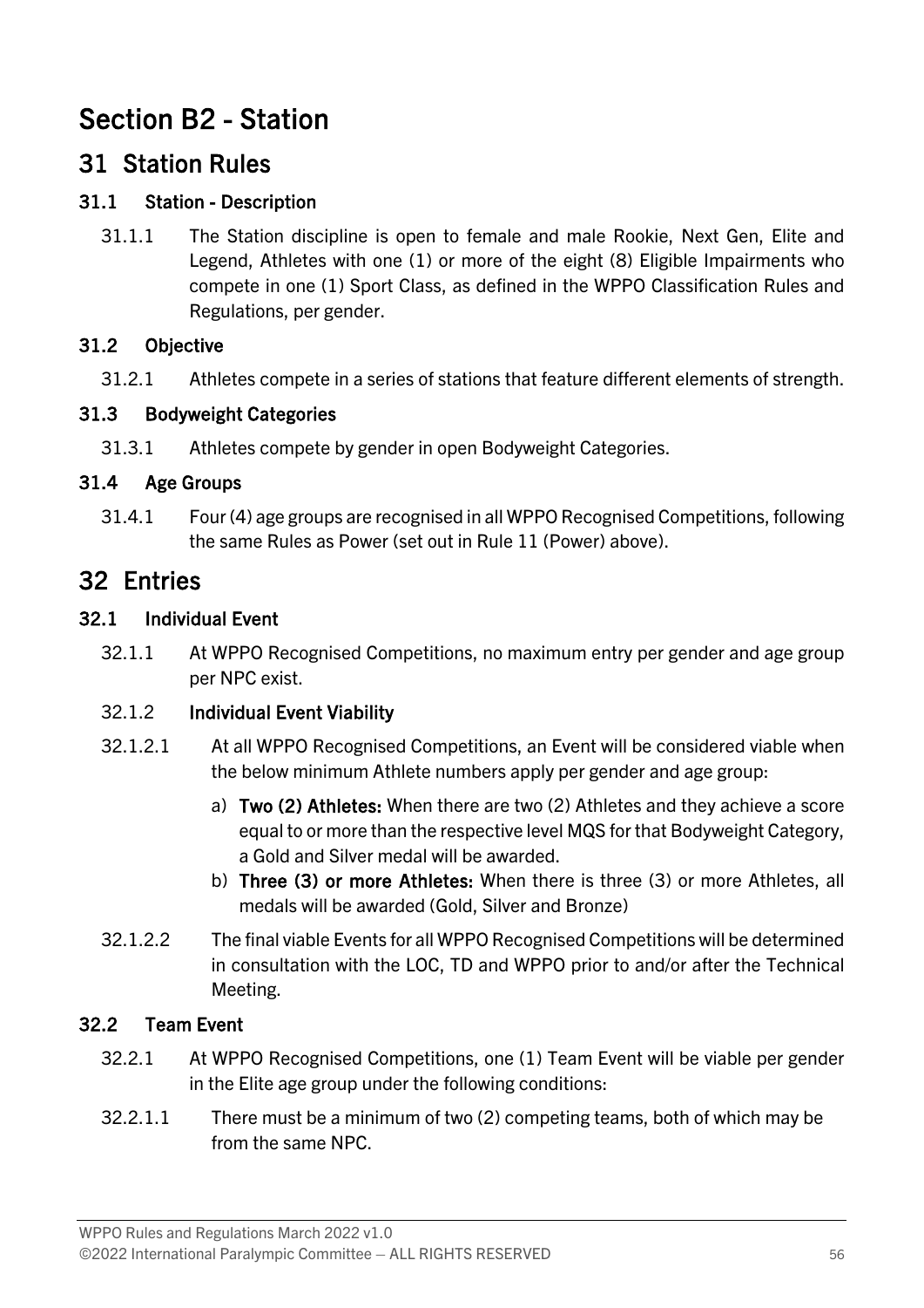# Section B2 - Station

## 31 Station Rules

### 31.1 Station - Description

31.1.1 The Station discipline is open to female and male Rookie, Next Gen, Elite and Legend, Athletes with one (1) or more of the eight (8) Eligible Impairments who compete in one (1) Sport Class, as defined in the WPPO Classification Rules and Regulations, per gender.

### 31.2 Objective

31.2.1 Athletes compete in a series of stations that feature different elements of strength.

### 31.3 Bodyweight Categories

31.3.1 Athletes compete by gender in open Bodyweight Categories.

### 31.4 Age Groups

31.4.1 Four (4) age groups are recognised in all WPPO Recognised Competitions, following the same Rules as Power (set out in Rule 11 (Power) above).

## 32 Entries

### 32.1 Individual Event

32.1.1 At WPPO Recognised Competitions, no maximum entry per gender and age group per NPC exist.

32.1.2 **Individual Event Viability**

32.1.2.1 At all WPPO Recognised Competitions, an Event will be considered viable when the below minimum Athlete numbers apply per gender and age group:

a) **Two (2) Athletes:** When there are two (2) Athletes and they achieve a score equal to or more than the respective level MQS for that Bodyweight Category, a Gold and Silver medal will be awarded.

b) **Three (3) or more Athletes:** When there is three (3) or more Athletes, all medals will be awarded (Gold, Silver and Bronze)

32.1.2.2 The final viable Events for all WPPO Recognised Competitions will be determined in consultation with the LOC, TD and WPPO prior to and/or after the Technical Meeting.

### 32.2 Team Event

32.2.1 At WPPO Recognised Competitions, one (1) Team Event will be viable per gender in the Elite age group under the following conditions:

32.2.1.1 There must be a minimum of two (2) competing teams, both of which may be from the same NPC.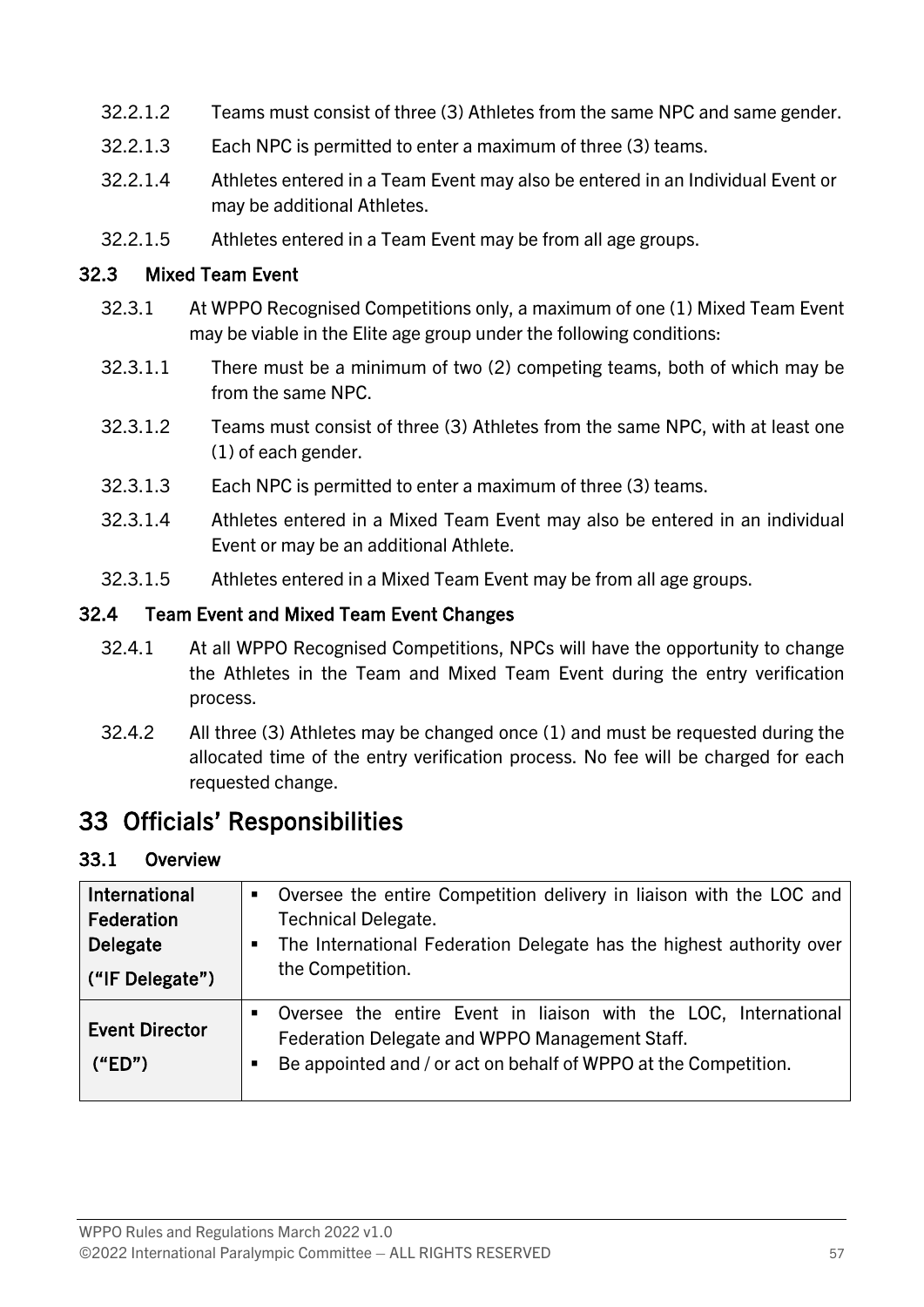32.2.1.2 Teams must consist of three (3) Athletes from the same NPC and same gender.

32.2.1.3 Each NPC is permitted to enter a maximum of three (3) teams.

32.2.1.4 Athletes entered in a Team Event may also be entered in an Individual Event or may be additional Athletes.

32.2.1.5 Athletes entered in a Team Event may be from all age groups.

### 32.3 Mixed Team Event

32.3.1 At WPPO Recognised Competitions only, a maximum of one (1) Mixed Team Event may be viable in the Elite age group under the following conditions:

32.3.1.1 There must be a minimum of two (2) competing teams, both of which may be from the same NPC.

32.3.1.2 Teams must consist of three (3) Athletes from the same NPC, with at least one (1) of each gender.

32.3.1.3 Each NPC is permitted to enter a maximum of three (3) teams.

32.3.1.4 Athletes entered in a Mixed Team Event may also be entered in an individual Event or may be an additional Athlete.

32.3.1.5 Athletes entered in a Mixed Team Event may be from all age groups.

### 32.4 Team Event and Mixed Team Event Changes

32.4.1 At all WPPO Recognised Competitions, NPCs will have the opportunity to change the Athletes in the Team and Mixed Team Event during the entry verification process.

32.4.2 All three (3) Athletes may be changed once (1) and must be requested during the allocated time of the entry verification process. No fee will be charged for each requested change.

# 33 Officials' Responsibilities

### 33.1 Overview

| | |
|---|---|
| **International Federation Delegate ("IF Delegate")** | ▪ Oversee the entire Competition delivery in liaison with the LOC and Technical Delegate.<br>▪ The International Federation Delegate has the highest authority over the Competition. |
| **Event Director ("ED")** | ▪ Oversee the entire Event in liaison with the LOC, International Federation Delegate and WPPO Management Staff.<br>▪ Be appointed and / or act on behalf of WPPO at the Competition. |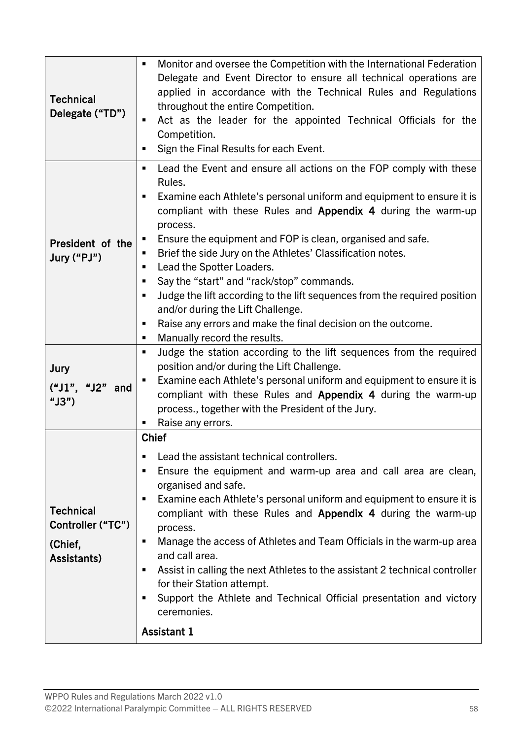| | |
|---|---|
| **Technical Delegate ("TD")** | ▪ Monitor and oversee the Competition with the International Federation Delegate and Event Director to ensure all technical operations are applied in accordance with the Technical Rules and Regulations throughout the entire Competition.<br>▪ Act as the leader for the appointed Technical Officials for the Competition.<br>▪ Sign the Final Results for each Event. |
| **President of the Jury ("PJ")** | ▪ Lead the Event and ensure all actions on the FOP comply with these Rules.<br>▪ Examine each Athlete's personal uniform and equipment to ensure it is compliant with these Rules and **Appendix 4** during the warm-up process.<br>▪ Ensure the equipment and FOP is clean, organised and safe.<br>▪ Brief the side Jury on the Athletes' Classification notes.<br>▪ Lead the Spotter Loaders.<br>▪ Say the "start" and "rack/stop" commands.<br>▪ Judge the lift according to the lift sequences from the required position and/or during the Lift Challenge.<br>▪ Raise any errors and make the final decision on the outcome.<br>▪ Manually record the results. |
| **Jury ("J1", "J2" and "J3")** | ▪ Judge the station according to the lift sequences from the required position and/or during the Lift Challenge.<br>▪ Examine each Athlete's personal uniform and equipment to ensure it is compliant with these Rules and **Appendix 4** during the warm-up process., together with the President of the Jury.<br>▪ Raise any errors. |
| **Technical Controller ("TC")**<br><br>**(Chief, Assistants)** | **Chief**<br>▪ Lead the assistant technical controllers.<br>▪ Ensure the equipment and warm-up area and call area are clean, organised and safe.<br>▪ Examine each Athlete's personal uniform and equipment to ensure it is compliant with these Rules and **Appendix 4** during the warm-up process.<br>▪ Manage the access of Athletes and Team Officials in the warm-up area and call area.<br>▪ Assist in calling the next Athletes to the assistant 2 technical controller for their Station attempt.<br>▪ Support the Athlete and Technical Official presentation and victory ceremonies.<br><br>**Assistant 1** |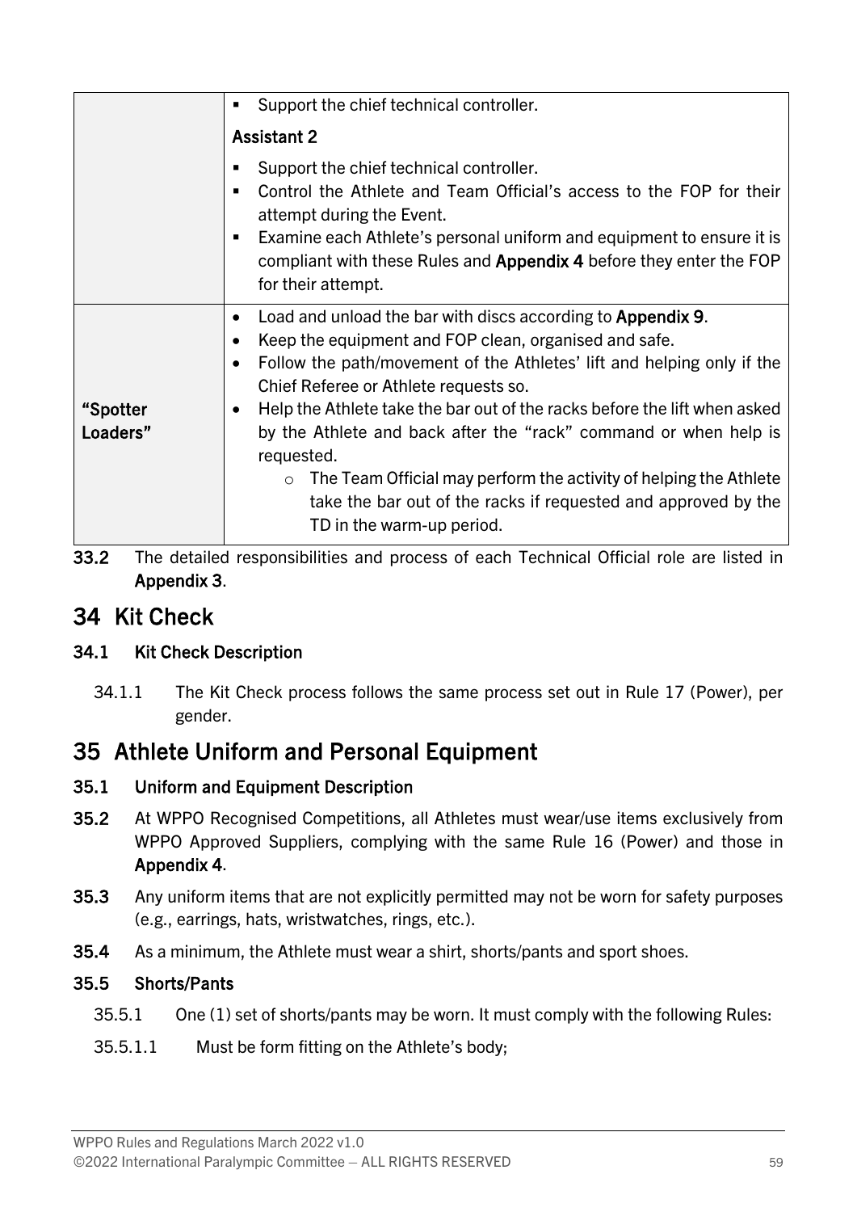| | |
|---|---|
| | ▪ Support the chief technical controller.<br>**Assistant 2**<br>▪ Support the chief technical controller.<br>▪ Control the Athlete and Team Official's access to the FOP for their attempt during the Event.<br>▪ Examine each Athlete's personal uniform and equipment to ensure it is compliant with these Rules and **Appendix 4** before they enter the FOP for their attempt. |
| **"Spotter Loaders"** | • Load and unload the bar with discs according to **Appendix 9**.<br>• Keep the equipment and FOP clean, organised and safe.<br>• Follow the path/movement of the Athletes' lift and helping only if the Chief Referee or Athlete requests so.<br>• Help the Athlete take the bar out of the racks before the lift when asked by the Athlete and back after the "rack" command or when help is requested.<br>  ○ The Team Official may perform the activity of helping the Athlete take the bar out of the racks if requested and approved by the TD in the warm-up period. |

**33.2** The detailed responsibilities and process of each Technical Official role are listed in **Appendix 3**.

# 34 Kit Check

### 34.1 Kit Check Description

34.1.1 The Kit Check process follows the same process set out in Rule 17 (Power), per gender.

# 35 Athlete Uniform and Personal Equipment

### 35.1 Uniform and Equipment Description

**35.2** At WPPO Recognised Competitions, all Athletes must wear/use items exclusively from WPPO Approved Suppliers, complying with the same Rule 16 (Power) and those in **Appendix 4**.

**35.3** Any uniform items that are not explicitly permitted may not be worn for safety purposes (e.g., earrings, hats, wristwatches, rings, etc.).

**35.4** As a minimum, the Athlete must wear a shirt, shorts/pants and sport shoes.

### 35.5 Shorts/Pants

35.5.1 One (1) set of shorts/pants may be worn. It must comply with the following Rules:

35.5.1.1 Must be form fitting on the Athlete's body;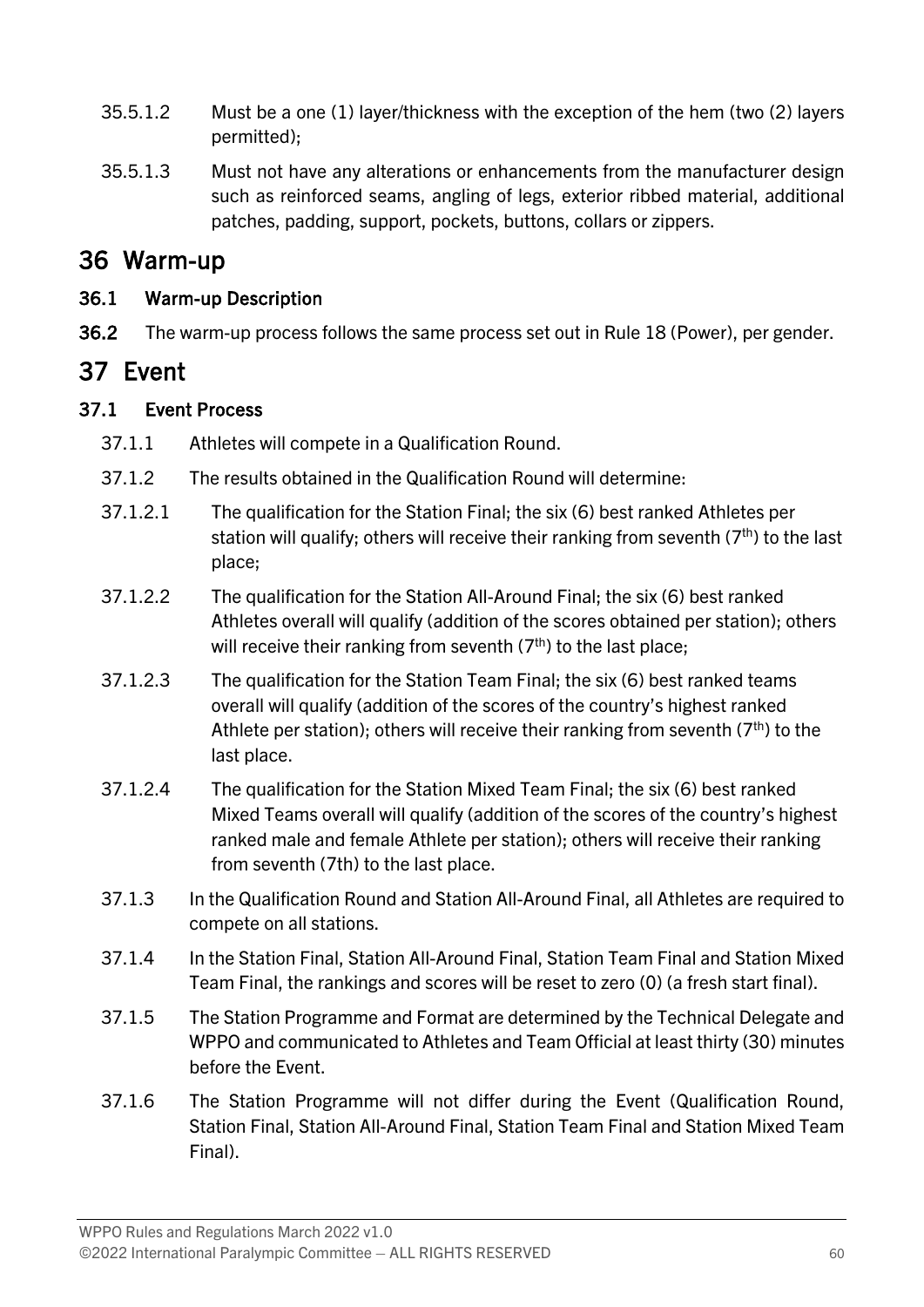35.5.1.2 Must be a one (1) layer/thickness with the exception of the hem (two (2) layers permitted);

35.5.1.3 Must not have any alterations or enhancements from the manufacturer design such as reinforced seams, angling of legs, exterior ribbed material, additional patches, padding, support, pockets, buttons, collars or zippers.

# 36 Warm-up

### 36.1 Warm-up Description

**36.2** The warm-up process follows the same process set out in Rule 18 (Power), per gender.

# 37 Event

### 37.1 Event Process

37.1.1 Athletes will compete in a Qualification Round.

37.1.2 The results obtained in the Qualification Round will determine:

37.1.2.1 The qualification for the Station Final; the six (6) best ranked Athletes per station will qualify; others will receive their ranking from seventh (7th) to the last place;

37.1.2.2 The qualification for the Station All-Around Final; the six (6) best ranked Athletes overall will qualify (addition of the scores obtained per station); others will receive their ranking from seventh (7th) to the last place;

37.1.2.3 The qualification for the Station Team Final; the six (6) best ranked teams overall will qualify (addition of the scores of the country's highest ranked Athlete per station); others will receive their ranking from seventh (7th) to the last place.

37.1.2.4 The qualification for the Station Mixed Team Final; the six (6) best ranked Mixed Teams overall will qualify (addition of the scores of the country's highest ranked male and female Athlete per station); others will receive their ranking from seventh (7th) to the last place.

37.1.3 In the Qualification Round and Station All-Around Final, all Athletes are required to compete on all stations.

37.1.4 In the Station Final, Station All-Around Final, Station Team Final and Station Mixed Team Final, the rankings and scores will be reset to zero (0) (a fresh start final).

37.1.5 The Station Programme and Format are determined by the Technical Delegate and WPPO and communicated to Athletes and Team Official at least thirty (30) minutes before the Event.

37.1.6 The Station Programme will not differ during the Event (Qualification Round, Station Final, Station All-Around Final, Station Team Final and Station Mixed Team Final).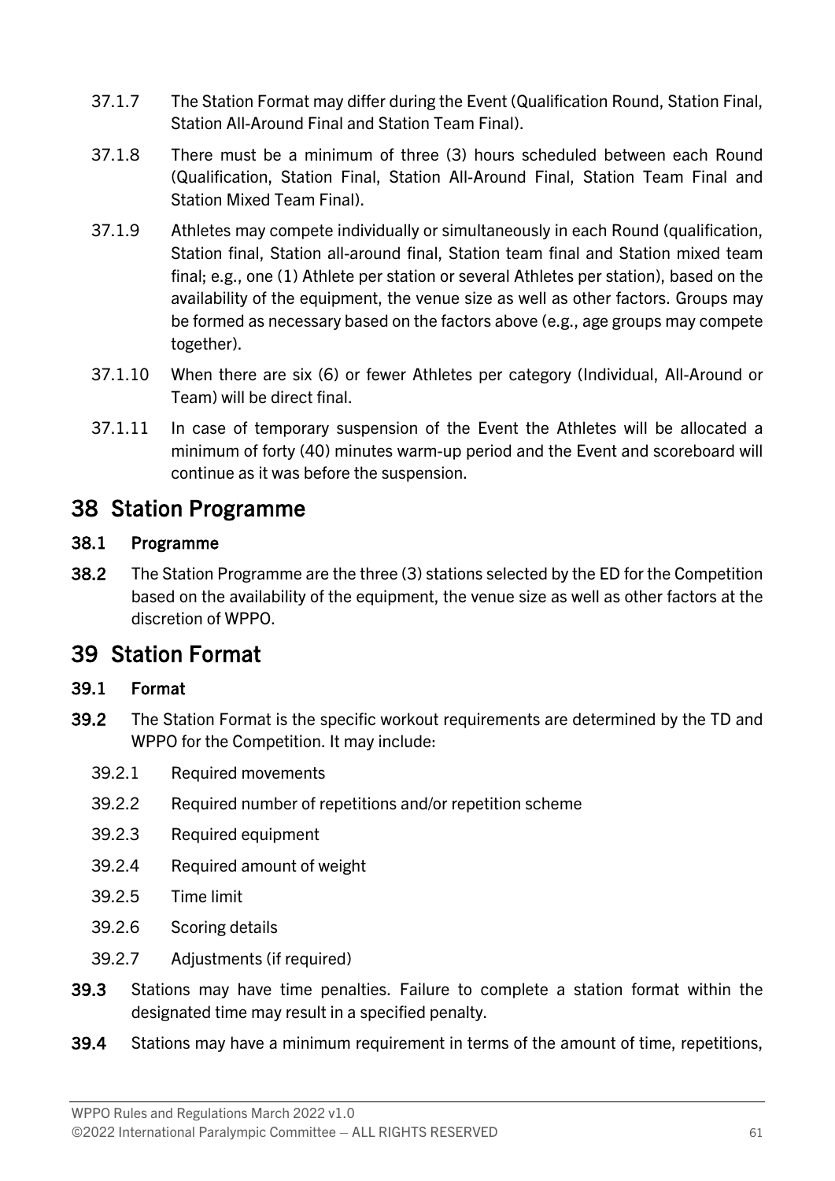37.1.7 The Station Format may differ during the Event (Qualification Round, Station Final, Station All-Around Final and Station Team Final).

37.1.8 There must be a minimum of three (3) hours scheduled between each Round (Qualification, Station Final, Station All-Around Final, Station Team Final and Station Mixed Team Final).

37.1.9 Athletes may compete individually or simultaneously in each Round (qualification, Station final, Station all-around final, Station team final and Station mixed team final; e.g., one (1) Athlete per station or several Athletes per station), based on the availability of the equipment, the venue size as well as other factors. Groups may be formed as necessary based on the factors above (e.g., age groups may compete together).

37.1.10 When there are six (6) or fewer Athletes per category (Individual, All-Around or Team) will be direct final.

37.1.11 In case of temporary suspension of the Event the Athletes will be allocated a minimum of forty (40) minutes warm-up period and the Event and scoreboard will continue as it was before the suspension.

# 38 Station Programme

### 38.1 Programme

**38.2** The Station Programme are the three (3) stations selected by the ED for the Competition based on the availability of the equipment, the venue size as well as other factors at the discretion of WPPO.

# 39 Station Format

### 39.1 Format

**39.2** The Station Format is the specific workout requirements are determined by the TD and WPPO for the Competition. It may include:

39.2.1 Required movements

39.2.2 Required number of repetitions and/or repetition scheme

39.2.3 Required equipment

39.2.4 Required amount of weight

39.2.5 Time limit

39.2.6 Scoring details

39.2.7 Adjustments (if required)

**39.3** Stations may have time penalties. Failure to complete a station format within the designated time may result in a specified penalty.

**39.4** Stations may have a minimum requirement in terms of the amount of time, repetitions,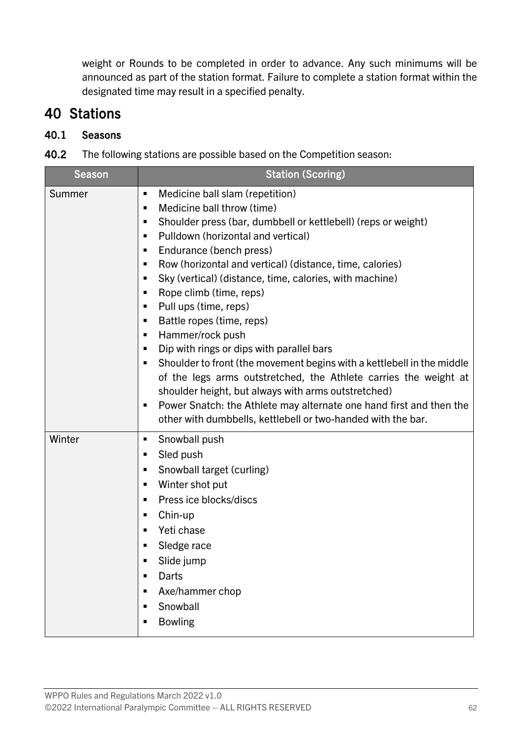weight or Rounds to be completed in order to advance. Any such minimums will be announced as part of the station format. Failure to complete a station format within the designated time may result in a specified penalty.

# 40 Stations

### 40.1 Seasons

**40.2** The following stations are possible based on the Competition season:

| Season | Station (Scoring) |
|---|---|
| Summer | ▪ Medicine ball slam (repetition)<br>▪ Medicine ball throw (time)<br>▪ Shoulder press (bar, dumbbell or kettlebell) (reps or weight)<br>▪ Pulldown (horizontal and vertical)<br>▪ Endurance (bench press)<br>▪ Row (horizontal and vertical) (distance, time, calories)<br>▪ Sky (vertical) (distance, time, calories, with machine)<br>▪ Rope climb (time, reps)<br>▪ Pull ups (time, reps)<br>▪ Battle ropes (time, reps)<br>▪ Hammer/rock push<br>▪ Dip with rings or dips with parallel bars<br>▪ Shoulder to front (the movement begins with a kettlebell in the middle of the legs arms outstretched, the Athlete carries the weight at shoulder height, but always with arms outstretched)<br>▪ Power Snatch: the Athlete may alternate one hand first and then the other with dumbbells, kettlebell or two-handed with the bar. |
| Winter | ▪ Snowball push<br>▪ Sled push<br>▪ Snowball target (curling)<br>▪ Winter shot put<br>▪ Press ice blocks/discs<br>▪ Chin-up<br>▪ Yeti chase<br>▪ Sledge race<br>▪ Slide jump<br>▪ Darts<br>▪ Axe/hammer chop<br>▪ Snowball<br>▪ Bowling |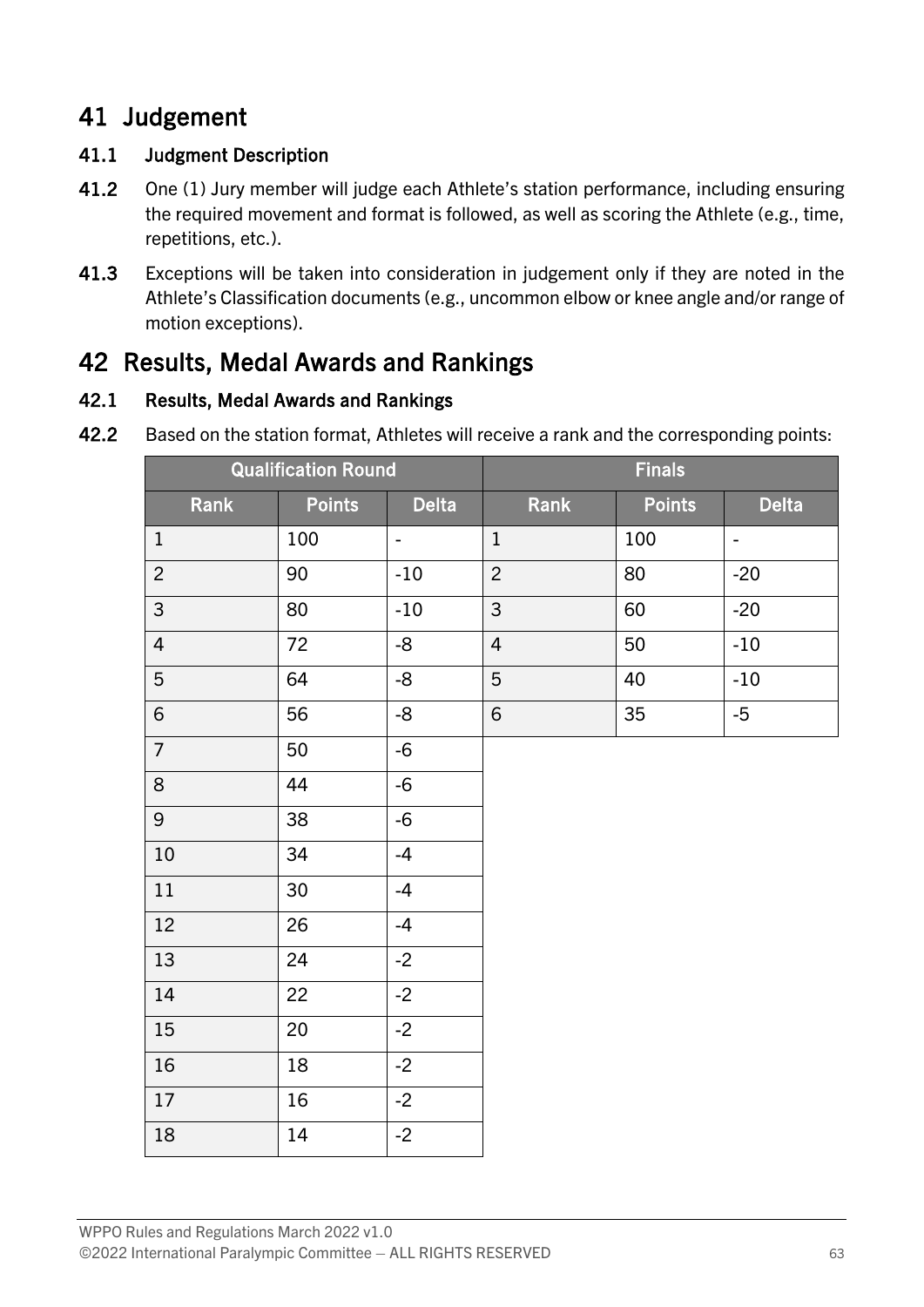# 41 Judgement

### 41.1 Judgment Description

**41.2** One (1) Jury member will judge each Athlete's station performance, including ensuring the required movement and format is followed, as well as scoring the Athlete (e.g., time, repetitions, etc.).

**41.3** Exceptions will be taken into consideration in judgement only if they are noted in the Athlete's Classification documents (e.g., uncommon elbow or knee angle and/or range of motion exceptions).

# 42 Results, Medal Awards and Rankings

### 42.1 Results, Medal Awards and Rankings

**42.2** Based on the station format, Athletes will receive a rank and the corresponding points:

| Qualification Round | | | Finals | | |
|---|---|---|---|---|---|
| Rank | Points | Delta | Rank | Points | Delta |
| 1 | 100 | - | 1 | 100 | - |
| 2 | 90 | -10 | 2 | 80 | -20 |
| 3 | 80 | -10 | 3 | 60 | -20 |
| 4 | 72 | -8 | 4 | 50 | -10 |
| 5 | 64 | -8 | 5 | 40 | -10 |
| 6 | 56 | -8 | 6 | 35 | -5 |
| 7 | 50 | -6 | | | |
| 8 | 44 | -6 | | | |
| 9 | 38 | -6 | | | |
| 10 | 34 | -4 | | | |
| 11 | 30 | -4 | | | |
| 12 | 26 | -4 | | | |
| 13 | 24 | -2 | | | |
| 14 | 22 | -2 | | | |
| 15 | 20 | -2 | | | |
| 16 | 18 | -2 | | | |
| 17 | 16 | -2 | | | |
| 18 | 14 | -2 | | | |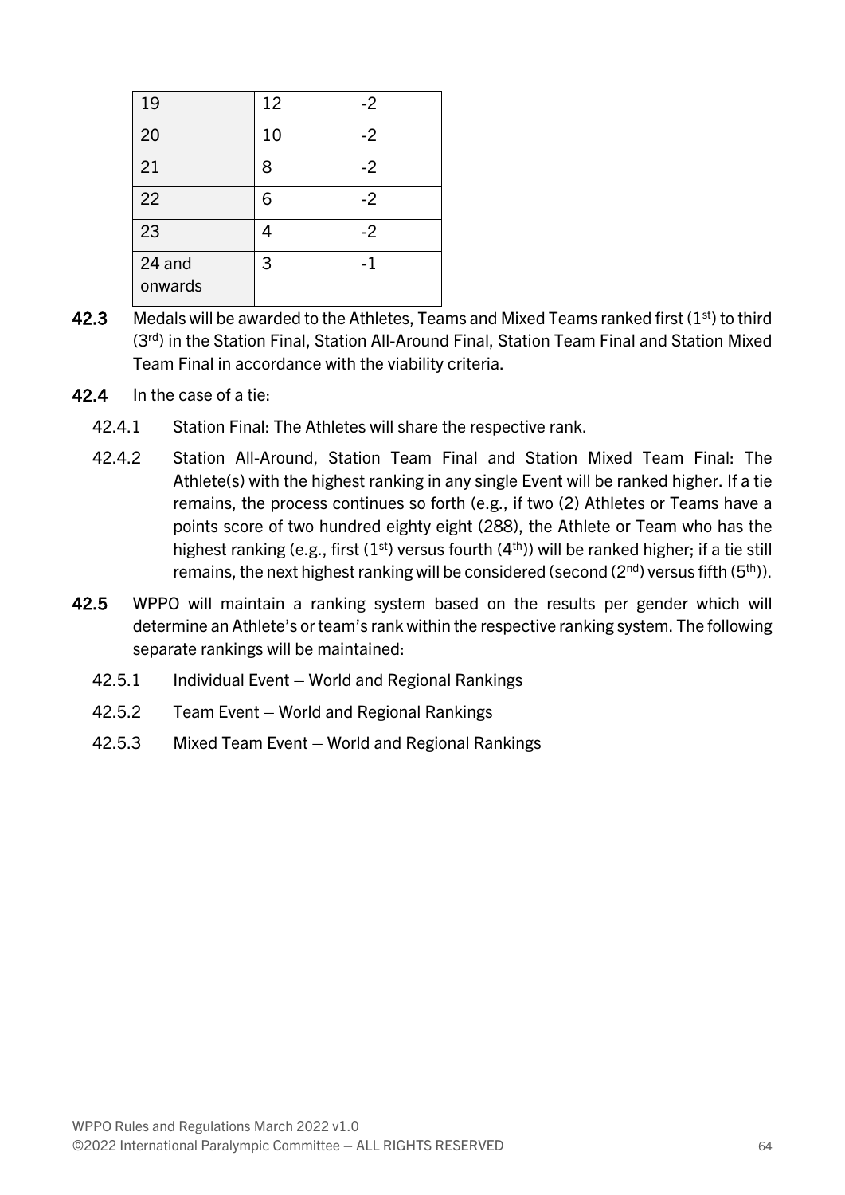| | | |
|---|---|---|
| 19 | 12 | -2 |
| 20 | 10 | -2 |
| 21 | 8 | -2 |
| 22 | 6 | -2 |
| 23 | 4 | -2 |
| 24 and onwards | 3 | -1 |

**42.3** Medals will be awarded to the Athletes, Teams and Mixed Teams ranked first (1st) to third (3rd) in the Station Final, Station All-Around Final, Station Team Final and Station Mixed Team Final in accordance with the viability criteria.

**42.4** In the case of a tie:

42.4.1 Station Final: The Athletes will share the respective rank.

42.4.2 Station All-Around, Station Team Final and Station Mixed Team Final: The Athlete(s) with the highest ranking in any single Event will be ranked higher. If a tie remains, the process continues so forth (e.g., if two (2) Athletes or Teams have a points score of two hundred eighty eight (288), the Athlete or Team who has the highest ranking (e.g., first (1st) versus fourth (4th)) will be ranked higher; if a tie still remains, the next highest ranking will be considered (second (2nd) versus fifth (5th)).

**42.5** WPPO will maintain a ranking system based on the results per gender which will determine an Athlete's or team's rank within the respective ranking system. The following separate rankings will be maintained:

42.5.1 Individual Event – World and Regional Rankings

42.5.2 Team Event – World and Regional Rankings

42.5.3 Mixed Team Event – World and Regional Rankings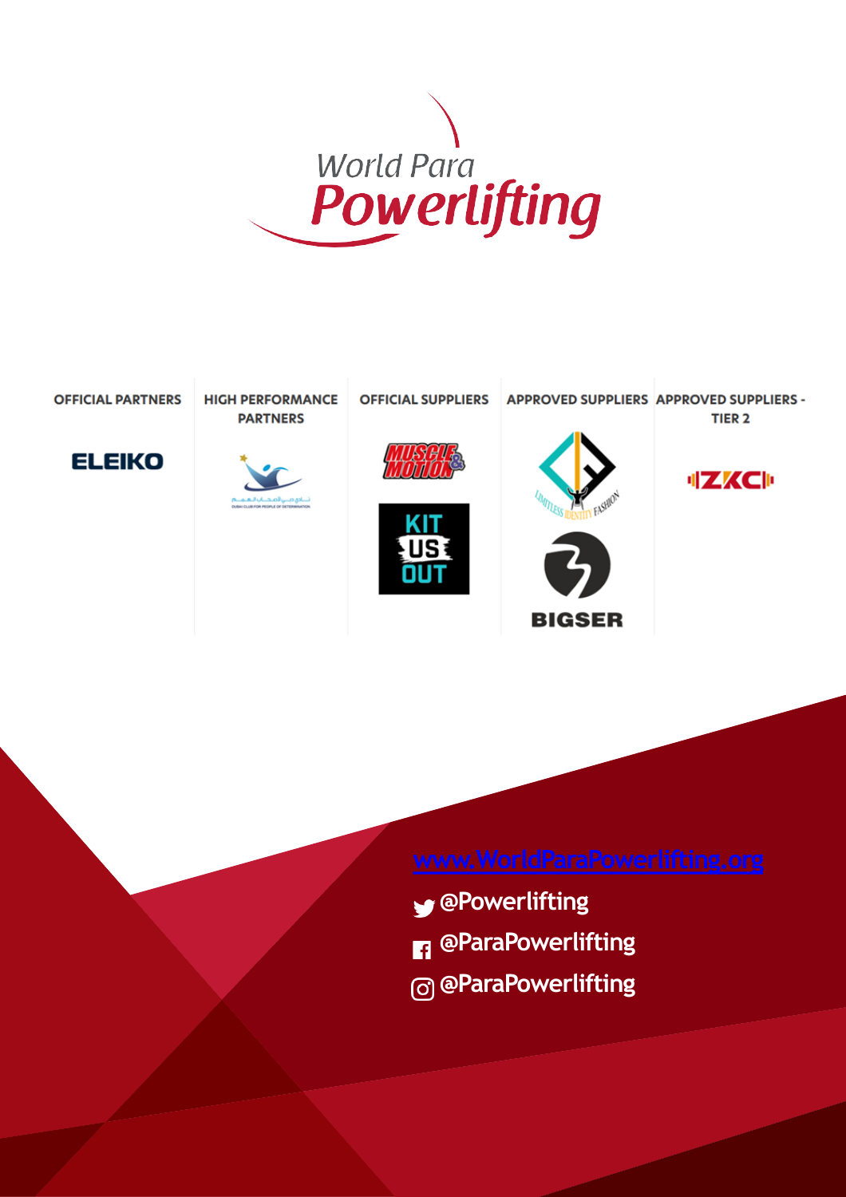World Para Powerlifting

| OFFICIAL PARTNERS | HIGH PERFORMANCE PARTNERS | OFFICIAL SUPPLIERS | APPROVED SUPPLIERS | APPROVED SUPPLIERS - TIER 2 |
|---|---|---|---|---|
| ELEIKO | DUBAI CLUB FOR PEOPLE OF DETERMINATION | MUSCLE & MOTION, KIT US OUT | LIMITLESS IDENTITY FASHION, BIGSER | ZKC |

www.WorldParaPowerlifting.org

@Powerlifting

@ParaPowerlifting

@ParaPowerlifting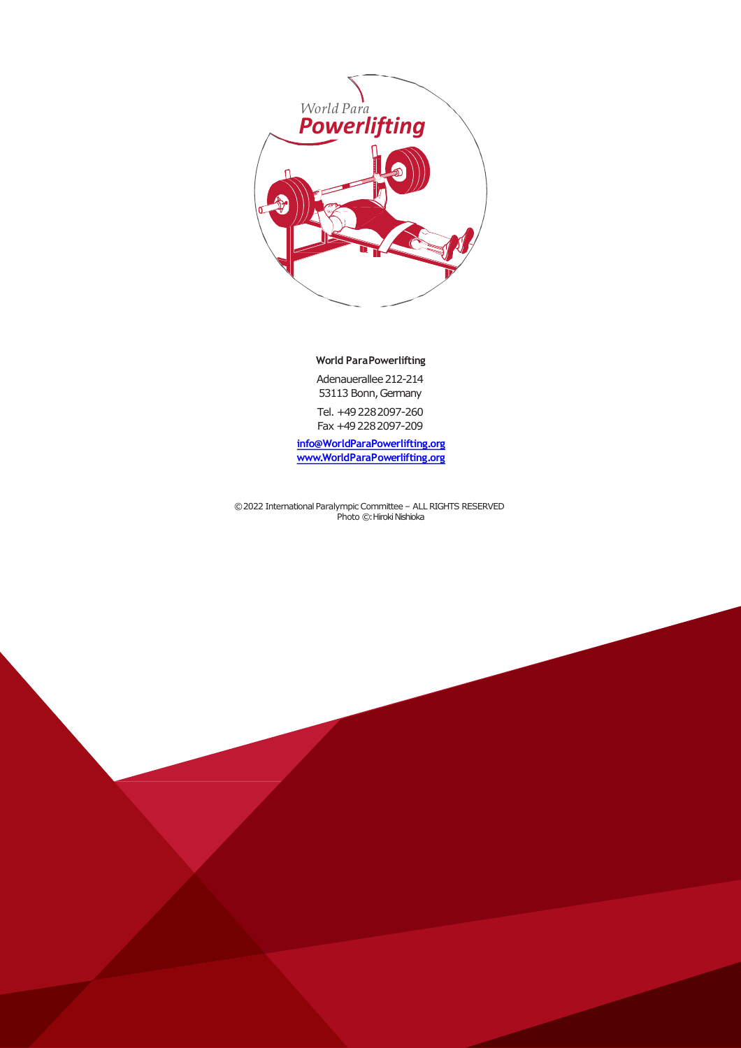**World Para Powerlifting**

Adenauerallee 212-214
53113 Bonn, Germany

Tel. +49 228 2097-260
Fax +49 228 2097-209

info@WorldParaPowerlifting.org
www.WorldParaPowerlifting.org

© 2022 International Paralympic Committee – ALL RIGHTS RESERVED
Photo ©: Hiroki Nishioka